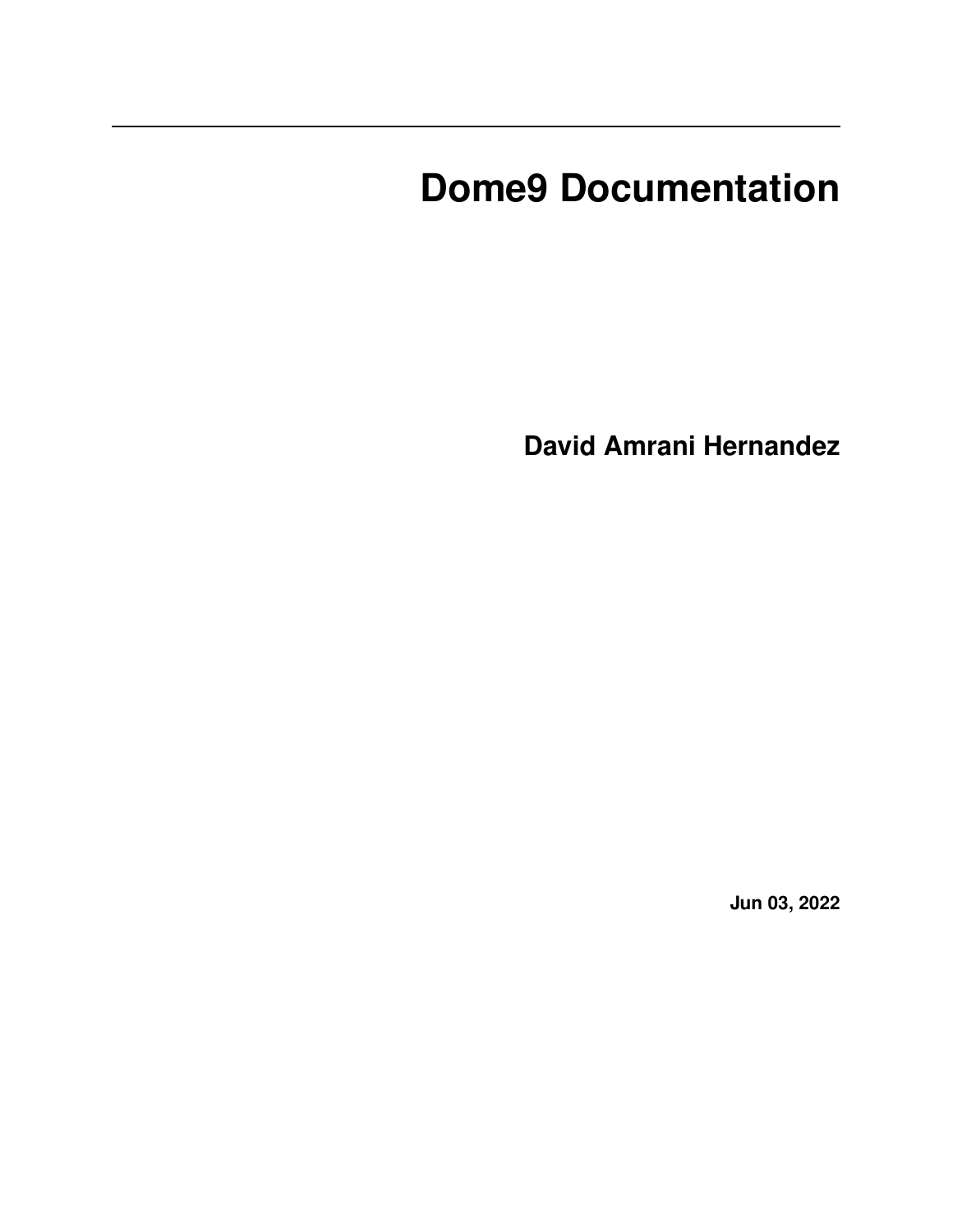# Dome9 Documentation

**David Amrani Hernandez**

**Jun 03, 2022**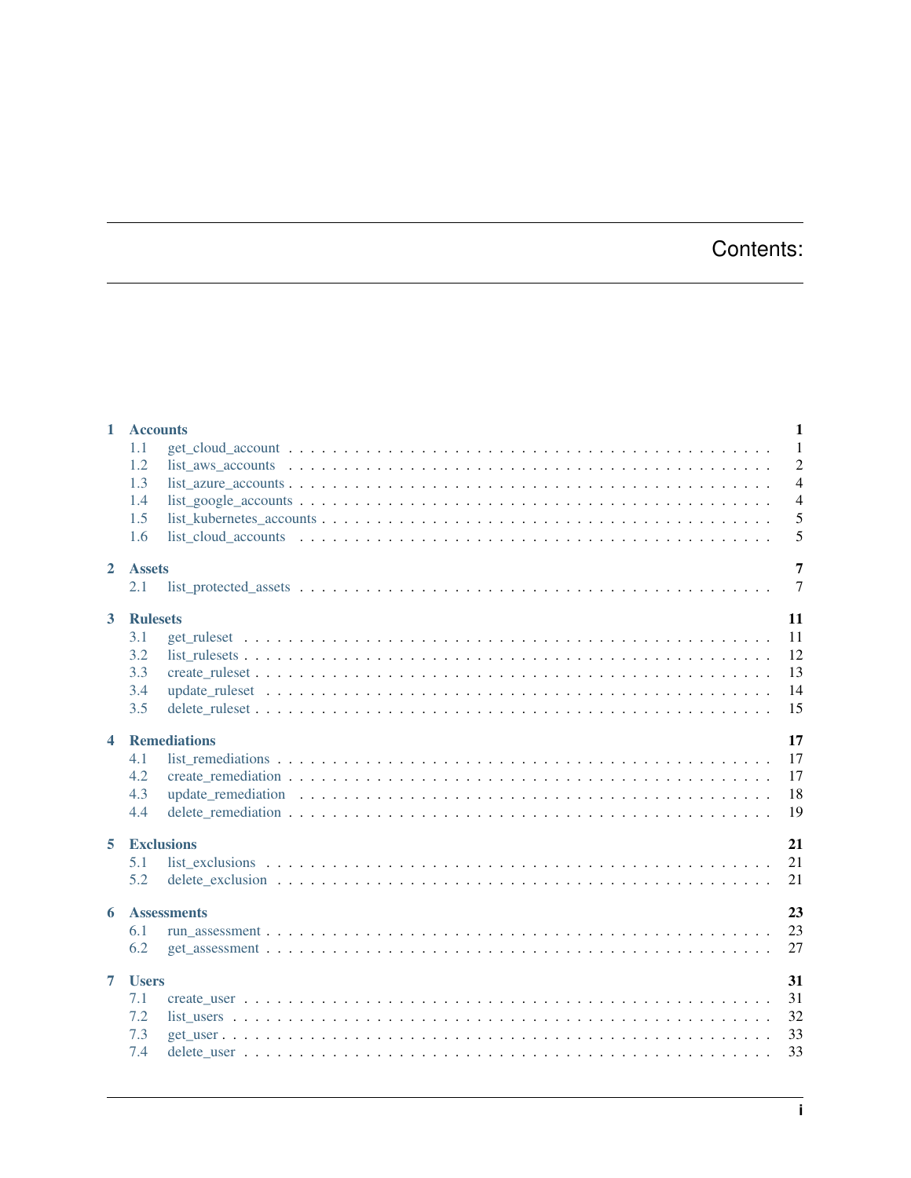# Contents:

- **1 Accounts** — 1
  - 1.1 get_cloud_account — 1
  - 1.2 list_aws_accounts — 2
  - 1.3 list_azure_accounts — 4
  - 1.4 list_google_accounts — 4
  - 1.5 list_kubernetes_accounts — 5
  - 1.6 list_cloud_accounts — 5
- **2 Assets** — 7
  - 2.1 list_protected_assets — 7
- **3 Rulesets** — 11
  - 3.1 get_ruleset — 11
  - 3.2 list_rulesets — 12
  - 3.3 create_ruleset — 13
  - 3.4 update_ruleset — 14
  - 3.5 delete_ruleset — 15
- **4 Remediations** — 17
  - 4.1 list_remediations — 17
  - 4.2 create_remediation — 17
  - 4.3 update_remediation — 18
  - 4.4 delete_remediation — 19
- **5 Exclusions** — 21
  - 5.1 list_exclusions — 21
  - 5.2 delete_exclusion — 21
- **6 Assessments** — 23
  - 6.1 run_assessment — 23
  - 6.2 get_assessment — 27
- **7 Users** — 31
  - 7.1 create_user — 31
  - 7.2 list_users — 32
  - 7.3 get_user — 33
  - 7.4 delete_user — 33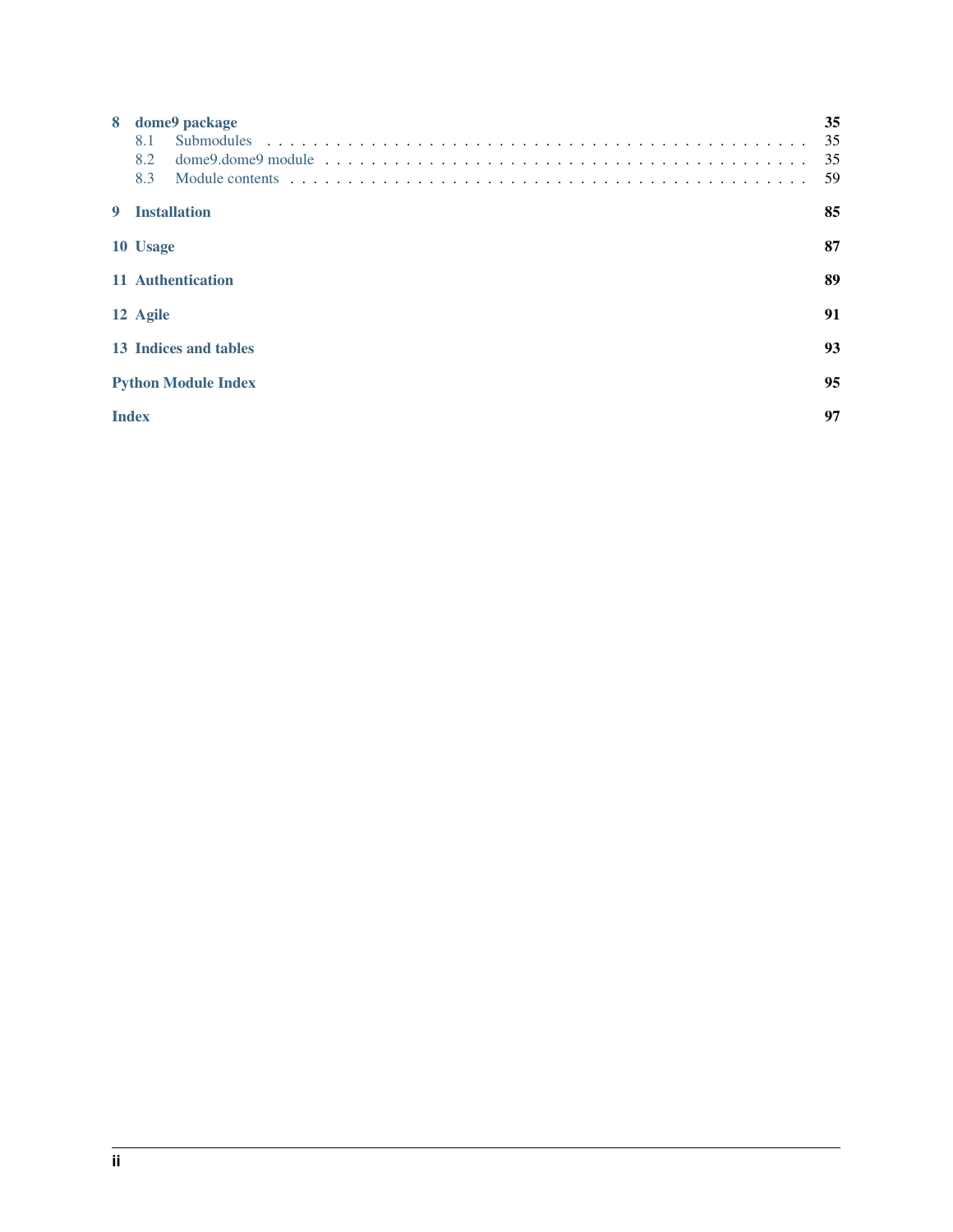**8 dome9 package** 35

- 8.1 Submodules . . . . . . . . . . 35
- 8.2 dome9.dome9 module . . . . . . . . . . 35
- 8.3 Module contents . . . . . . . . . . 59

**9 Installation** 85

**10 Usage** 87

**11 Authentication** 89

**12 Agile** 91

**13 Indices and tables** 93

**Python Module Index** 95

**Index** 97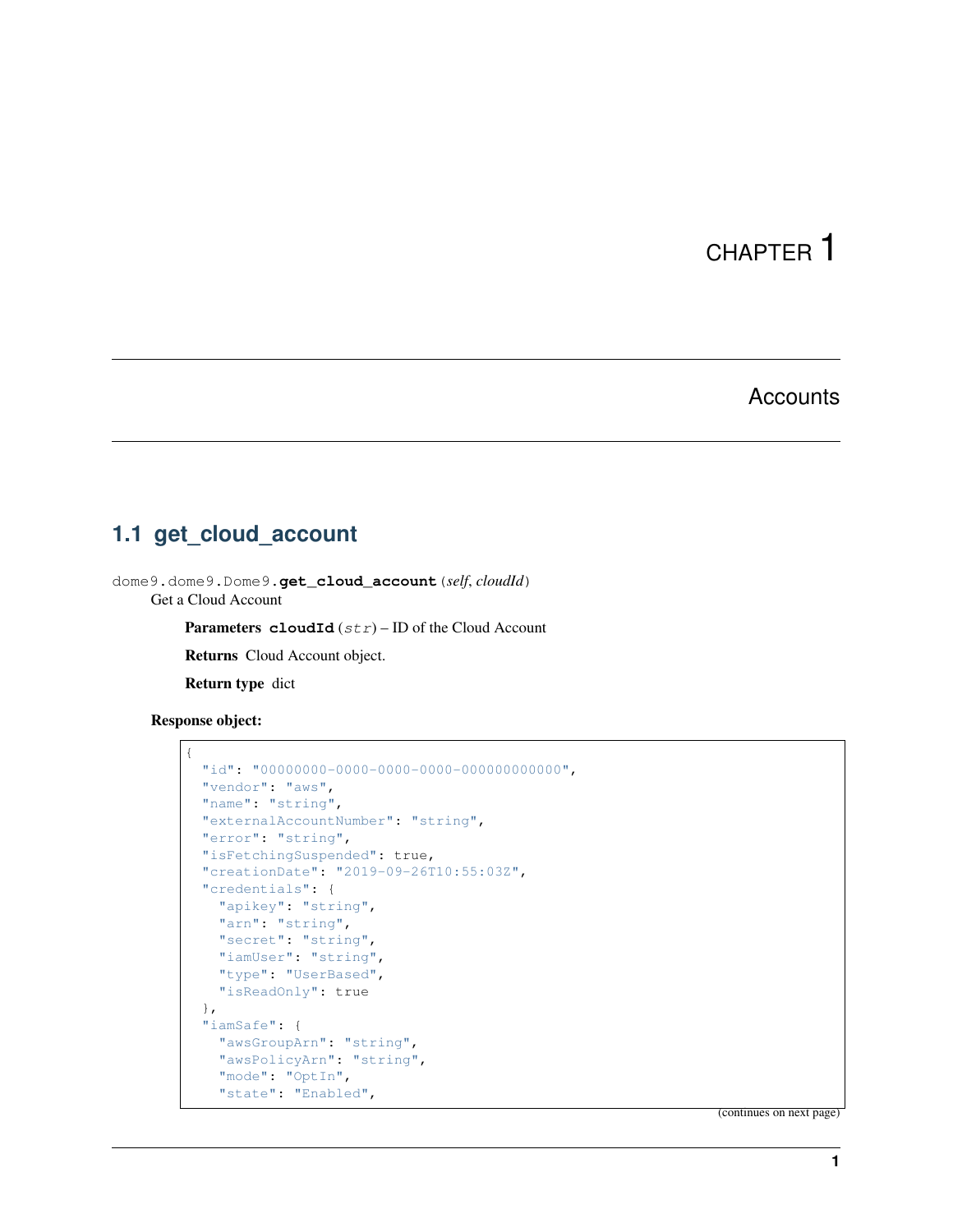# CHAPTER 1

# Accounts

## 1.1 get_cloud_account

dome9.dome9.Dome9.**get_cloud_account**(*self*, *cloudId*)

Get a Cloud Account

**Parameters** **cloudId** (*str*) – ID of the Cloud Account

**Returns** Cloud Account object.

**Return type** dict

**Response object:**

```
{
  "id": "00000000-0000-0000-0000-000000000000",
  "vendor": "aws",
  "name": "string",
  "externalAccountNumber": "string",
  "error": "string",
  "isFetchingSuspended": true,
  "creationDate": "2019-09-26T10:55:03Z",
  "credentials": {
    "apikey": "string",
    "arn": "string",
    "secret": "string",
    "iamUser": "string",
    "type": "UserBased",
    "isReadOnly": true
  },
  "iamSafe": {
    "awsGroupArn": "string",
    "awsPolicyArn": "string",
    "mode": "OptIn",
    "state": "Enabled",
```

(continues on next page)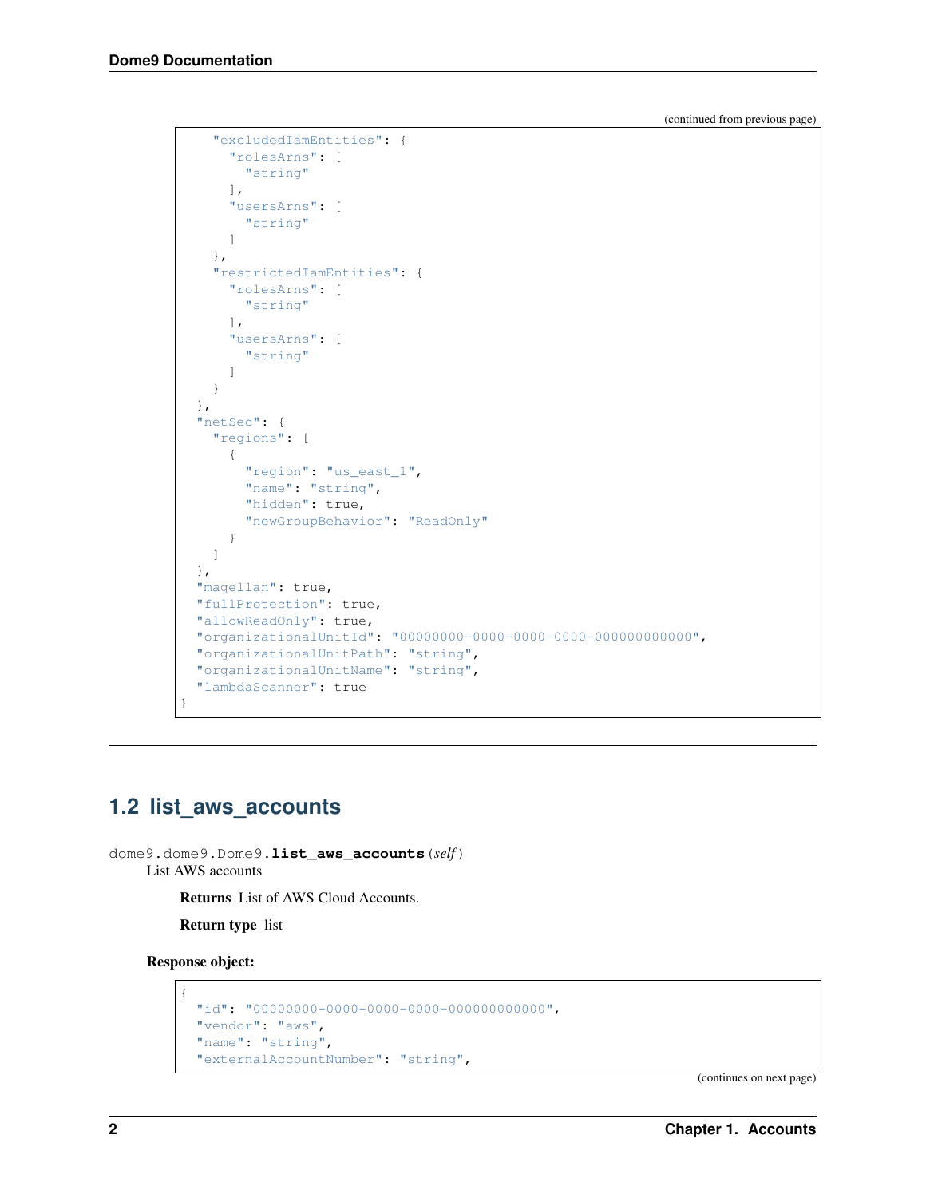(continued from previous page)

```
    "excludedIamEntities": {
      "rolesArns": [
        "string"
      ],
      "usersArns": [
        "string"
      ]
    },
    "restrictedIamEntities": {
      "rolesArns": [
        "string"
      ],
      "usersArns": [
        "string"
      ]
    }
  },
  "netSec": {
    "regions": [
      {
        "region": "us_east_1",
        "name": "string",
        "hidden": true,
        "newGroupBehavior": "ReadOnly"
      }
    ]
  },
  "magellan": true,
  "fullProtection": true,
  "allowReadOnly": true,
  "organizationalUnitId": "00000000-0000-0000-0000-000000000000",
  "organizationalUnitPath": "string",
  "organizationalUnitName": "string",
  "lambdaScanner": true
}
```

## 1.2 list_aws_accounts

dome9.dome9.Dome9.**list_aws_accounts**(*self*)

List AWS accounts

**Returns** List of AWS Cloud Accounts.

**Return type** list

**Response object:**

```
{
  "id": "00000000-0000-0000-0000-000000000000",
  "vendor": "aws",
  "name": "string",
  "externalAccountNumber": "string",
```

(continues on next page)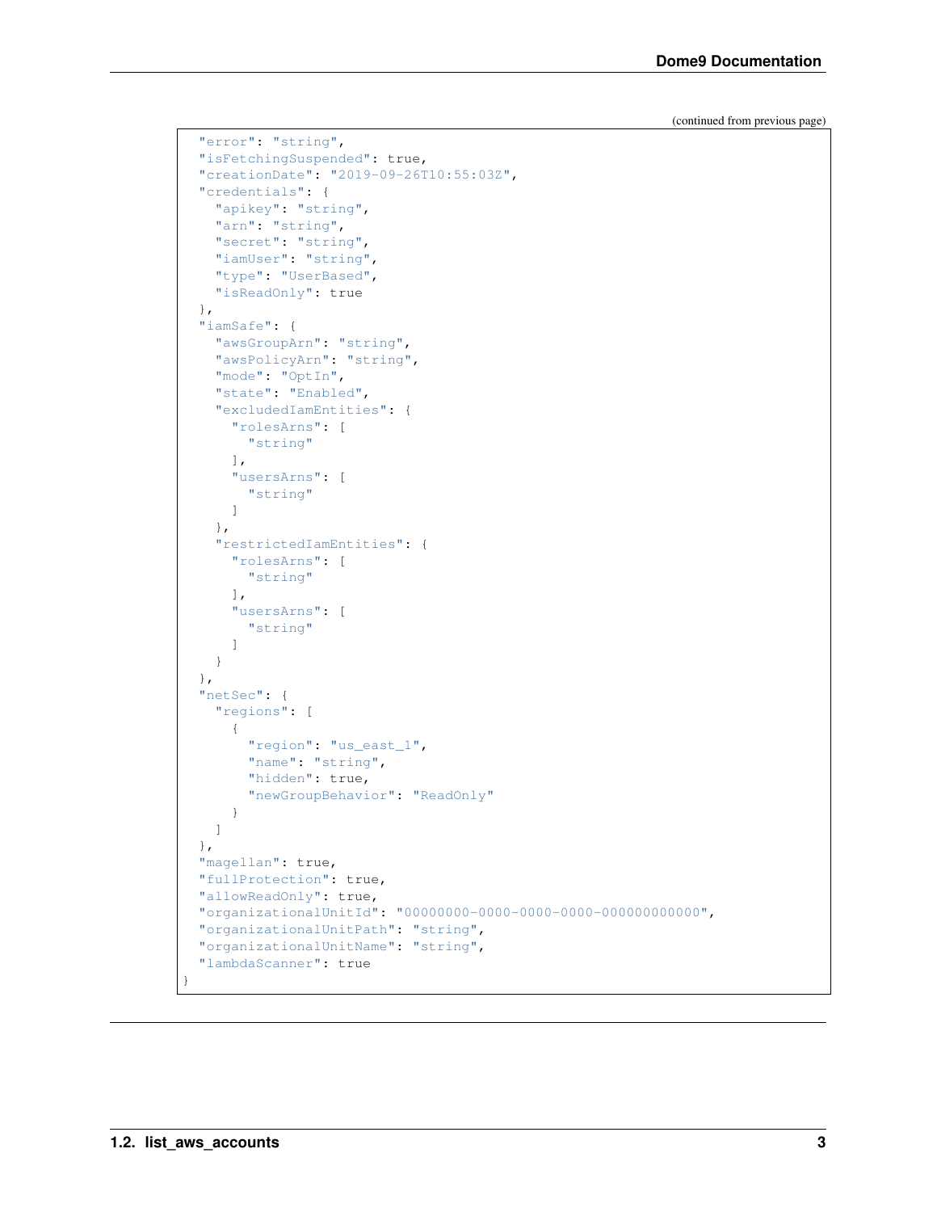(continued from previous page)

```
  "error": "string",
  "isFetchingSuspended": true,
  "creationDate": "2019-09-26T10:55:03Z",
  "credentials": {
    "apikey": "string",
    "arn": "string",
    "secret": "string",
    "iamUser": "string",
    "type": "UserBased",
    "isReadOnly": true
  },
  "iamSafe": {
    "awsGroupArn": "string",
    "awsPolicyArn": "string",
    "mode": "OptIn",
    "state": "Enabled",
    "excludedIamEntities": {
      "rolesArns": [
        "string"
      ],
      "usersArns": [
        "string"
      ]
    },
    "restrictedIamEntities": {
      "rolesArns": [
        "string"
      ],
      "usersArns": [
        "string"
      ]
    }
  },
  "netSec": {
    "regions": [
      {
        "region": "us_east_1",
        "name": "string",
        "hidden": true,
        "newGroupBehavior": "ReadOnly"
      }
    ]
  },
  "magellan": true,
  "fullProtection": true,
  "allowReadOnly": true,
  "organizationalUnitId": "00000000-0000-0000-0000-000000000000",
  "organizationalUnitPath": "string",
  "organizationalUnitName": "string",
  "lambdaScanner": true
}
```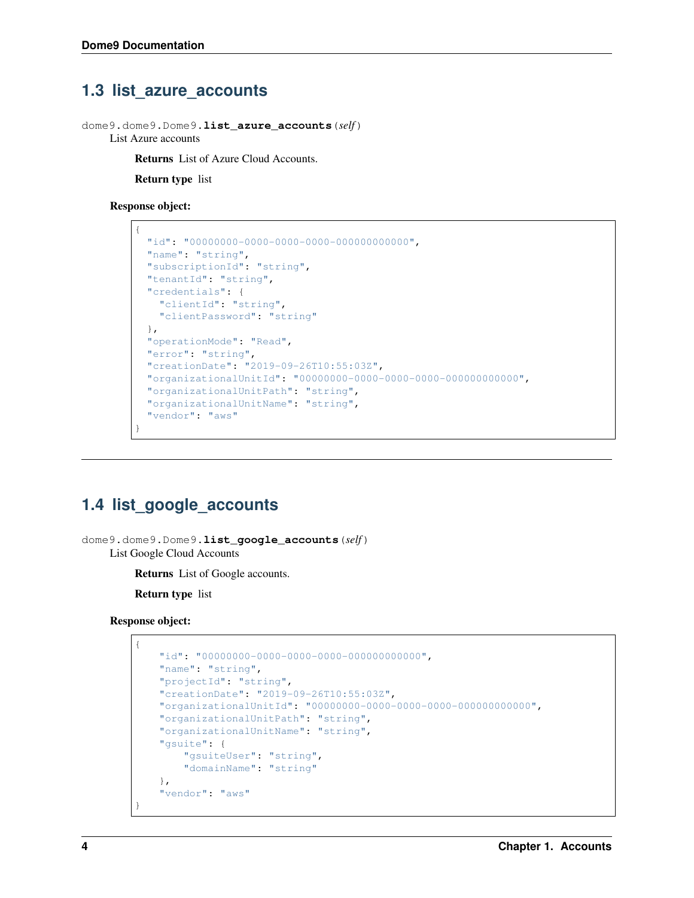## 1.3 list_azure_accounts

dome9.dome9.Dome9.**list_azure_accounts**(*self*)

List Azure accounts

**Returns** List of Azure Cloud Accounts.

**Return type** list

**Response object:**

```
{
  "id": "00000000-0000-0000-0000-000000000000",
  "name": "string",
  "subscriptionId": "string",
  "tenantId": "string",
  "credentials": {
    "clientId": "string",
    "clientPassword": "string"
  },
  "operationMode": "Read",
  "error": "string",
  "creationDate": "2019-09-26T10:55:03Z",
  "organizationalUnitId": "00000000-0000-0000-0000-000000000000",
  "organizationalUnitPath": "string",
  "organizationalUnitName": "string",
  "vendor": "aws"
}
```

---

## 1.4 list_google_accounts

dome9.dome9.Dome9.**list_google_accounts**(*self*)

List Google Cloud Accounts

**Returns** List of Google accounts.

**Return type** list

**Response object:**

```
{
    "id": "00000000-0000-0000-0000-000000000000",
    "name": "string",
    "projectId": "string",
    "creationDate": "2019-09-26T10:55:03Z",
    "organizationalUnitId": "00000000-0000-0000-0000-000000000000",
    "organizationalUnitPath": "string",
    "organizationalUnitName": "string",
    "gsuite": {
        "gsuiteUser": "string",
        "domainName": "string"
    },
    "vendor": "aws"
}
```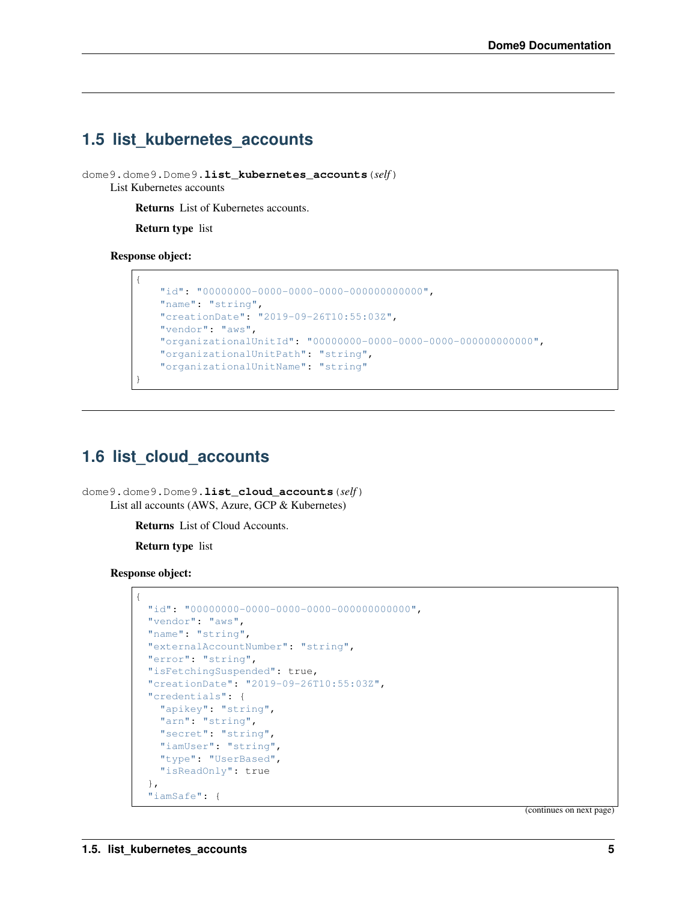## 1.5 list_kubernetes_accounts

dome9.dome9.Dome9.**list_kubernetes_accounts**(*self*)

List Kubernetes accounts

**Returns** List of Kubernetes accounts.

**Return type** list

**Response object:**

```
{
    "id": "00000000-0000-0000-0000-000000000000",
    "name": "string",
    "creationDate": "2019-09-26T10:55:03Z",
    "vendor": "aws",
    "organizationalUnitId": "00000000-0000-0000-0000-000000000000",
    "organizationalUnitPath": "string",
    "organizationalUnitName": "string"
}
```

## 1.6 list_cloud_accounts

dome9.dome9.Dome9.**list_cloud_accounts**(*self*)

List all accounts (AWS, Azure, GCP & Kubernetes)

**Returns** List of Cloud Accounts.

**Return type** list

**Response object:**

```
{
  "id": "00000000-0000-0000-0000-000000000000",
  "vendor": "aws",
  "name": "string",
  "externalAccountNumber": "string",
  "error": "string",
  "isFetchingSuspended": true,
  "creationDate": "2019-09-26T10:55:03Z",
  "credentials": {
    "apikey": "string",
    "arn": "string",
    "secret": "string",
    "iamUser": "string",
    "type": "UserBased",
    "isReadOnly": true
  },
  "iamSafe": {
```

(continues on next page)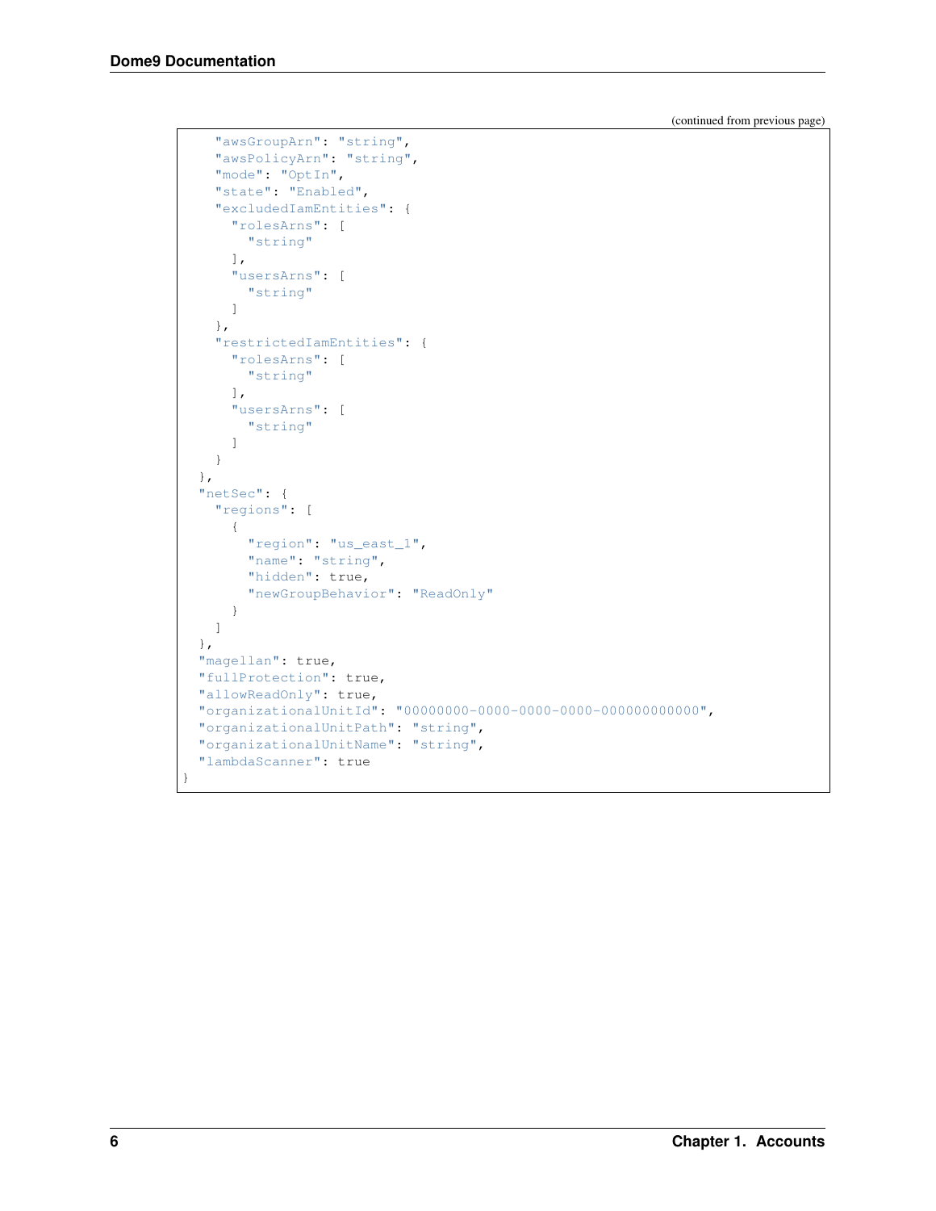(continued from previous page)

```
    "awsGroupArn": "string",
    "awsPolicyArn": "string",
    "mode": "OptIn",
    "state": "Enabled",
    "excludedIamEntities": {
      "rolesArns": [
        "string"
      ],
      "usersArns": [
        "string"
      ]
    },
    "restrictedIamEntities": {
      "rolesArns": [
        "string"
      ],
      "usersArns": [
        "string"
      ]
    }
  },
  "netSec": {
    "regions": [
      {
        "region": "us_east_1",
        "name": "string",
        "hidden": true,
        "newGroupBehavior": "ReadOnly"
      }
    ]
  },
  "magellan": true,
  "fullProtection": true,
  "allowReadOnly": true,
  "organizationalUnitId": "00000000-0000-0000-0000-000000000000",
  "organizationalUnitPath": "string",
  "organizationalUnitName": "string",
  "lambdaScanner": true
}
```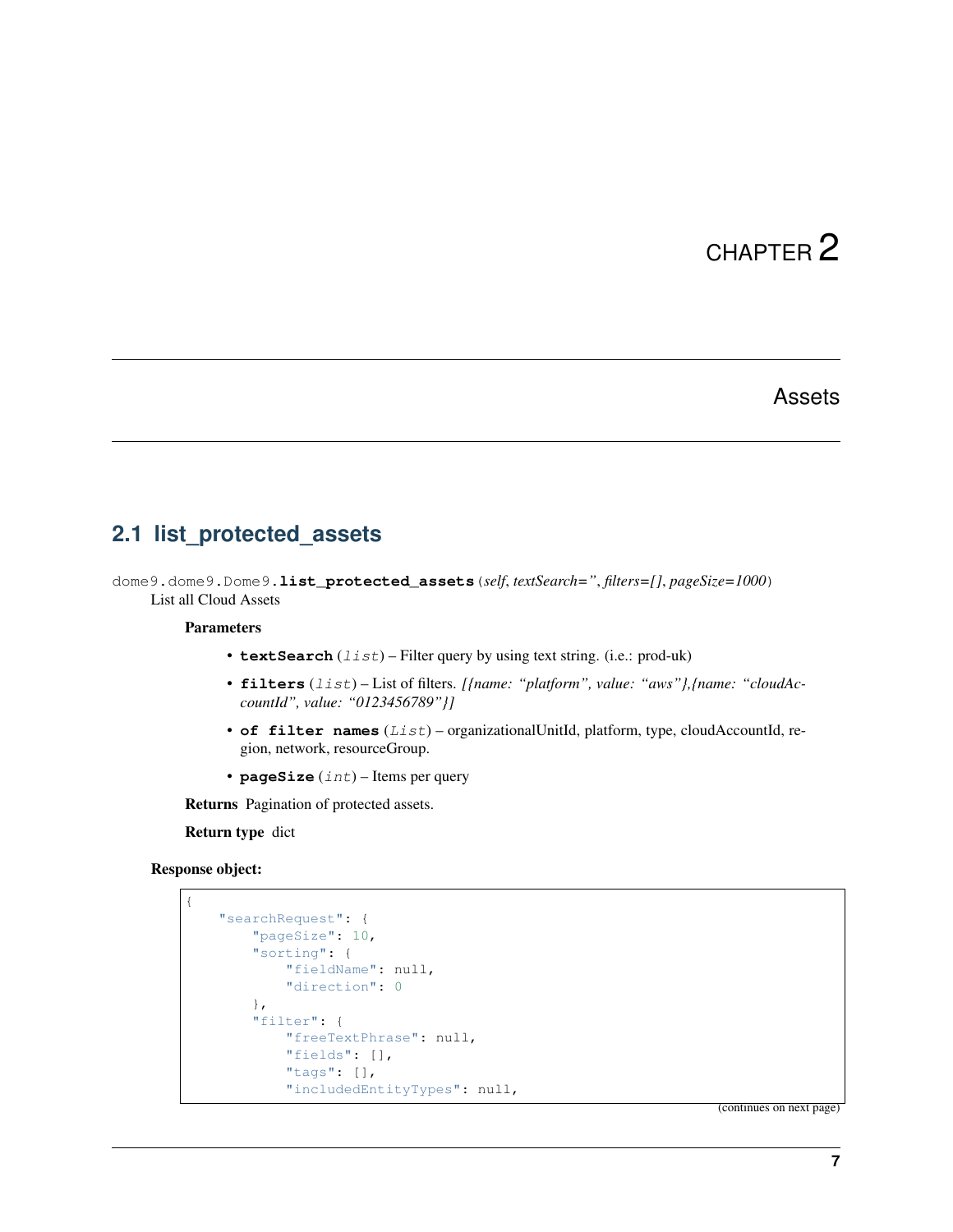# CHAPTER 2

# Assets

## 2.1 list_protected_assets

dome9.dome9.Dome9.**list_protected_assets**(*self*, *textSearch=''*, *filters=[]*, *pageSize=1000*)

List all Cloud Assets

**Parameters**

- **textSearch** (*list*) – Filter query by using text string. (i.e.: prod-uk)
- **filters** (*list*) – List of filters. *[{name: "platform", value: "aws"},{name: "cloudAccountId", value: "0123456789"}]*
- **of filter names** (*List*) – organizationalUnitId, platform, type, cloudAccountId, region, network, resourceGroup.
- **pageSize** (*int*) – Items per query

**Returns** Pagination of protected assets.

**Return type** dict

**Response object:**

```
{
    "searchRequest": {
        "pageSize": 10,
        "sorting": {
            "fieldName": null,
            "direction": 0
        },
        "filter": {
            "freeTextPhrase": null,
            "fields": [],
            "tags": [],
            "includedEntityTypes": null,
```

(continues on next page)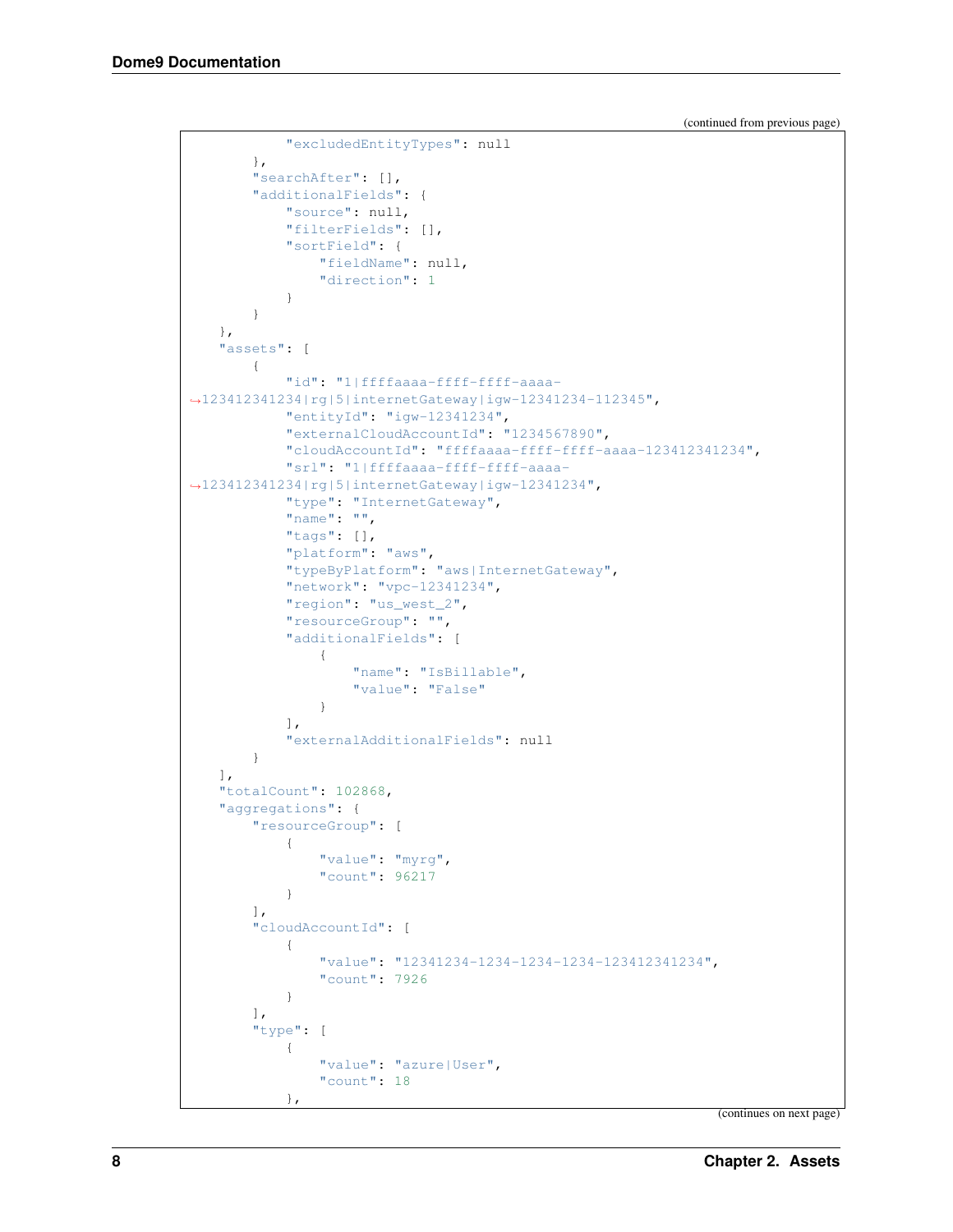(continued from previous page)

```
            "excludedEntityTypes": null
        },
        "searchAfter": [],
        "additionalFields": {
            "source": null,
            "filterFields": [],
            "sortField": {
                "fieldName": null,
                "direction": 1
            }
        }
    },
    "assets": [
        {
            "id": "1|ffffaaaa-ffff-ffff-aaaa-
↪123412341234|rg|5|internetGateway|igw-12341234-112345",
            "entityId": "igw-12341234",
            "externalCloudAccountId": "1234567890",
            "cloudAccountId": "ffffaaaa-ffff-ffff-aaaa-123412341234",
            "srl": "1|ffffaaaa-ffff-ffff-aaaa-
↪123412341234|rg|5|internetGateway|igw-12341234",
            "type": "InternetGateway",
            "name": "",
            "tags": [],
            "platform": "aws",
            "typeByPlatform": "aws|InternetGateway",
            "network": "vpc-12341234",
            "region": "us_west_2",
            "resourceGroup": "",
            "additionalFields": [
                {
                    "name": "IsBillable",
                    "value": "False"
                }
            ],
            "externalAdditionalFields": null
        }
    ],
    "totalCount": 102868,
    "aggregations": {
        "resourceGroup": [
            {
                "value": "myrg",
                "count": 96217
            }
        ],
        "cloudAccountId": [
            {
                "value": "12341234-1234-1234-1234-123412341234",
                "count": 7926
            }
        ],
        "type": [
            {
                "value": "azure|User",
                "count": 18
            },
```

(continues on next page)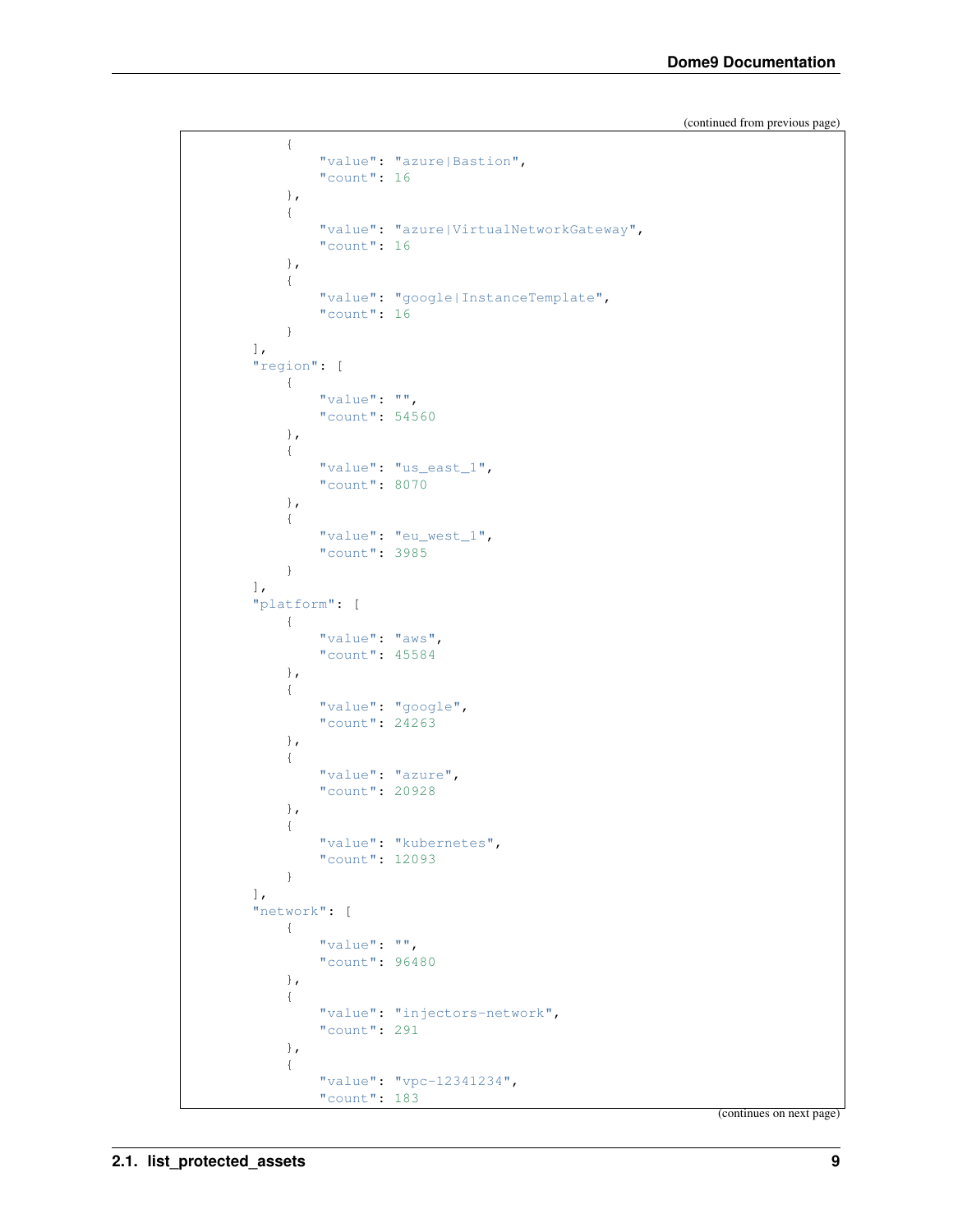(continued from previous page)

```
            {
                "value": "azure|Bastion",
                "count": 16
            },
            {
                "value": "azure|VirtualNetworkGateway",
                "count": 16
            },
            {
                "value": "google|InstanceTemplate",
                "count": 16
            }
        ],
        "region": [
            {
                "value": "",
                "count": 54560
            },
            {
                "value": "us_east_1",
                "count": 8070
            },
            {
                "value": "eu_west_1",
                "count": 3985
            }
        ],
        "platform": [
            {
                "value": "aws",
                "count": 45584
            },
            {
                "value": "google",
                "count": 24263
            },
            {
                "value": "azure",
                "count": 20928
            },
            {
                "value": "kubernetes",
                "count": 12093
            }
        ],
        "network": [
            {
                "value": "",
                "count": 96480
            },
            {
                "value": "injectors-network",
                "count": 291
            },
            {
                "value": "vpc-12341234",
                "count": 183
```

(continues on next page)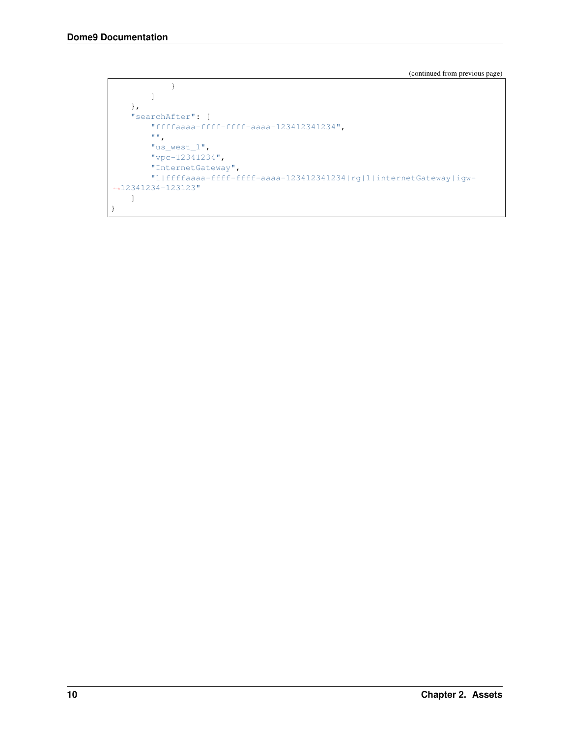(continued from previous page)

```
            }
        ]
    },
    "searchAfter": [
        "ffffaaaa-ffff-ffff-aaaa-123412341234",
        "",
        "us_west_1",
        "vpc-12341234",
        "InternetGateway",
        "1|ffffaaaa-ffff-ffff-aaaa-123412341234|rg|1|internetGateway|igw-
↪12341234-123123"
    ]
}
```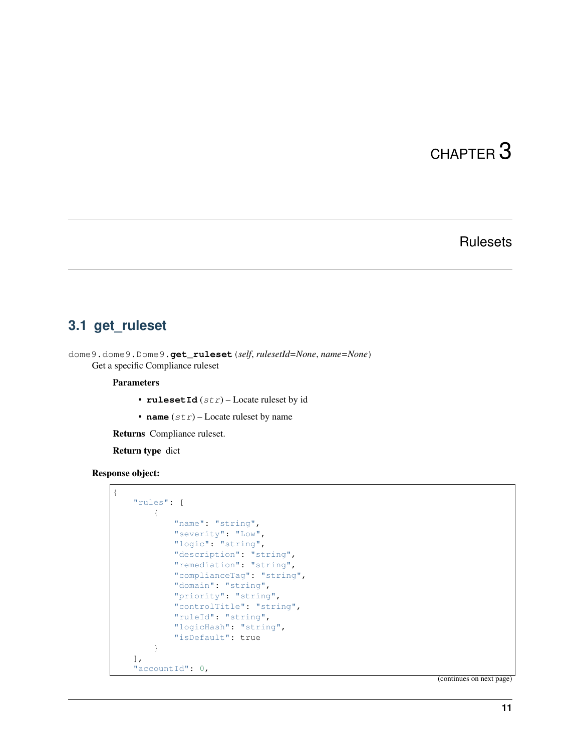# CHAPTER 3

# Rulesets

## 3.1 get_ruleset

dome9.dome9.Dome9.**get_ruleset**(*self*, *rulesetId=None*, *name=None*)

Get a specific Compliance ruleset

**Parameters**

- **rulesetId** (*str*) – Locate ruleset by id
- **name** (*str*) – Locate ruleset by name

**Returns** Compliance ruleset.

**Return type** dict

**Response object:**

```
{
    "rules": [
        {
            "name": "string",
            "severity": "Low",
            "logic": "string",
            "description": "string",
            "remediation": "string",
            "complianceTag": "string",
            "domain": "string",
            "priority": "string",
            "controlTitle": "string",
            "ruleId": "string",
            "logicHash": "string",
            "isDefault": true
        }
    ],
    "accountId": 0,
```

(continues on next page)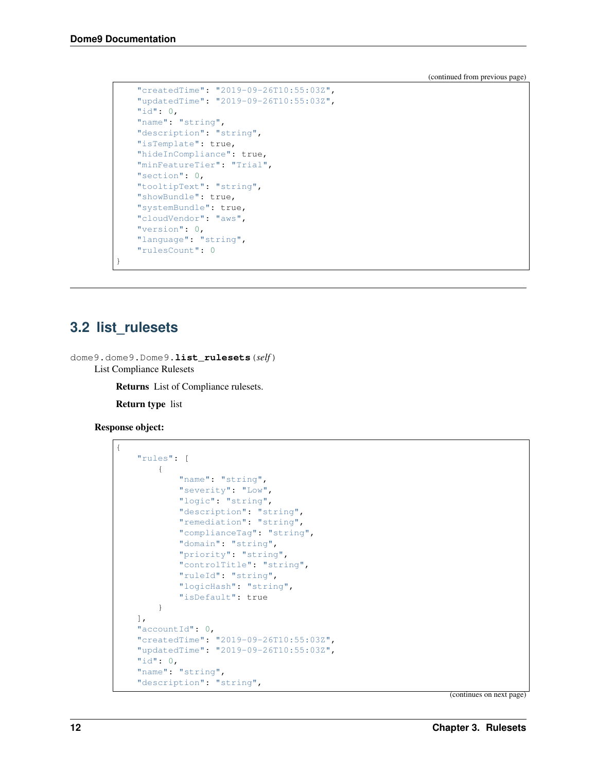(continued from previous page)

```
    "createdTime": "2019-09-26T10:55:03Z",
    "updatedTime": "2019-09-26T10:55:03Z",
    "id": 0,
    "name": "string",
    "description": "string",
    "isTemplate": true,
    "hideInCompliance": true,
    "minFeatureTier": "Trial",
    "section": 0,
    "tooltipText": "string",
    "showBundle": true,
    "systemBundle": true,
    "cloudVendor": "aws",
    "version": 0,
    "language": "string",
    "rulesCount": 0
}
```

## 3.2 list_rulesets

dome9.dome9.Dome9.**list_rulesets**(*self*)

List Compliance Rulesets

**Returns** List of Compliance rulesets.

**Return type** list

**Response object:**

```
{
    "rules": [
        {
            "name": "string",
            "severity": "Low",
            "logic": "string",
            "description": "string",
            "remediation": "string",
            "complianceTag": "string",
            "domain": "string",
            "priority": "string",
            "controlTitle": "string",
            "ruleId": "string",
            "logicHash": "string",
            "isDefault": true
        }
    ],
    "accountId": 0,
    "createdTime": "2019-09-26T10:55:03Z",
    "updatedTime": "2019-09-26T10:55:03Z",
    "id": 0,
    "name": "string",
    "description": "string",
```

(continues on next page)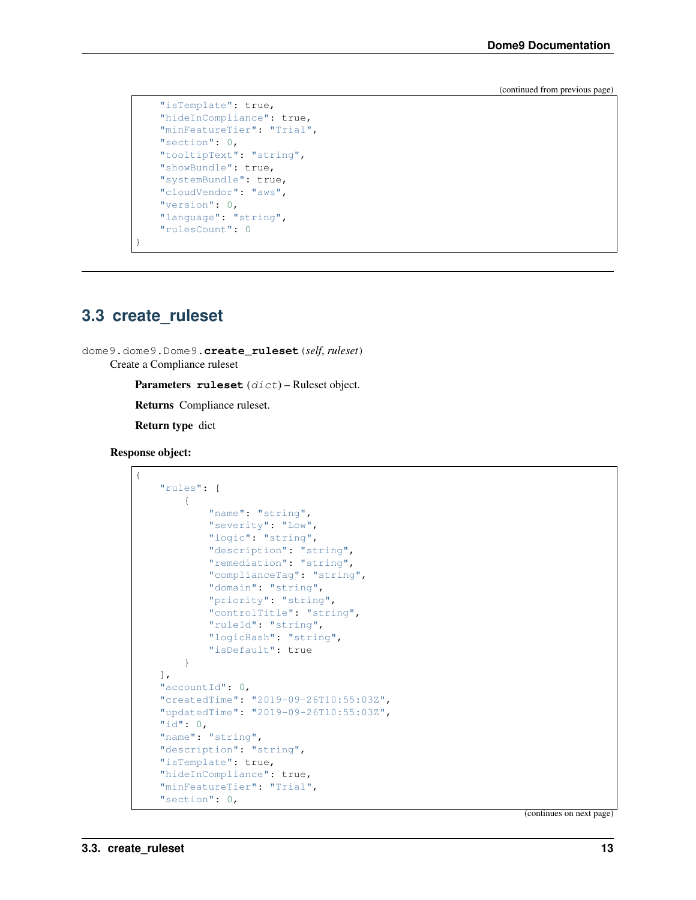(continued from previous page)

```
    "isTemplate": true,
    "hideInCompliance": true,
    "minFeatureTier": "Trial",
    "section": 0,
    "tooltipText": "string",
    "showBundle": true,
    "systemBundle": true,
    "cloudVendor": "aws",
    "version": 0,
    "language": "string",
    "rulesCount": 0
}
```

## 3.3 create_ruleset

dome9.dome9.Dome9.**create_ruleset**(*self*, *ruleset*)

Create a Compliance ruleset

**Parameters** **ruleset** (*dict*) – Ruleset object.

**Returns** Compliance ruleset.

**Return type** dict

**Response object:**

```
{
    "rules": [
        {
            "name": "string",
            "severity": "Low",
            "logic": "string",
            "description": "string",
            "remediation": "string",
            "complianceTag": "string",
            "domain": "string",
            "priority": "string",
            "controlTitle": "string",
            "ruleId": "string",
            "logicHash": "string",
            "isDefault": true
        }
    ],
    "accountId": 0,
    "createdTime": "2019-09-26T10:55:03Z",
    "updatedTime": "2019-09-26T10:55:03Z",
    "id": 0,
    "name": "string",
    "description": "string",
    "isTemplate": true,
    "hideInCompliance": true,
    "minFeatureTier": "Trial",
    "section": 0,
```

(continues on next page)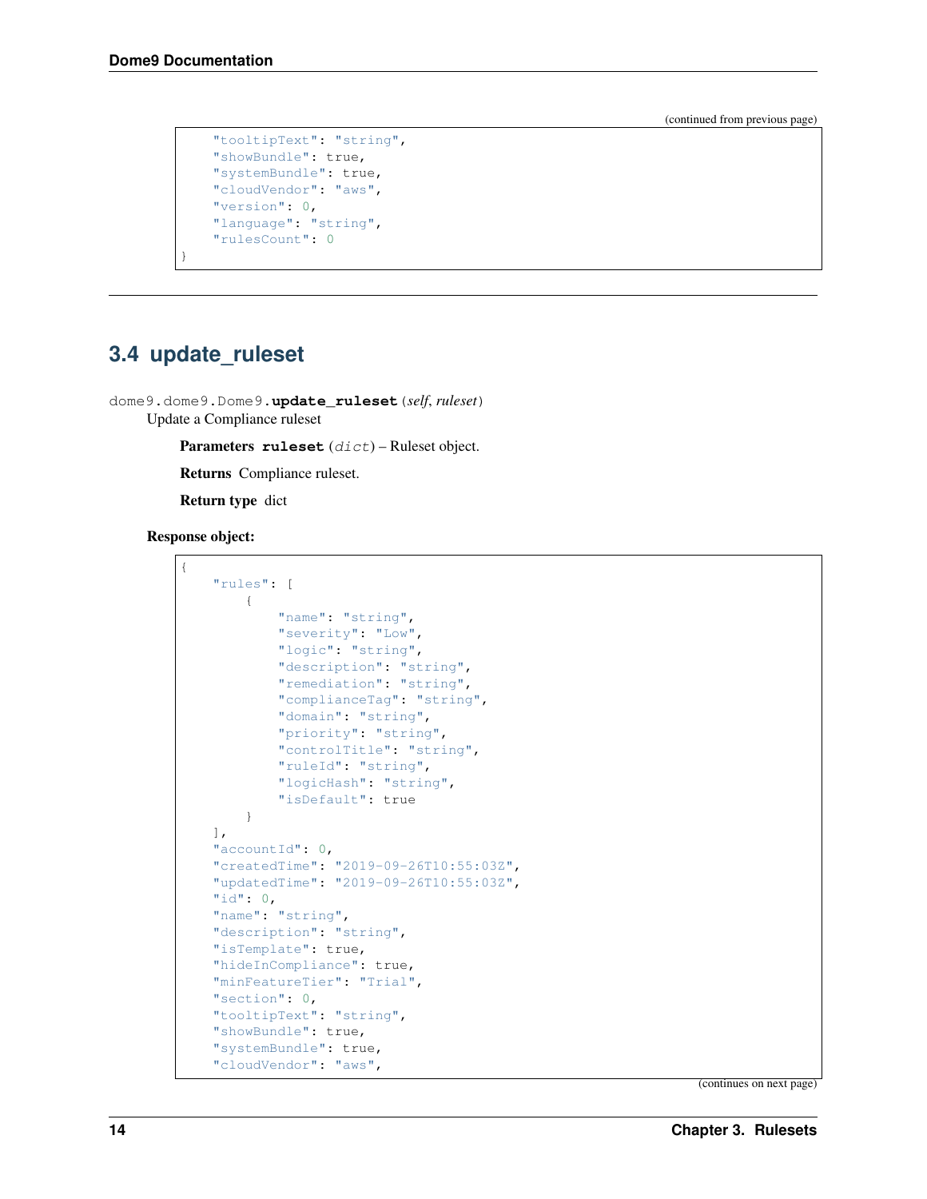(continued from previous page)

```
    "tooltipText": "string",
    "showBundle": true,
    "systemBundle": true,
    "cloudVendor": "aws",
    "version": 0,
    "language": "string",
    "rulesCount": 0
}
```

## 3.4 update_ruleset

dome9.dome9.Dome9.**update_ruleset**(*self*, *ruleset*)

Update a Compliance ruleset

**Parameters** **ruleset** (*dict*) – Ruleset object.

**Returns** Compliance ruleset.

**Return type** dict

**Response object:**

```
{
    "rules": [
        {
            "name": "string",
            "severity": "Low",
            "logic": "string",
            "description": "string",
            "remediation": "string",
            "complianceTag": "string",
            "domain": "string",
            "priority": "string",
            "controlTitle": "string",
            "ruleId": "string",
            "logicHash": "string",
            "isDefault": true
        }
    ],
    "accountId": 0,
    "createdTime": "2019-09-26T10:55:03Z",
    "updatedTime": "2019-09-26T10:55:03Z",
    "id": 0,
    "name": "string",
    "description": "string",
    "isTemplate": true,
    "hideInCompliance": true,
    "minFeatureTier": "Trial",
    "section": 0,
    "tooltipText": "string",
    "showBundle": true,
    "systemBundle": true,
    "cloudVendor": "aws",
```

(continues on next page)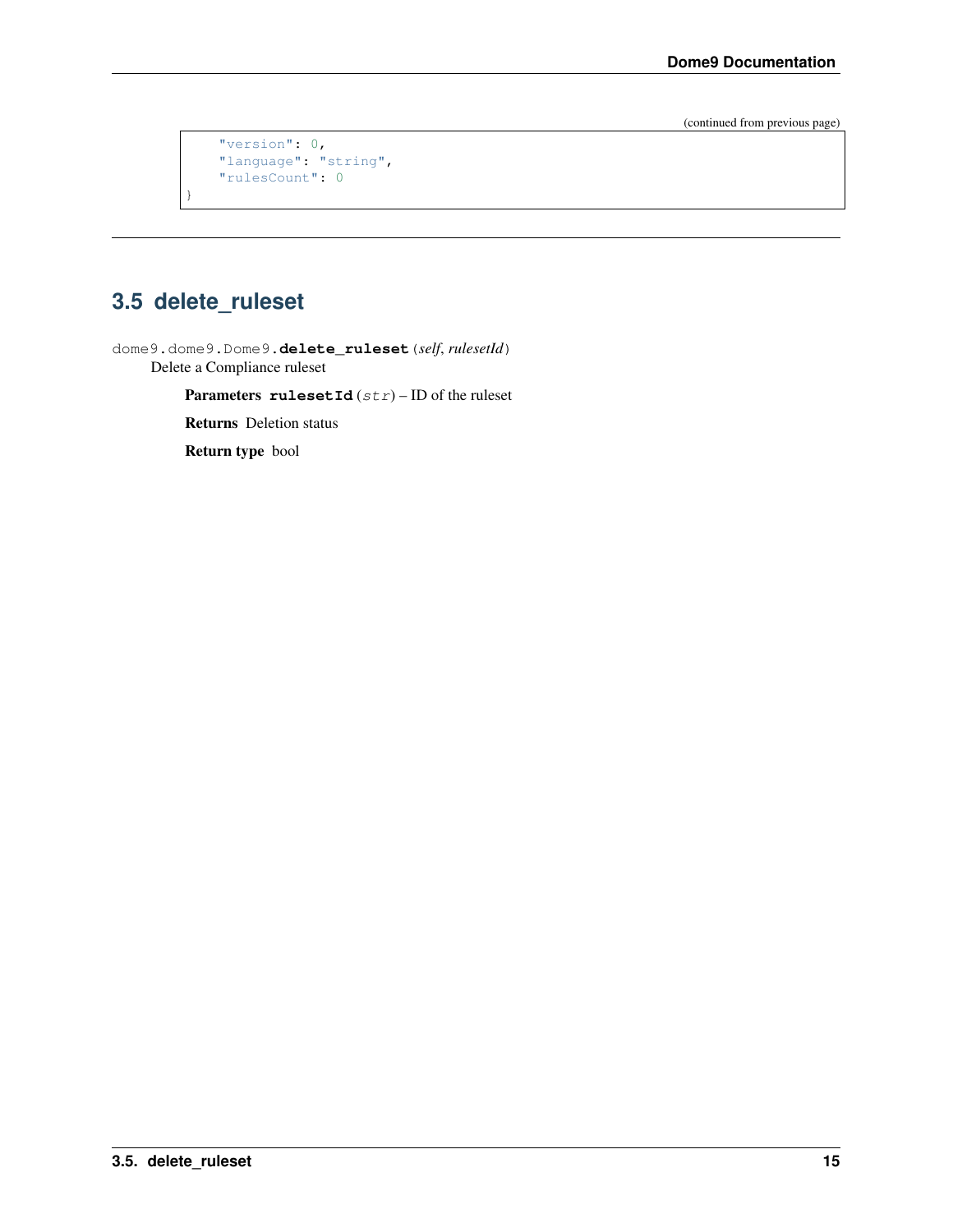(continued from previous page)

```
    "version": 0,
    "language": "string",
    "rulesCount": 0
}
```

## 3.5 delete_ruleset

dome9.dome9.Dome9.**delete_ruleset**(*self*, *rulesetId*)

Delete a Compliance ruleset

**Parameters** **rulesetId** (*str*) – ID of the ruleset

**Returns** Deletion status

**Return type** bool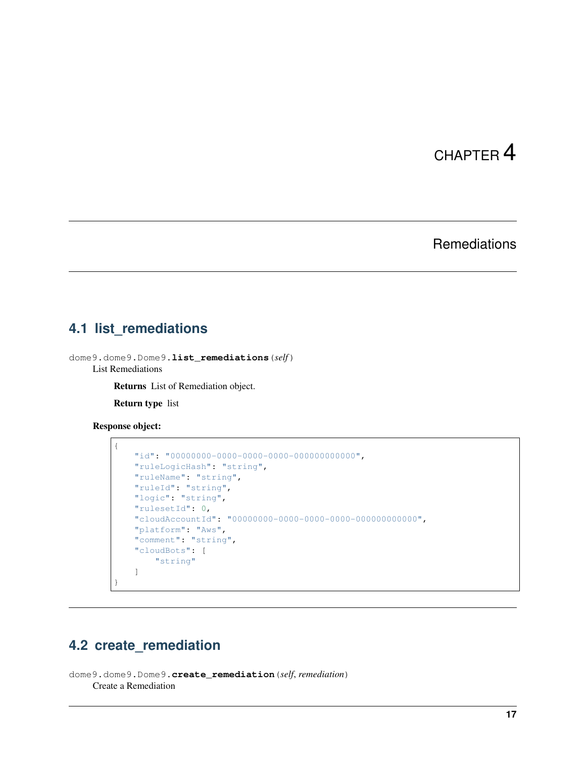# CHAPTER 4

# Remediations

## 4.1 list_remediations

`dome9.dome9.Dome9.list_remediations(self)`

List Remediations

**Returns** List of Remediation object.

**Return type** list

**Response object:**

```
{
    "id": "00000000-0000-0000-0000-000000000000",
    "ruleLogicHash": "string",
    "ruleName": "string",
    "ruleId": "string",
    "logic": "string",
    "rulesetId": 0,
    "cloudAccountId": "00000000-0000-0000-0000-000000000000",
    "platform": "Aws",
    "comment": "string",
    "cloudBots": [
        "string"
    ]
}
```

## 4.2 create_remediation

`dome9.dome9.Dome9.create_remediation(self, remediation)`

Create a Remediation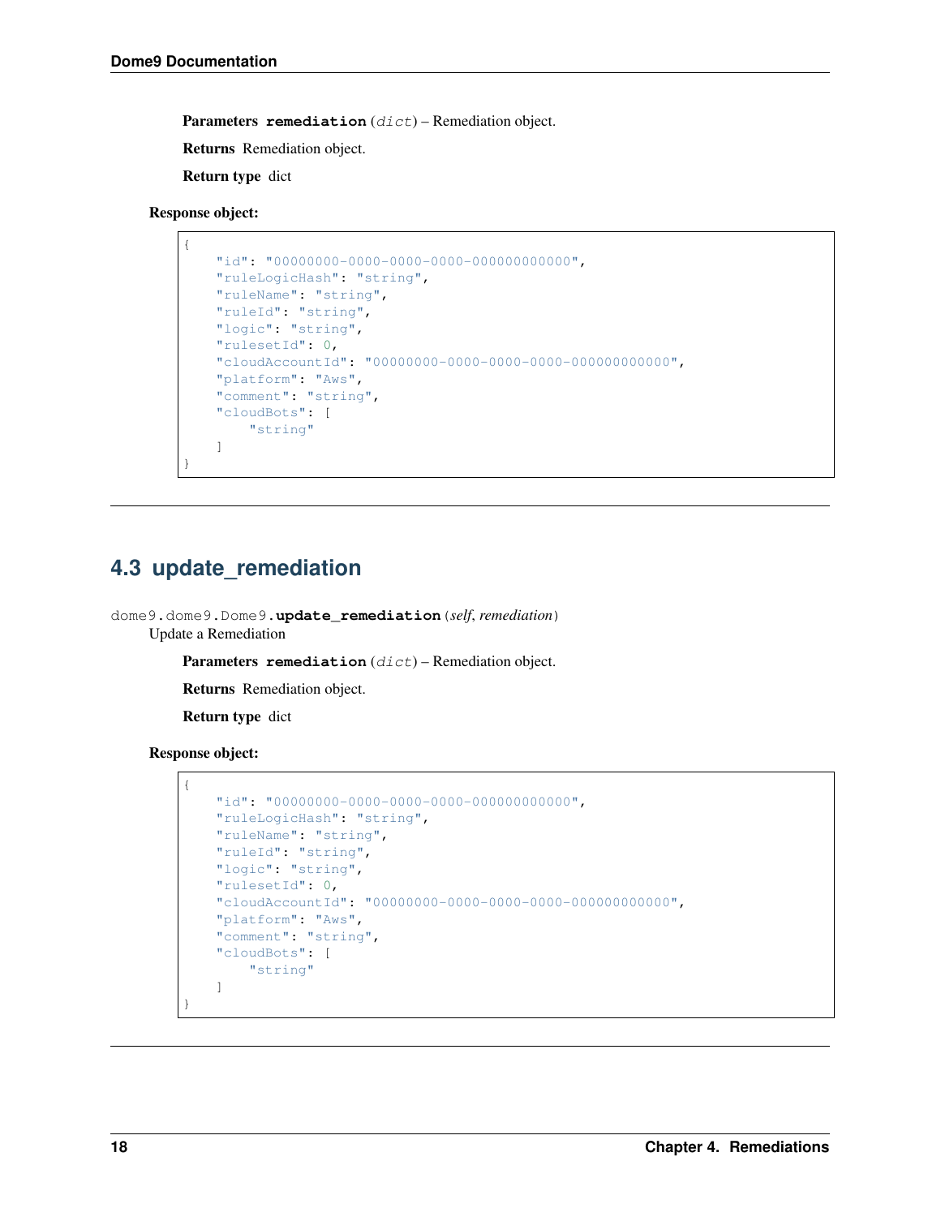**Parameters** **remediation** (*dict*) – Remediation object.

**Returns** Remediation object.

**Return type** dict

**Response object:**

```
{
    "id": "00000000-0000-0000-0000-000000000000",
    "ruleLogicHash": "string",
    "ruleName": "string",
    "ruleId": "string",
    "logic": "string",
    "rulesetId": 0,
    "cloudAccountId": "00000000-0000-0000-0000-000000000000",
    "platform": "Aws",
    "comment": "string",
    "cloudBots": [
        "string"
    ]
}
```

---

## 4.3 update_remediation

dome9.dome9.Dome9.**update_remediation**(*self*, *remediation*)

Update a Remediation

**Parameters** **remediation** (*dict*) – Remediation object.

**Returns** Remediation object.

**Return type** dict

**Response object:**

```
{
    "id": "00000000-0000-0000-0000-000000000000",
    "ruleLogicHash": "string",
    "ruleName": "string",
    "ruleId": "string",
    "logic": "string",
    "rulesetId": 0,
    "cloudAccountId": "00000000-0000-0000-0000-000000000000",
    "platform": "Aws",
    "comment": "string",
    "cloudBots": [
        "string"
    ]
}
```

---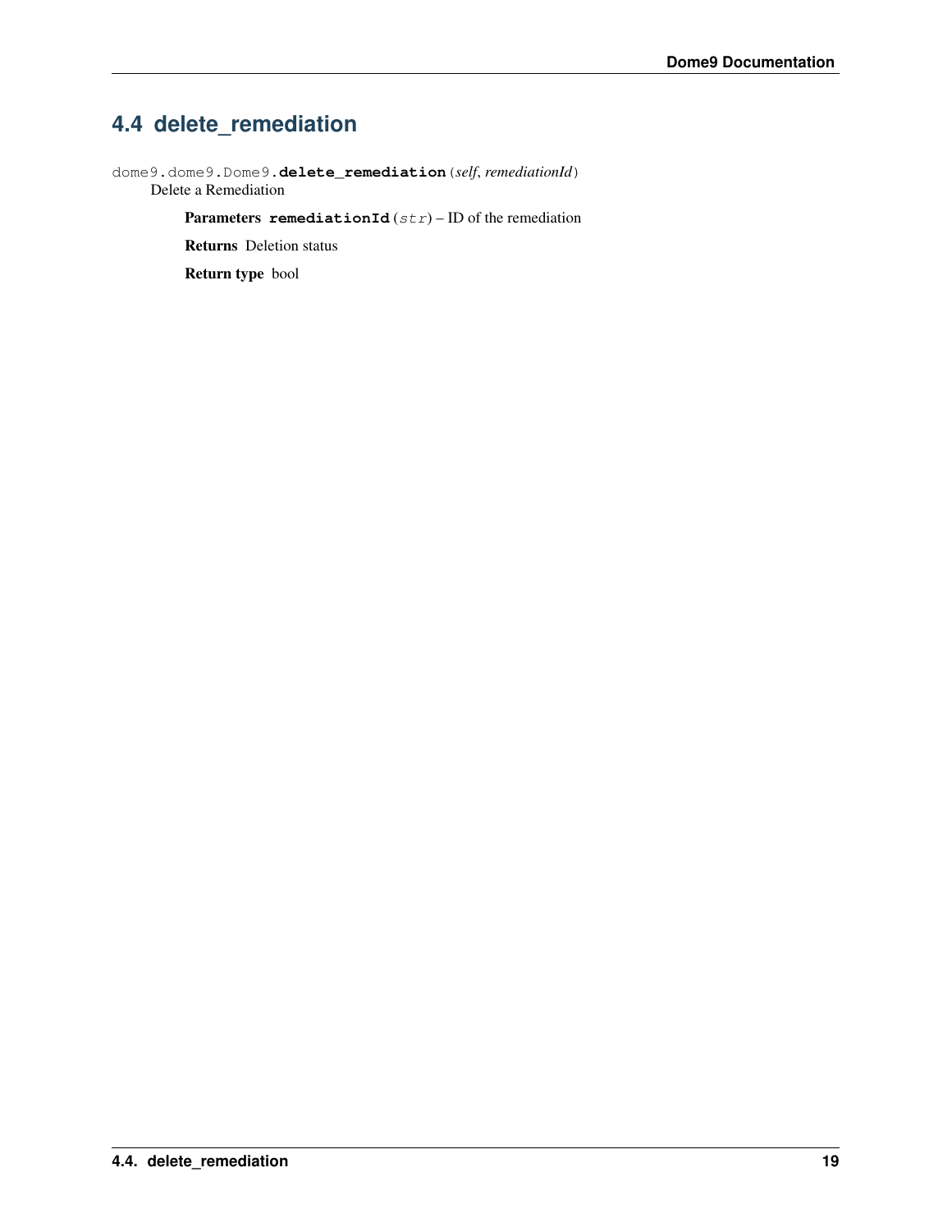## 4.4 delete_remediation

dome9.dome9.Dome9.**delete_remediation**(*self*, *remediationId*)

Delete a Remediation

**Parameters** **remediationId** (*str*) – ID of the remediation

**Returns** Deletion status

**Return type** bool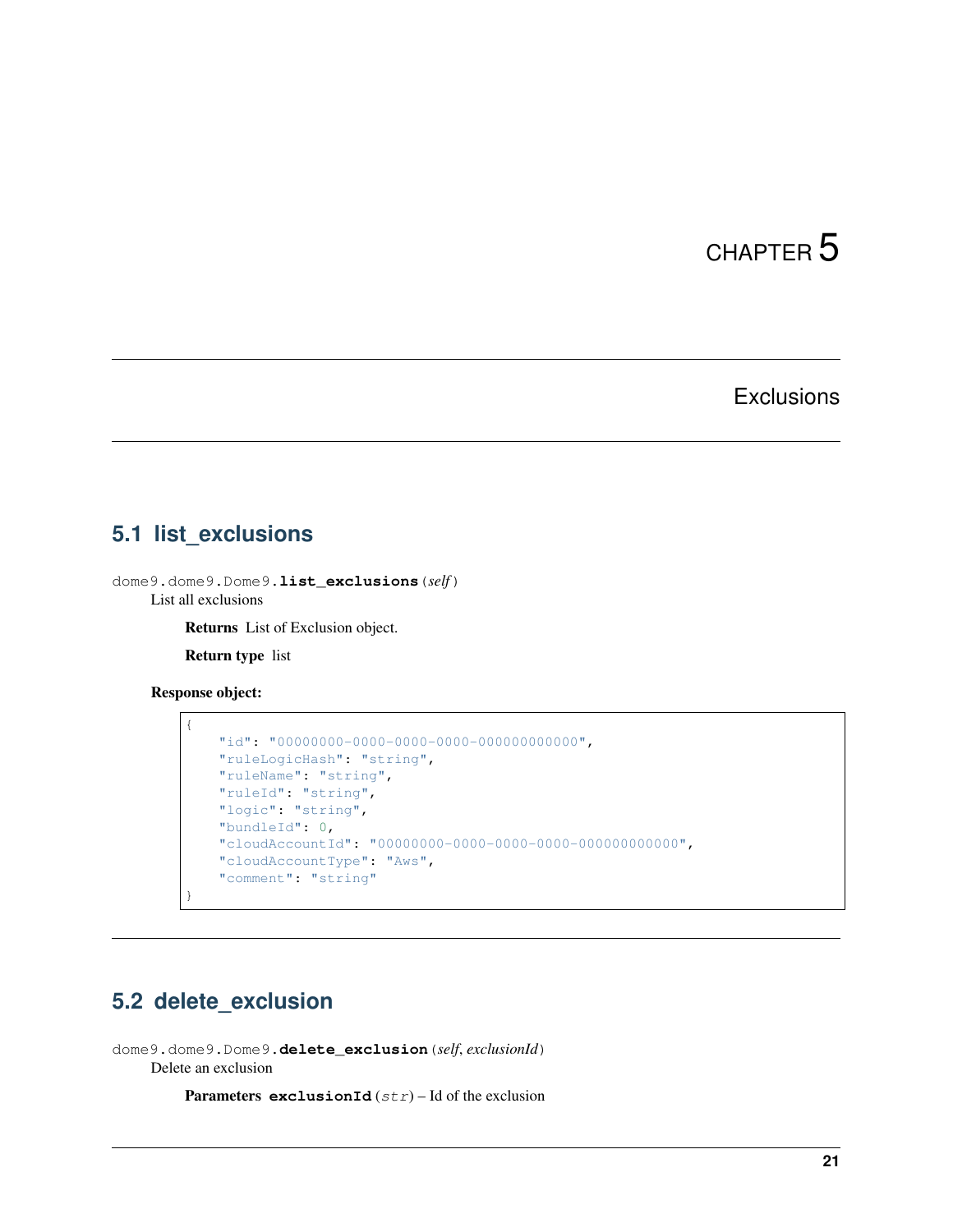# CHAPTER 5

# Exclusions

## 5.1 list_exclusions

dome9.dome9.Dome9.**list_exclusions**(*self*)

List all exclusions

**Returns** List of Exclusion object.

**Return type** list

**Response object:**

```
{
    "id": "00000000-0000-0000-0000-000000000000",
    "ruleLogicHash": "string",
    "ruleName": "string",
    "ruleId": "string",
    "logic": "string",
    "bundleId": 0,
    "cloudAccountId": "00000000-0000-0000-0000-000000000000",
    "cloudAccountType": "Aws",
    "comment": "string"
}
```

## 5.2 delete_exclusion

dome9.dome9.Dome9.**delete_exclusion**(*self*, *exclusionId*)

Delete an exclusion

**Parameters** **exclusionId** (*str*) – Id of the exclusion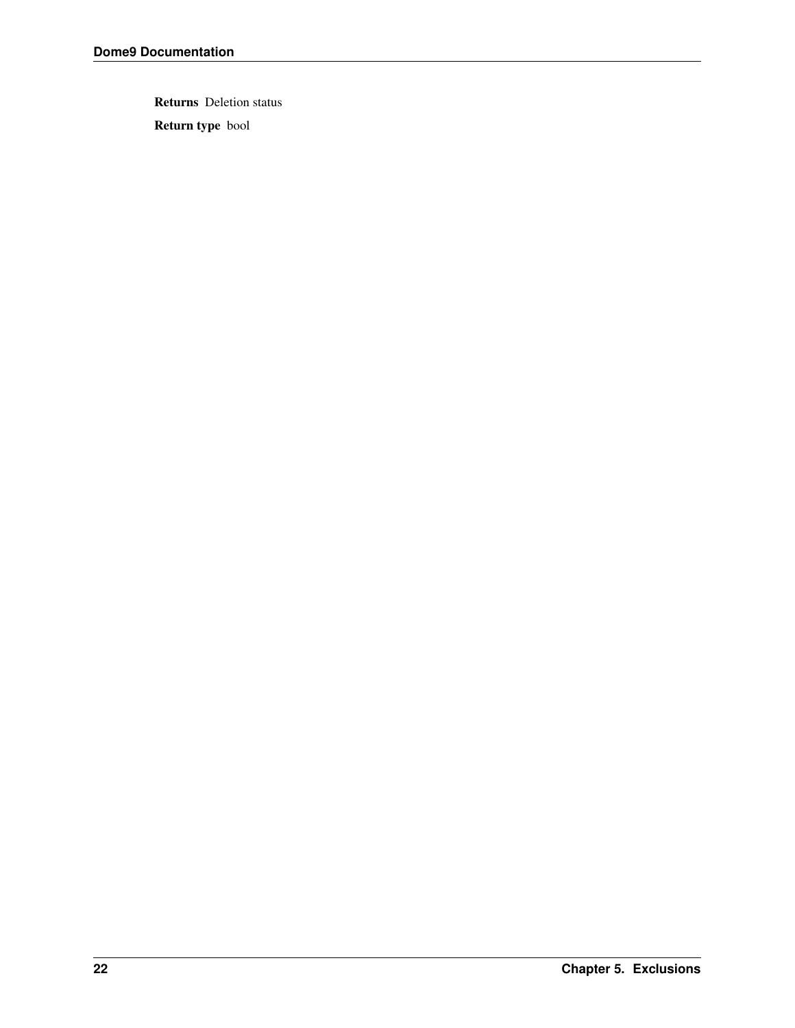**Returns** Deletion status

**Return type** bool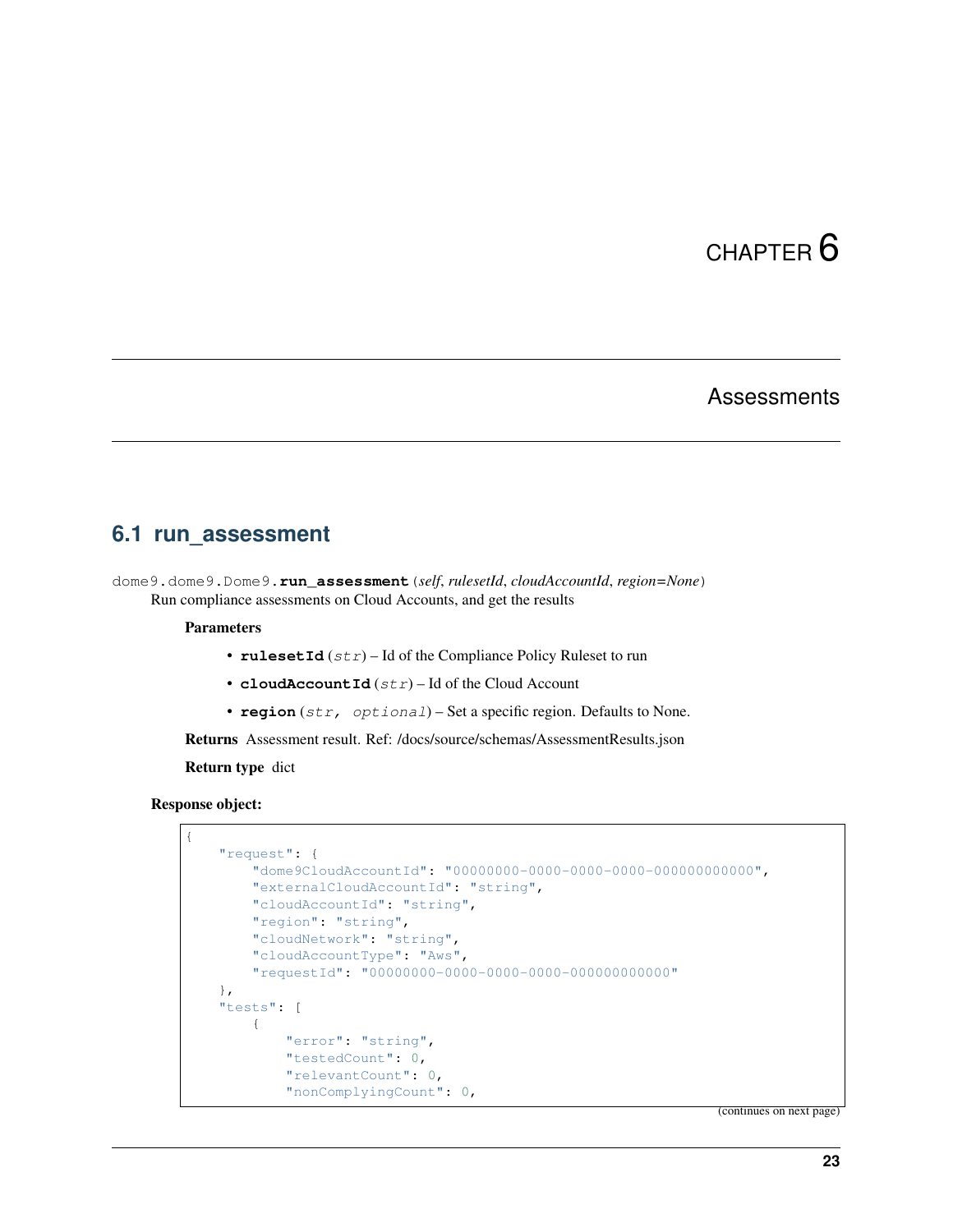# CHAPTER 6

# Assessments

## 6.1 run_assessment

dome9.dome9.Dome9.**run_assessment**(*self*, *rulesetId*, *cloudAccountId*, *region=None*)

Run compliance assessments on Cloud Accounts, and get the results

**Parameters**

- **rulesetId** (*str*) – Id of the Compliance Policy Ruleset to run
- **cloudAccountId** (*str*) – Id of the Cloud Account
- **region** (*str, optional*) – Set a specific region. Defaults to None.

**Returns** Assessment result. Ref: /docs/source/schemas/AssessmentResults.json

**Return type** dict

**Response object:**

```
{
    "request": {
        "dome9CloudAccountId": "00000000-0000-0000-0000-000000000000",
        "externalCloudAccountId": "string",
        "cloudAccountId": "string",
        "region": "string",
        "cloudNetwork": "string",
        "cloudAccountType": "Aws",
        "requestId": "00000000-0000-0000-0000-000000000000"
    },
    "tests": [
        {
            "error": "string",
            "testedCount": 0,
            "relevantCount": 0,
            "nonComplyingCount": 0,
```

(continues on next page)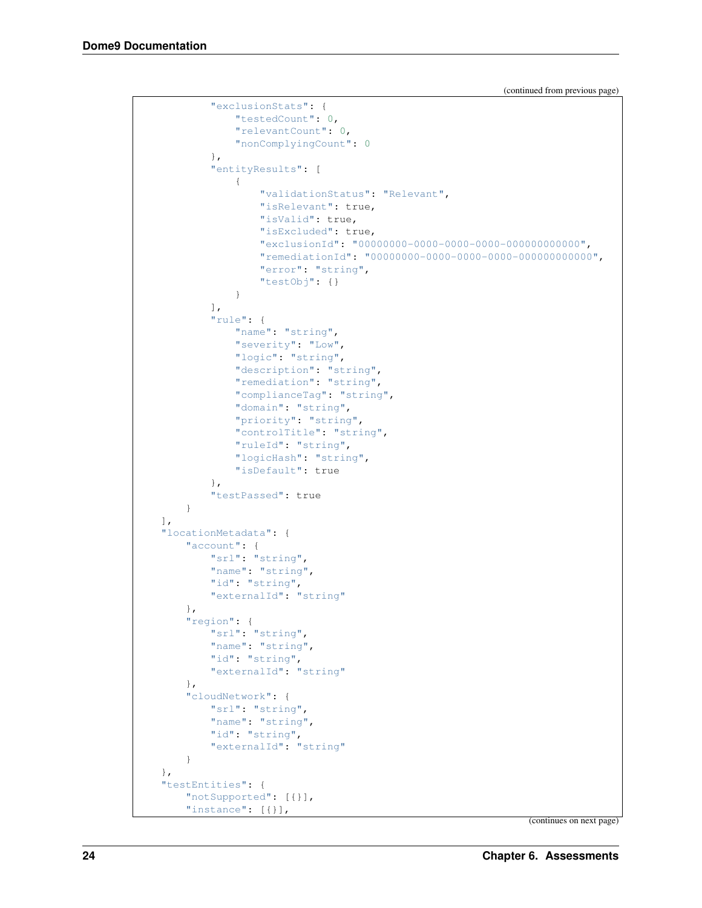(continued from previous page)

```
            "exclusionStats": {
                "testedCount": 0,
                "relevantCount": 0,
                "nonComplyingCount": 0
            },
            "entityResults": [
                {
                    "validationStatus": "Relevant",
                    "isRelevant": true,
                    "isValid": true,
                    "isExcluded": true,
                    "exclusionId": "00000000-0000-0000-0000-000000000000",
                    "remediationId": "00000000-0000-0000-0000-000000000000",
                    "error": "string",
                    "testObj": {}
                }
            ],
            "rule": {
                "name": "string",
                "severity": "Low",
                "logic": "string",
                "description": "string",
                "remediation": "string",
                "complianceTag": "string",
                "domain": "string",
                "priority": "string",
                "controlTitle": "string",
                "ruleId": "string",
                "logicHash": "string",
                "isDefault": true
            },
            "testPassed": true
        }
    ],
    "locationMetadata": {
        "account": {
            "srl": "string",
            "name": "string",
            "id": "string",
            "externalId": "string"
        },
        "region": {
            "srl": "string",
            "name": "string",
            "id": "string",
            "externalId": "string"
        },
        "cloudNetwork": {
            "srl": "string",
            "name": "string",
            "id": "string",
            "externalId": "string"
        }
    },
    "testEntities": {
        "notSupported": [{}],
        "instance": [{}],
```

(continues on next page)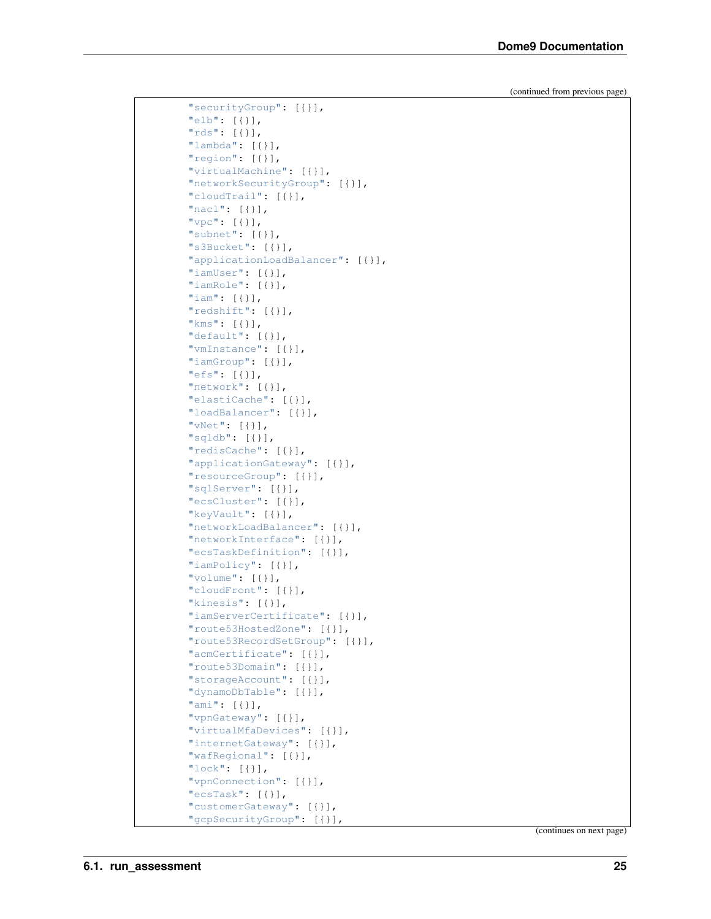(continued from previous page)

```
        "securityGroup": [{}],
        "elb": [{}],
        "rds": [{}],
        "lambda": [{}],
        "region": [{}],
        "virtualMachine": [{}],
        "networkSecurityGroup": [{}],
        "cloudTrail": [{}],
        "nacl": [{}],
        "vpc": [{}],
        "subnet": [{}],
        "s3Bucket": [{}],
        "applicationLoadBalancer": [{}],
        "iamUser": [{}],
        "iamRole": [{}],
        "iam": [{}],
        "redshift": [{}],
        "kms": [{}],
        "default": [{}],
        "vmInstance": [{}],
        "iamGroup": [{}],
        "efs": [{}],
        "network": [{}],
        "elastiCache": [{}],
        "loadBalancer": [{}],
        "vNet": [{}],
        "sqldb": [{}],
        "redisCache": [{}],
        "applicationGateway": [{}],
        "resourceGroup": [{}],
        "sqlServer": [{}],
        "ecsCluster": [{}],
        "keyVault": [{}],
        "networkLoadBalancer": [{}],
        "networkInterface": [{}],
        "ecsTaskDefinition": [{}],
        "iamPolicy": [{}],
        "volume": [{}],
        "cloudFront": [{}],
        "kinesis": [{}],
        "iamServerCertificate": [{}],
        "route53HostedZone": [{}],
        "route53RecordSetGroup": [{}],
        "acmCertificate": [{}],
        "route53Domain": [{}],
        "storageAccount": [{}],
        "dynamoDbTable": [{}],
        "ami": [{}],
        "vpnGateway": [{}],
        "virtualMfaDevices": [{}],
        "internetGateway": [{}],
        "wafRegional": [{}],
        "lock": [{}],
        "vpnConnection": [{}],
        "ecsTask": [{}],
        "customerGateway": [{}],
        "gcpSecurityGroup": [{}],
```

(continues on next page)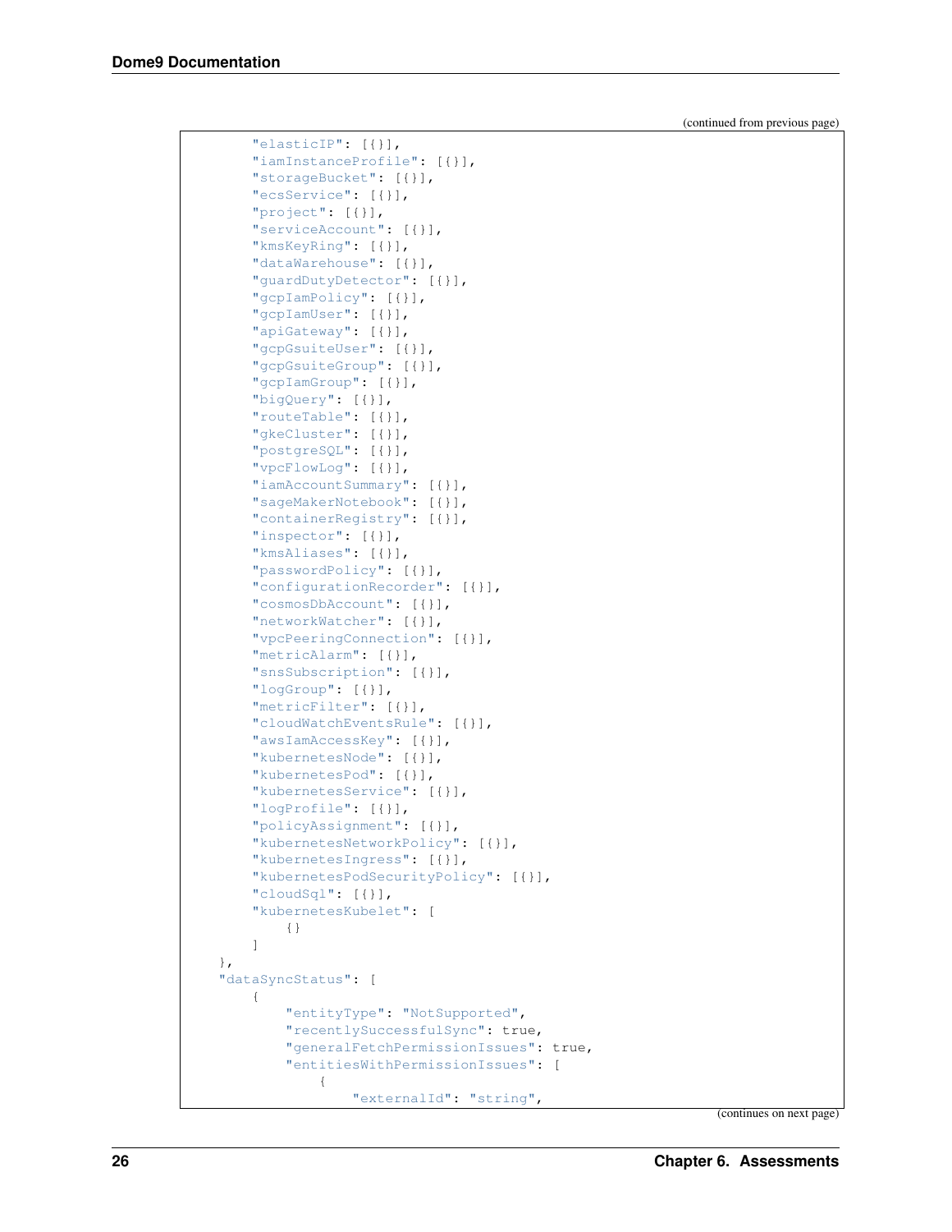(continued from previous page)

```
        "elasticIP": [{}],
        "iamInstanceProfile": [{}],
        "storageBucket": [{}],
        "ecsService": [{}],
        "project": [{}],
        "serviceAccount": [{}],
        "kmsKeyRing": [{}],
        "dataWarehouse": [{}],
        "guardDutyDetector": [{}],
        "gcpIamPolicy": [{}],
        "gcpIamUser": [{}],
        "apiGateway": [{}],
        "gcpGsuiteUser": [{}],
        "gcpGsuiteGroup": [{}],
        "gcpIamGroup": [{}],
        "bigQuery": [{}],
        "routeTable": [{}],
        "gkeCluster": [{}],
        "postgreSQL": [{}],
        "vpcFlowLog": [{}],
        "iamAccountSummary": [{}],
        "sageMakerNotebook": [{}],
        "containerRegistry": [{}],
        "inspector": [{}],
        "kmsAliases": [{}],
        "passwordPolicy": [{}],
        "configurationRecorder": [{}],
        "cosmosDbAccount": [{}],
        "networkWatcher": [{}],
        "vpcPeeringConnection": [{}],
        "metricAlarm": [{}],
        "snsSubscription": [{}],
        "logGroup": [{}],
        "metricFilter": [{}],
        "cloudWatchEventsRule": [{}],
        "awsIamAccessKey": [{}],
        "kubernetesNode": [{}],
        "kubernetesPod": [{}],
        "kubernetesService": [{}],
        "logProfile": [{}],
        "policyAssignment": [{}],
        "kubernetesNetworkPolicy": [{}],
        "kubernetesIngress": [{}],
        "kubernetesPodSecurityPolicy": [{}],
        "cloudSql": [{}],
        "kubernetesKubelet": [
            {}
        ]
    },
    "dataSyncStatus": [
        {
            "entityType": "NotSupported",
            "recentlySuccessfulSync": true,
            "generalFetchPermissionIssues": true,
            "entitiesWithPermissionIssues": [
                {
                    "externalId": "string",
```

(continues on next page)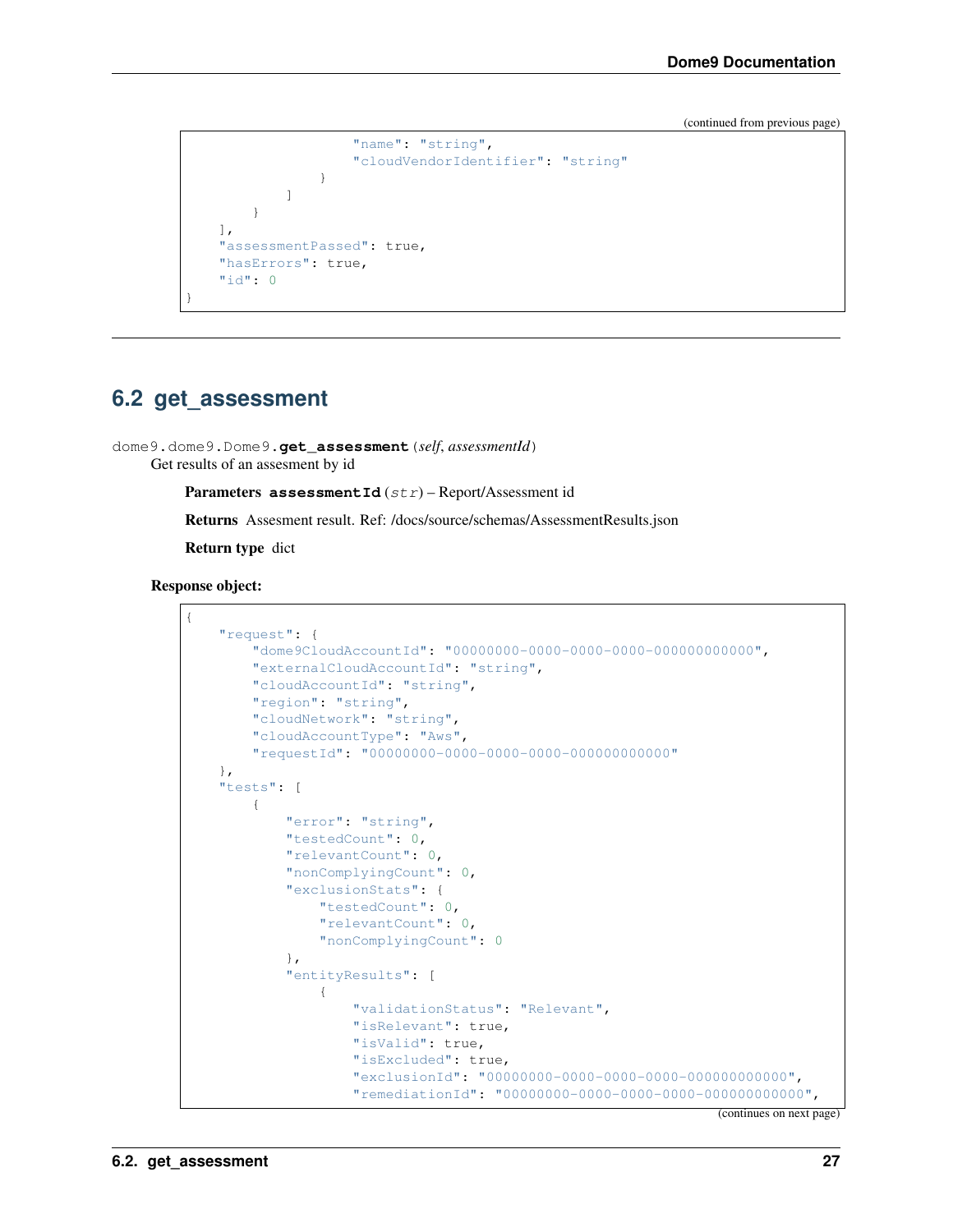(continued from previous page)

```
                    "name": "string",
                    "cloudVendorIdentifier": "string"
                }
            ]
        }
    ],
    "assessmentPassed": true,
    "hasErrors": true,
    "id": 0
}
```

## 6.2 get_assessment

`dome9.dome9.Dome9.get_assessment(self, assessmentId)`

Get results of an assesment by id

**Parameters** **assessmentId** (*str*) – Report/Assessment id

**Returns** Assesment result. Ref: /docs/source/schemas/AssessmentResults.json

**Return type** dict

**Response object:**

```
{
    "request": {
        "dome9CloudAccountId": "00000000-0000-0000-0000-000000000000",
        "externalCloudAccountId": "string",
        "cloudAccountId": "string",
        "region": "string",
        "cloudNetwork": "string",
        "cloudAccountType": "Aws",
        "requestId": "00000000-0000-0000-0000-000000000000"
    },
    "tests": [
        {
            "error": "string",
            "testedCount": 0,
            "relevantCount": 0,
            "nonComplyingCount": 0,
            "exclusionStats": {
                "testedCount": 0,
                "relevantCount": 0,
                "nonComplyingCount": 0
            },
            "entityResults": [
                {
                    "validationStatus": "Relevant",
                    "isRelevant": true,
                    "isValid": true,
                    "isExcluded": true,
                    "exclusionId": "00000000-0000-0000-0000-000000000000",
                    "remediationId": "00000000-0000-0000-0000-000000000000",
```

(continues on next page)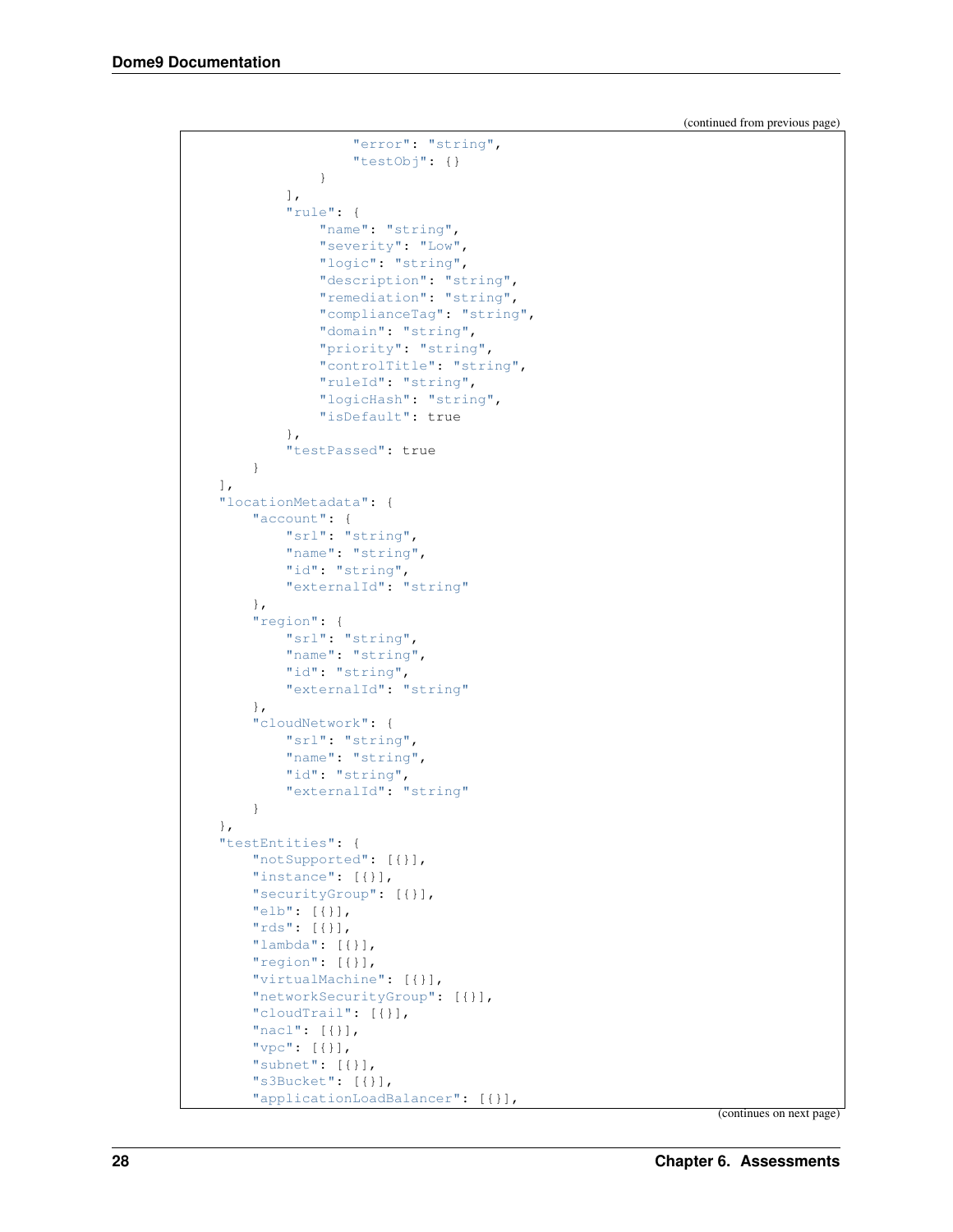(continued from previous page)

```
                    "error": "string",
                    "testObj": {}
                }
            ],
            "rule": {
                "name": "string",
                "severity": "Low",
                "logic": "string",
                "description": "string",
                "remediation": "string",
                "complianceTag": "string",
                "domain": "string",
                "priority": "string",
                "controlTitle": "string",
                "ruleId": "string",
                "logicHash": "string",
                "isDefault": true
            },
            "testPassed": true
        }
    ],
    "locationMetadata": {
        "account": {
            "srl": "string",
            "name": "string",
            "id": "string",
            "externalId": "string"
        },
        "region": {
            "srl": "string",
            "name": "string",
            "id": "string",
            "externalId": "string"
        },
        "cloudNetwork": {
            "srl": "string",
            "name": "string",
            "id": "string",
            "externalId": "string"
        }
    },
    "testEntities": {
        "notSupported": [{}],
        "instance": [{}],
        "securityGroup": [{}],
        "elb": [{}],
        "rds": [{}],
        "lambda": [{}],
        "region": [{}],
        "virtualMachine": [{}],
        "networkSecurityGroup": [{}],
        "cloudTrail": [{}],
        "nacl": [{}],
        "vpc": [{}],
        "subnet": [{}],
        "s3Bucket": [{}],
        "applicationLoadBalancer": [{}],
```

(continues on next page)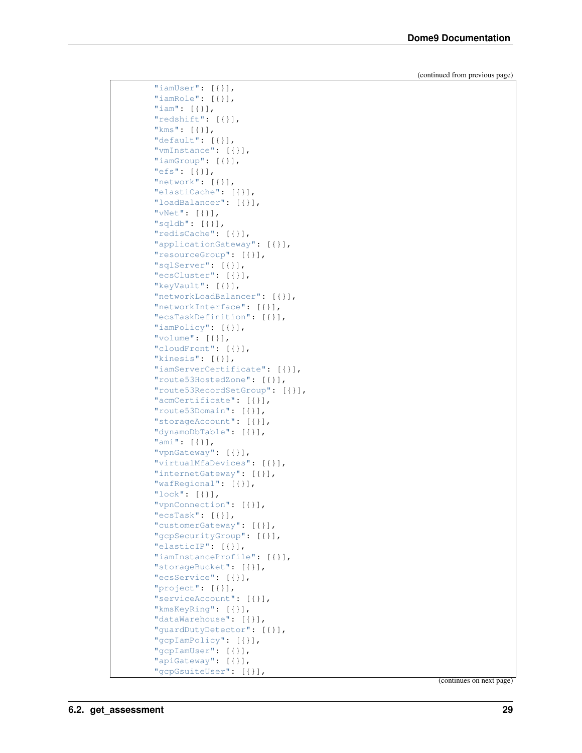(continued from previous page)

```
"iamUser": [{}],
"iamRole": [{}],
"iam": [{}],
"redshift": [{}],
"kms": [{}],
"default": [{}],
"vmInstance": [{}],
"iamGroup": [{}],
"efs": [{}],
"network": [{}],
"elastiCache": [{}],
"loadBalancer": [{}],
"vNet": [{}],
"sqldb": [{}],
"redisCache": [{}],
"applicationGateway": [{}],
"resourceGroup": [{}],
"sqlServer": [{}],
"ecsCluster": [{}],
"keyVault": [{}],
"networkLoadBalancer": [{}],
"networkInterface": [{}],
"ecsTaskDefinition": [{}],
"iamPolicy": [{}],
"volume": [{}],
"cloudFront": [{}],
"kinesis": [{}],
"iamServerCertificate": [{}],
"route53HostedZone": [{}],
"route53RecordSetGroup": [{}],
"acmCertificate": [{}],
"route53Domain": [{}],
"storageAccount": [{}],
"dynamoDbTable": [{}],
"ami": [{}],
"vpnGateway": [{}],
"virtualMfaDevices": [{}],
"internetGateway": [{}],
"wafRegional": [{}],
"lock": [{}],
"vpnConnection": [{}],
"ecsTask": [{}],
"customerGateway": [{}],
"gcpSecurityGroup": [{}],
"elasticIP": [{}],
"iamInstanceProfile": [{}],
"storageBucket": [{}],
"ecsService": [{}],
"project": [{}],
"serviceAccount": [{}],
"kmsKeyRing": [{}],
"dataWarehouse": [{}],
"guardDutyDetector": [{}],
"gcpIamPolicy": [{}],
"gcpIamUser": [{}],
"apiGateway": [{}],
"gcpGsuiteUser": [{}],
```

(continues on next page)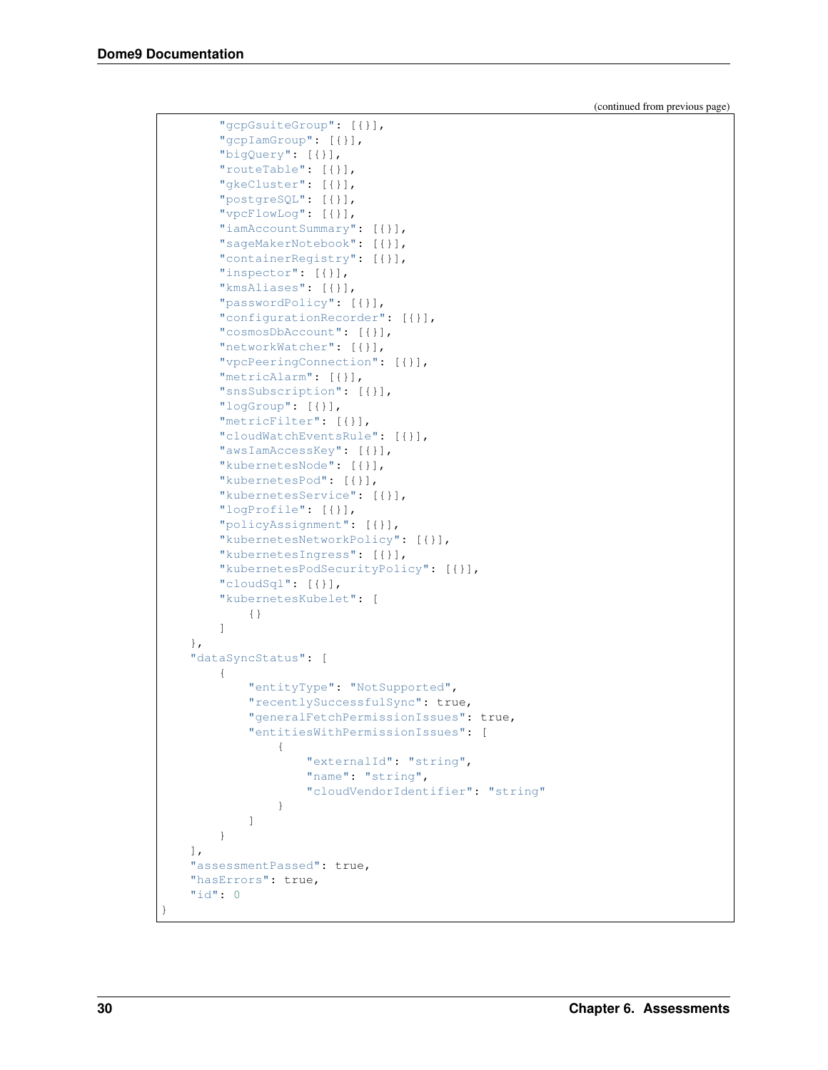(continued from previous page)

```
        "gcpGsuiteGroup": [{}],
        "gcpIamGroup": [{}],
        "bigQuery": [{}],
        "routeTable": [{}],
        "gkeCluster": [{}],
        "postgreSQL": [{}],
        "vpcFlowLog": [{}],
        "iamAccountSummary": [{}],
        "sageMakerNotebook": [{}],
        "containerRegistry": [{}],
        "inspector": [{}],
        "kmsAliases": [{}],
        "passwordPolicy": [{}],
        "configurationRecorder": [{}],
        "cosmosDbAccount": [{}],
        "networkWatcher": [{}],
        "vpcPeeringConnection": [{}],
        "metricAlarm": [{}],
        "snsSubscription": [{}],
        "logGroup": [{}],
        "metricFilter": [{}],
        "cloudWatchEventsRule": [{}],
        "awsIamAccessKey": [{}],
        "kubernetesNode": [{}],
        "kubernetesPod": [{}],
        "kubernetesService": [{}],
        "logProfile": [{}],
        "policyAssignment": [{}],
        "kubernetesNetworkPolicy": [{}],
        "kubernetesIngress": [{}],
        "kubernetesPodSecurityPolicy": [{}],
        "cloudSql": [{}],
        "kubernetesKubelet": [
            {}
        ]
    },
    "dataSyncStatus": [
        {
            "entityType": "NotSupported",
            "recentlySuccessfulSync": true,
            "generalFetchPermissionIssues": true,
            "entitiesWithPermissionIssues": [
                {
                    "externalId": "string",
                    "name": "string",
                    "cloudVendorIdentifier": "string"
                }
            ]
        }
    ],
    "assessmentPassed": true,
    "hasErrors": true,
    "id": 0
}
```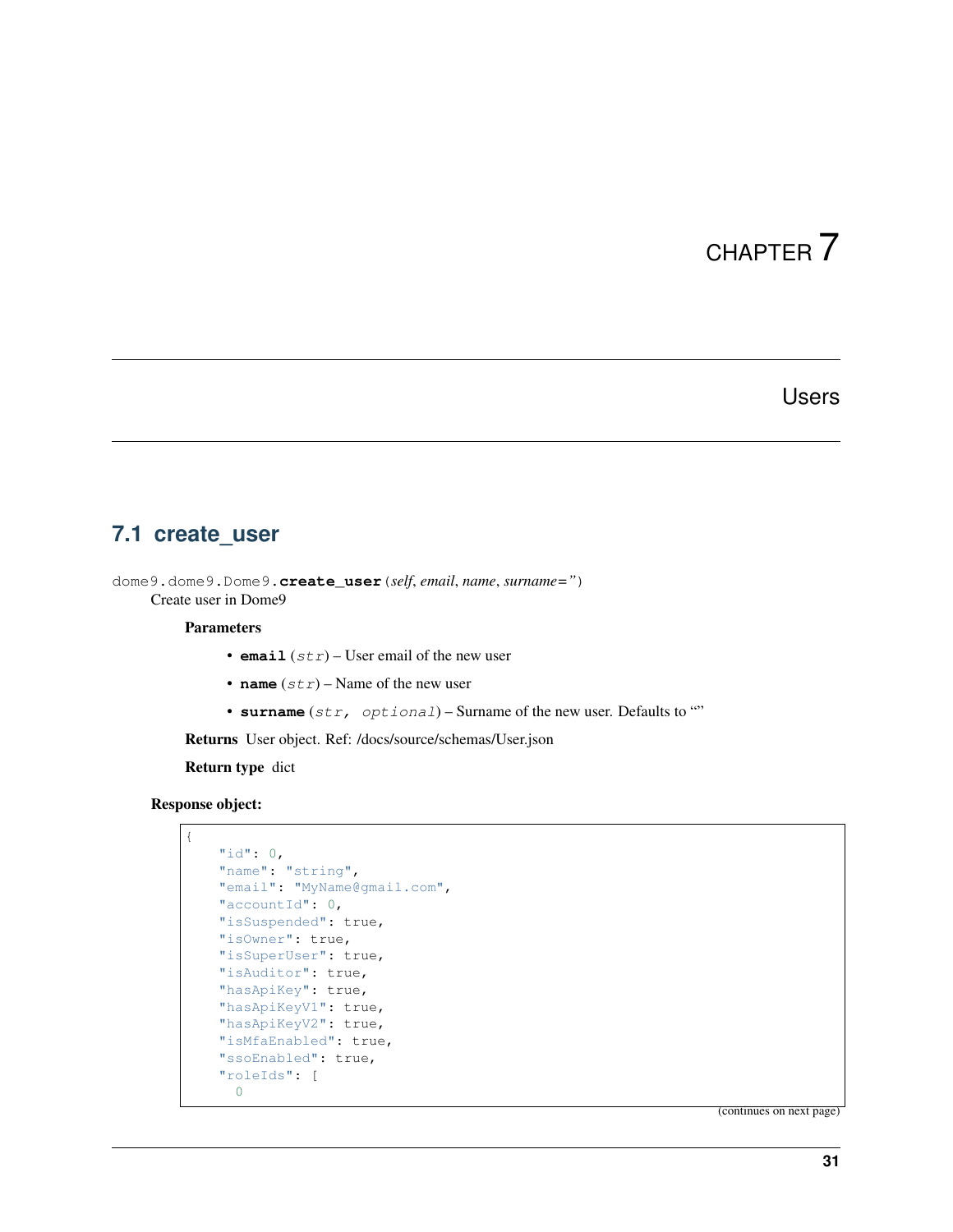# CHAPTER 7

# Users

## 7.1 create_user

dome9.dome9.Dome9.**create_user**(*self*, *email*, *name*, *surname=''*)

Create user in Dome9

**Parameters**

- **email** (*str*) – User email of the new user
- **name** (*str*) – Name of the new user
- **surname** (*str, optional*) – Surname of the new user. Defaults to ""

**Returns** User object. Ref: /docs/source/schemas/User.json

**Return type** dict

**Response object:**

```
{
    "id": 0,
    "name": "string",
    "email": "MyName@gmail.com",
    "accountId": 0,
    "isSuspended": true,
    "isOwner": true,
    "isSuperUser": true,
    "isAuditor": true,
    "hasApiKey": true,
    "hasApiKeyV1": true,
    "hasApiKeyV2": true,
    "isMfaEnabled": true,
    "ssoEnabled": true,
    "roleIds": [
      0
```

(continues on next page)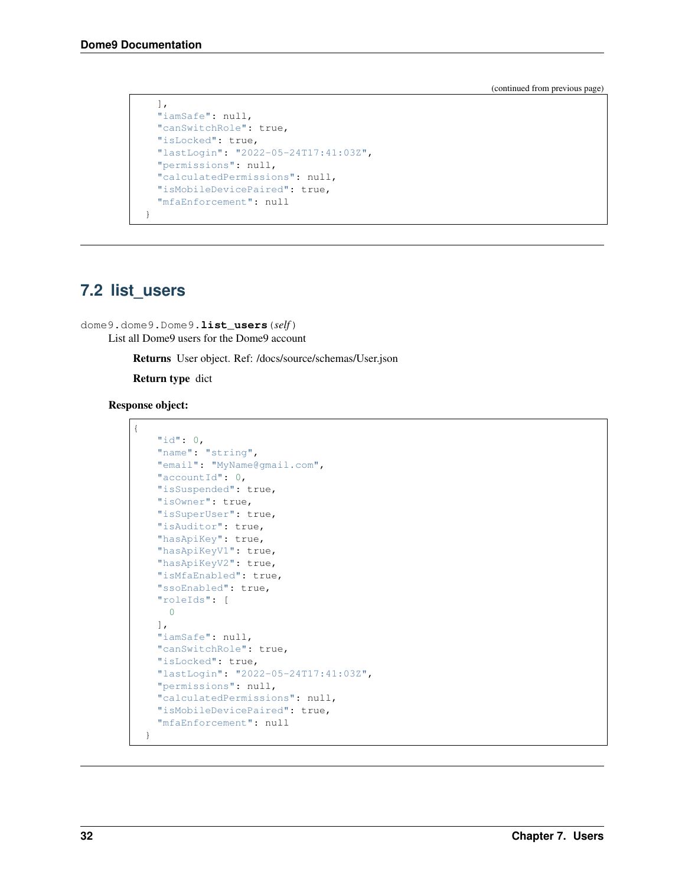(continued from previous page)

```
  ],
  "iamSafe": null,
  "canSwitchRole": true,
  "isLocked": true,
  "lastLogin": "2022-05-24T17:41:03Z",
  "permissions": null,
  "calculatedPermissions": null,
  "isMobileDevicePaired": true,
  "mfaEnforcement": null
}
```

## 7.2 list_users

dome9.dome9.Dome9.**list_users**(*self*)

List all Dome9 users for the Dome9 account

**Returns** User object. Ref: /docs/source/schemas/User.json

**Return type** dict

**Response object:**

```
{
    "id": 0,
    "name": "string",
    "email": "MyName@gmail.com",
    "accountId": 0,
    "isSuspended": true,
    "isOwner": true,
    "isSuperUser": true,
    "isAuditor": true,
    "hasApiKey": true,
    "hasApiKeyV1": true,
    "hasApiKeyV2": true,
    "isMfaEnabled": true,
    "ssoEnabled": true,
    "roleIds": [
      0
    ],
    "iamSafe": null,
    "canSwitchRole": true,
    "isLocked": true,
    "lastLogin": "2022-05-24T17:41:03Z",
    "permissions": null,
    "calculatedPermissions": null,
    "isMobileDevicePaired": true,
    "mfaEnforcement": null
}
```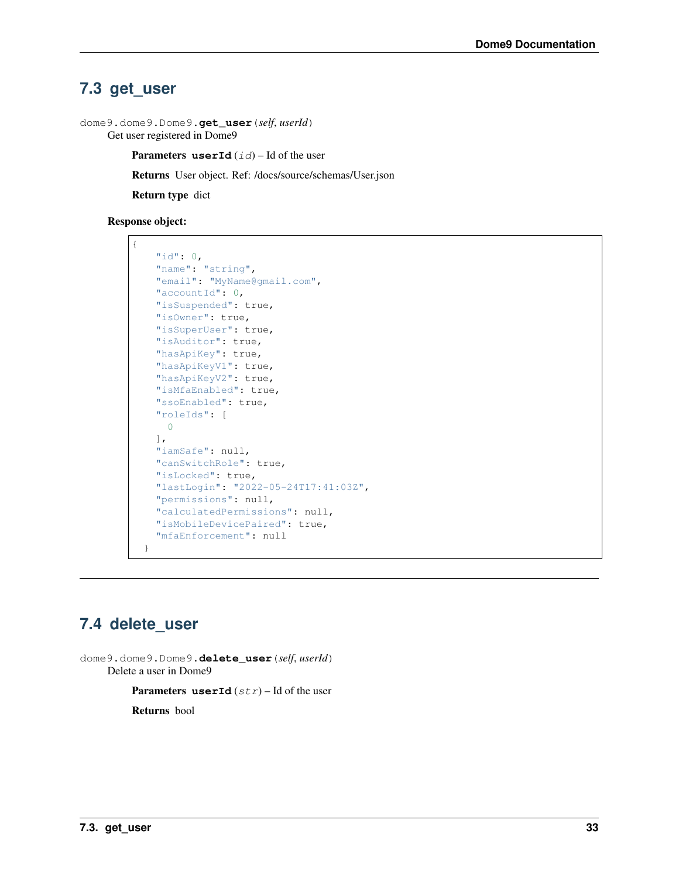## 7.3 get_user

`dome9.dome9.Dome9.get_user(self, userId)`

Get user registered in Dome9

**Parameters** **userId** (*id*) – Id of the user

**Returns** User object. Ref: /docs/source/schemas/User.json

**Return type** dict

**Response object:**

```
{
    "id": 0,
    "name": "string",
    "email": "MyName@gmail.com",
    "accountId": 0,
    "isSuspended": true,
    "isOwner": true,
    "isSuperUser": true,
    "isAuditor": true,
    "hasApiKey": true,
    "hasApiKeyV1": true,
    "hasApiKeyV2": true,
    "isMfaEnabled": true,
    "ssoEnabled": true,
    "roleIds": [
      0
    ],
    "iamSafe": null,
    "canSwitchRole": true,
    "isLocked": true,
    "lastLogin": "2022-05-24T17:41:03Z",
    "permissions": null,
    "calculatedPermissions": null,
    "isMobileDevicePaired": true,
    "mfaEnforcement": null
  }
```

---

## 7.4 delete_user

`dome9.dome9.Dome9.delete_user(self, userId)`

Delete a user in Dome9

**Parameters** **userId** (*str*) – Id of the user

**Returns** bool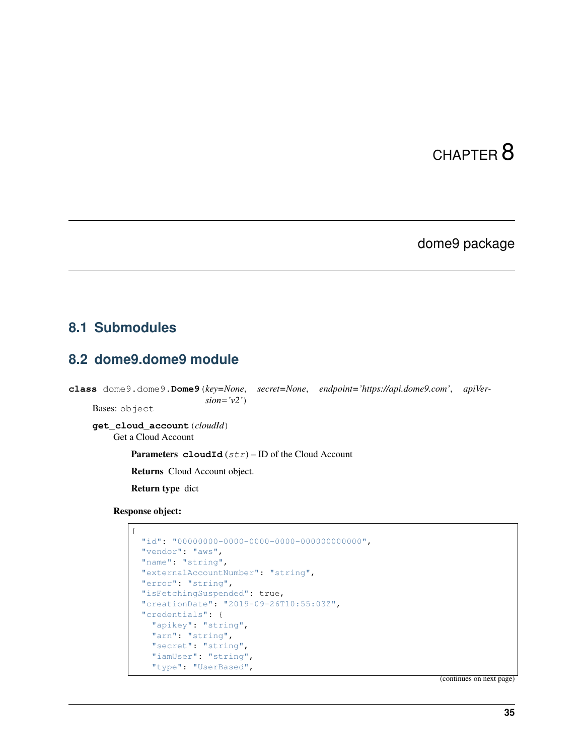# CHAPTER 8

# dome9 package

## 8.1 Submodules

## 8.2 dome9.dome9 module

**class** dome9.dome9.**Dome9**(*key=None*, *secret=None*, *endpoint='https://api.dome9.com'*, *apiVersion='v2'*)

Bases: object

**get_cloud_account**(*cloudId*)

Get a Cloud Account

**Parameters** **cloudId** (*str*) – ID of the Cloud Account

**Returns** Cloud Account object.

**Return type** dict

**Response object:**

```
{
  "id": "00000000-0000-0000-0000-000000000000",
  "vendor": "aws",
  "name": "string",
  "externalAccountNumber": "string",
  "error": "string",
  "isFetchingSuspended": true,
  "creationDate": "2019-09-26T10:55:03Z",
  "credentials": {
    "apikey": "string",
    "arn": "string",
    "secret": "string",
    "iamUser": "string",
    "type": "UserBased",
```

(continues on next page)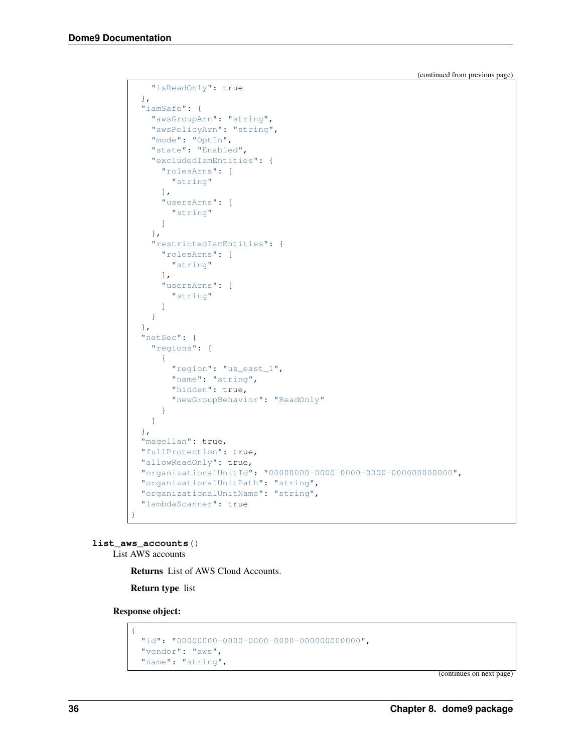(continued from previous page)

```
    "isReadOnly": true
  },
  "iamSafe": {
    "awsGroupArn": "string",
    "awsPolicyArn": "string",
    "mode": "OptIn",
    "state": "Enabled",
    "excludedIamEntities": {
      "rolesArns": [
        "string"
      ],
      "usersArns": [
        "string"
      ]
    },
    "restrictedIamEntities": {
      "rolesArns": [
        "string"
      ],
      "usersArns": [
        "string"
      ]
    }
  },
  "netSec": {
    "regions": [
      {
        "region": "us_east_1",
        "name": "string",
        "hidden": true,
        "newGroupBehavior": "ReadOnly"
      }
    ]
  },
  "magellan": true,
  "fullProtection": true,
  "allowReadOnly": true,
  "organizationalUnitId": "00000000-0000-0000-0000-000000000000",
  "organizationalUnitPath": "string",
  "organizationalUnitName": "string",
  "lambdaScanner": true
}
```

**list_aws_accounts**()

List AWS accounts

**Returns** List of AWS Cloud Accounts.

**Return type** list

**Response object:**

```
{
  "id": "00000000-0000-0000-0000-000000000000",
  "vendor": "aws",
  "name": "string",
```

(continues on next page)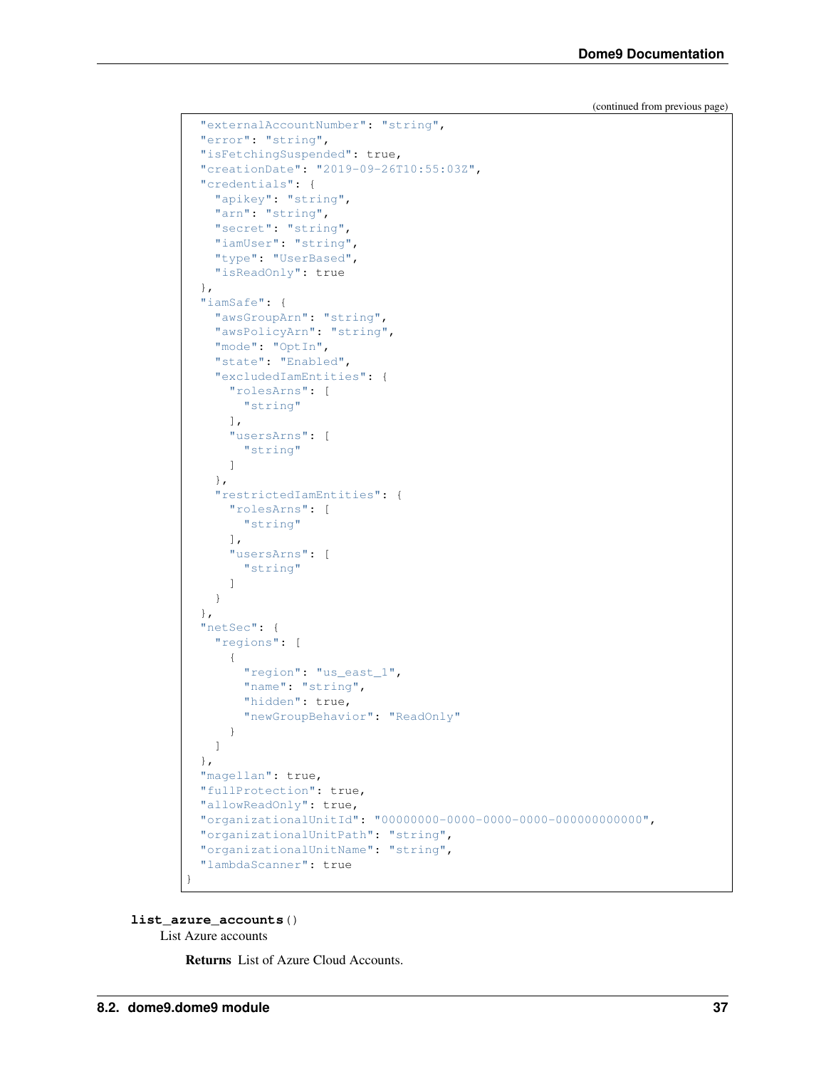(continued from previous page)

```
  "externalAccountNumber": "string",
  "error": "string",
  "isFetchingSuspended": true,
  "creationDate": "2019-09-26T10:55:03Z",
  "credentials": {
    "apikey": "string",
    "arn": "string",
    "secret": "string",
    "iamUser": "string",
    "type": "UserBased",
    "isReadOnly": true
  },
  "iamSafe": {
    "awsGroupArn": "string",
    "awsPolicyArn": "string",
    "mode": "OptIn",
    "state": "Enabled",
    "excludedIamEntities": {
      "rolesArns": [
        "string"
      ],
      "usersArns": [
        "string"
      ]
    },
    "restrictedIamEntities": {
      "rolesArns": [
        "string"
      ],
      "usersArns": [
        "string"
      ]
    }
  },
  "netSec": {
    "regions": [
      {
        "region": "us_east_1",
        "name": "string",
        "hidden": true,
        "newGroupBehavior": "ReadOnly"
      }
    ]
  },
  "magellan": true,
  "fullProtection": true,
  "allowReadOnly": true,
  "organizationalUnitId": "00000000-0000-0000-0000-000000000000",
  "organizationalUnitPath": "string",
  "organizationalUnitName": "string",
  "lambdaScanner": true
}
```

**list_azure_accounts**()

List Azure accounts

**Returns** List of Azure Cloud Accounts.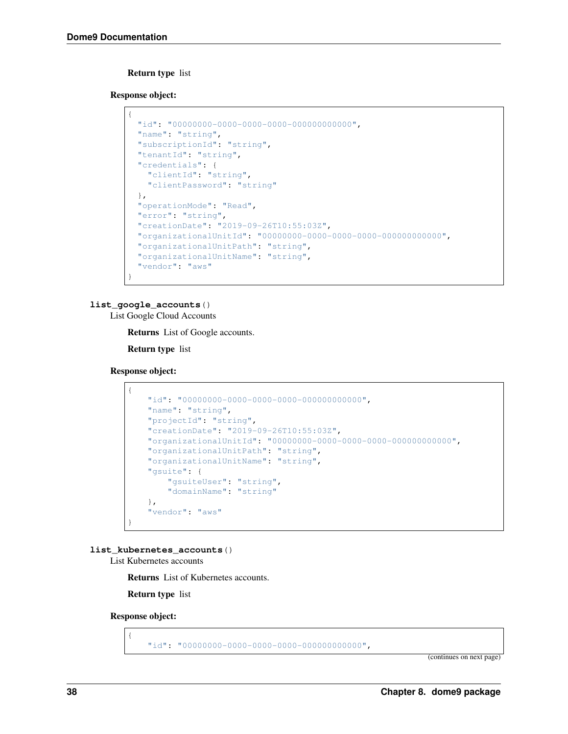**Return type** list

**Response object:**

```
{
  "id": "00000000-0000-0000-0000-000000000000",
  "name": "string",
  "subscriptionId": "string",
  "tenantId": "string",
  "credentials": {
    "clientId": "string",
    "clientPassword": "string"
  },
  "operationMode": "Read",
  "error": "string",
  "creationDate": "2019-09-26T10:55:03Z",
  "organizationalUnitId": "00000000-0000-0000-0000-000000000000",
  "organizationalUnitPath": "string",
  "organizationalUnitName": "string",
  "vendor": "aws"
}
```

**list_google_accounts()**

List Google Cloud Accounts

**Returns** List of Google accounts.

**Return type** list

**Response object:**

```
{
    "id": "00000000-0000-0000-0000-000000000000",
    "name": "string",
    "projectId": "string",
    "creationDate": "2019-09-26T10:55:03Z",
    "organizationalUnitId": "00000000-0000-0000-0000-000000000000",
    "organizationalUnitPath": "string",
    "organizationalUnitName": "string",
    "gsuite": {
        "gsuiteUser": "string",
        "domainName": "string"
    },
    "vendor": "aws"
}
```

**list_kubernetes_accounts()**

List Kubernetes accounts

**Returns** List of Kubernetes accounts.

**Return type** list

**Response object:**

```
{
    "id": "00000000-0000-0000-0000-000000000000",
```

(continues on next page)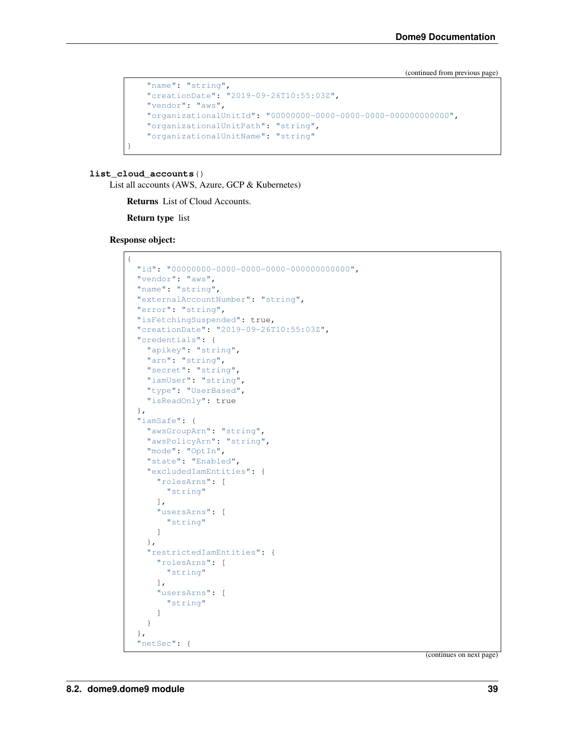(continued from previous page)

```
    "name": "string",
    "creationDate": "2019-09-26T10:55:03Z",
    "vendor": "aws",
    "organizationalUnitId": "00000000-0000-0000-0000-000000000000",
    "organizationalUnitPath": "string",
    "organizationalUnitName": "string"
}
```

**list_cloud_accounts**()

List all accounts (AWS, Azure, GCP & Kubernetes)

**Returns** List of Cloud Accounts.

**Return type** list

**Response object:**

```
{
  "id": "00000000-0000-0000-0000-000000000000",
  "vendor": "aws",
  "name": "string",
  "externalAccountNumber": "string",
  "error": "string",
  "isFetchingSuspended": true,
  "creationDate": "2019-09-26T10:55:03Z",
  "credentials": {
    "apikey": "string",
    "arn": "string",
    "secret": "string",
    "iamUser": "string",
    "type": "UserBased",
    "isReadOnly": true
  },
  "iamSafe": {
    "awsGroupArn": "string",
    "awsPolicyArn": "string",
    "mode": "OptIn",
    "state": "Enabled",
    "excludedIamEntities": {
      "rolesArns": [
        "string"
      ],
      "usersArns": [
        "string"
      ]
    },
    "restrictedIamEntities": {
      "rolesArns": [
        "string"
      ],
      "usersArns": [
        "string"
      ]
    }
  },
  "netSec": {
```

(continues on next page)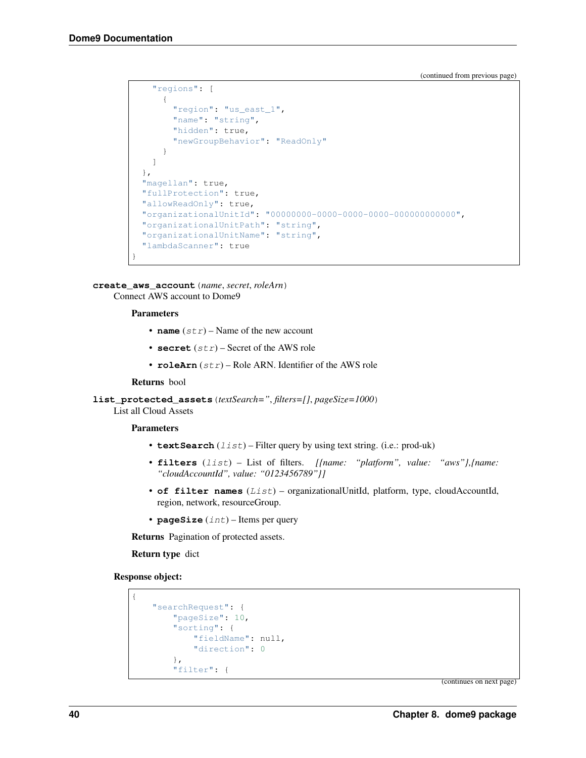(continued from previous page)

```
    "regions": [
      {
        "region": "us_east_1",
        "name": "string",
        "hidden": true,
        "newGroupBehavior": "ReadOnly"
      }
    ]
  },
  "magellan": true,
  "fullProtection": true,
  "allowReadOnly": true,
  "organizationalUnitId": "00000000-0000-0000-0000-000000000000",
  "organizationalUnitPath": "string",
  "organizationalUnitName": "string",
  "lambdaScanner": true
}
```

**create_aws_account** (*name*, *secret*, *roleArn*)

Connect AWS account to Dome9

**Parameters**

- **name** (*str*) – Name of the new account
- **secret** (*str*) – Secret of the AWS role
- **roleArn** (*str*) – Role ARN. Identifier of the AWS role

**Returns** bool

**list_protected_assets** (*textSearch=''*, *filters=[]*, *pageSize=1000*)

List all Cloud Assets

**Parameters**

- **textSearch** (*list*) – Filter query by using text string. (i.e.: prod-uk)
- **filters** (*list*) – List of filters. *[{name: "platform", value: "aws"},{name: "cloudAccountId", value: "0123456789"}]*
- **of filter names** (*List*) – organizationalUnitId, platform, type, cloudAccountId, region, network, resourceGroup.
- **pageSize** (*int*) – Items per query

**Returns** Pagination of protected assets.

**Return type** dict

**Response object:**

```
{
    "searchRequest": {
        "pageSize": 10,
        "sorting": {
            "fieldName": null,
            "direction": 0
        },
        "filter": {
```

(continues on next page)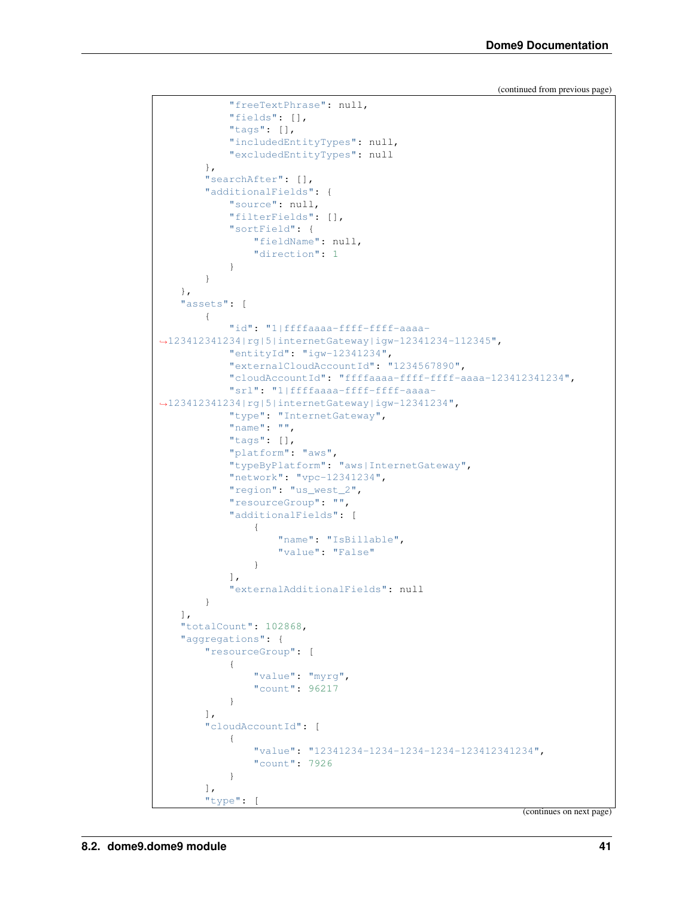(continued from previous page)

```
            "freeTextPhrase": null,
            "fields": [],
            "tags": [],
            "includedEntityTypes": null,
            "excludedEntityTypes": null
        },
        "searchAfter": [],
        "additionalFields": {
            "source": null,
            "filterFields": [],
            "sortField": {
                "fieldName": null,
                "direction": 1
            }
        }
    },
    "assets": [
        {
            "id": "1|ffffaaaa-ffff-ffff-aaaa-
→123412341234|rg|5|internetGateway|igw-12341234-112345",
            "entityId": "igw-12341234",
            "externalCloudAccountId": "1234567890",
            "cloudAccountId": "ffffaaaa-ffff-ffff-aaaa-123412341234",
            "srl": "1|ffffaaaa-ffff-ffff-aaaa-
→123412341234|rg|5|internetGateway|igw-12341234",
            "type": "InternetGateway",
            "name": "",
            "tags": [],
            "platform": "aws",
            "typeByPlatform": "aws|InternetGateway",
            "network": "vpc-12341234",
            "region": "us_west_2",
            "resourceGroup": "",
            "additionalFields": [
                {
                    "name": "IsBillable",
                    "value": "False"
                }
            ],
            "externalAdditionalFields": null
        }
    ],
    "totalCount": 102868,
    "aggregations": {
        "resourceGroup": [
            {
                "value": "myrg",
                "count": 96217
            }
        ],
        "cloudAccountId": [
            {
                "value": "12341234-1234-1234-1234-123412341234",
                "count": 7926
            }
        ],
        "type": [
```

(continues on next page)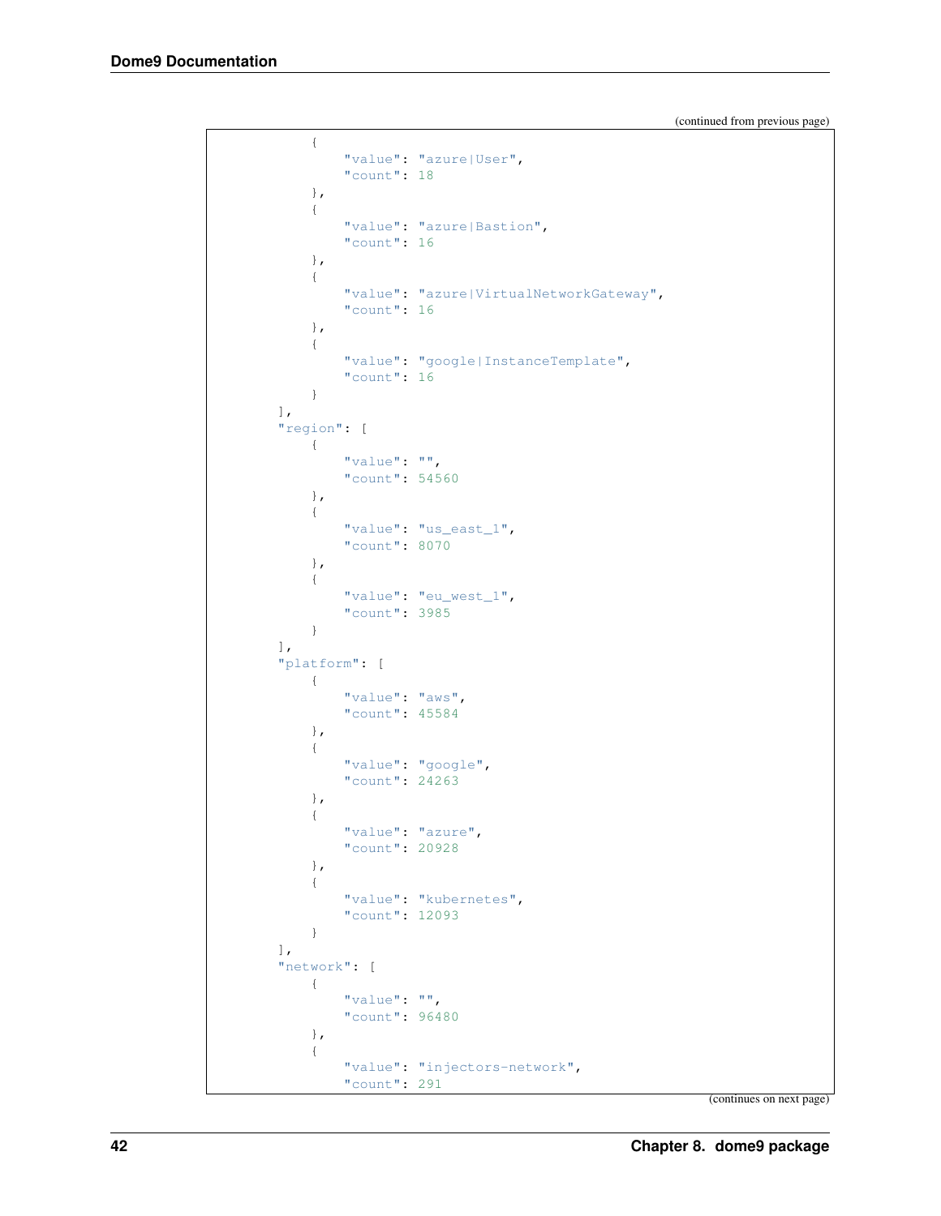(continued from previous page)

```
            {
                "value": "azure|User",
                "count": 18
            },
            {
                "value": "azure|Bastion",
                "count": 16
            },
            {
                "value": "azure|VirtualNetworkGateway",
                "count": 16
            },
            {
                "value": "google|InstanceTemplate",
                "count": 16
            }
        ],
        "region": [
            {
                "value": "",
                "count": 54560
            },
            {
                "value": "us_east_1",
                "count": 8070
            },
            {
                "value": "eu_west_1",
                "count": 3985
            }
        ],
        "platform": [
            {
                "value": "aws",
                "count": 45584
            },
            {
                "value": "google",
                "count": 24263
            },
            {
                "value": "azure",
                "count": 20928
            },
            {
                "value": "kubernetes",
                "count": 12093
            }
        ],
        "network": [
            {
                "value": "",
                "count": 96480
            },
            {
                "value": "injectors-network",
                "count": 291
```

(continues on next page)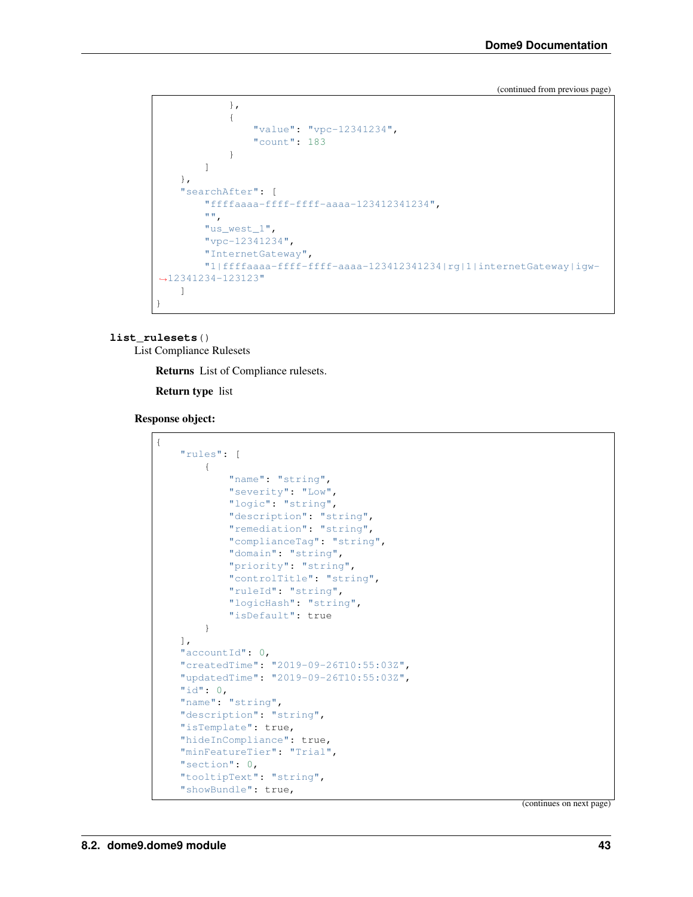(continued from previous page)

```
            },
            {
                "value": "vpc-12341234",
                "count": 183
            }
        ]
    },
    "searchAfter": [
        "ffffaaaa-ffff-ffff-aaaa-123412341234",
        "",
        "us_west_1",
        "vpc-12341234",
        "InternetGateway",
        "1|ffffaaaa-ffff-ffff-aaaa-123412341234|rg|1|internetGateway|igw-
↪12341234-123123"
    ]
}
```

**list_rulesets**()
List Compliance Rulesets

**Returns** List of Compliance rulesets.

**Return type** list

**Response object:**

```
{
    "rules": [
        {
            "name": "string",
            "severity": "Low",
            "logic": "string",
            "description": "string",
            "remediation": "string",
            "complianceTag": "string",
            "domain": "string",
            "priority": "string",
            "controlTitle": "string",
            "ruleId": "string",
            "logicHash": "string",
            "isDefault": true
        }
    ],
    "accountId": 0,
    "createdTime": "2019-09-26T10:55:03Z",
    "updatedTime": "2019-09-26T10:55:03Z",
    "id": 0,
    "name": "string",
    "description": "string",
    "isTemplate": true,
    "hideInCompliance": true,
    "minFeatureTier": "Trial",
    "section": 0,
    "tooltipText": "string",
    "showBundle": true,
```

(continues on next page)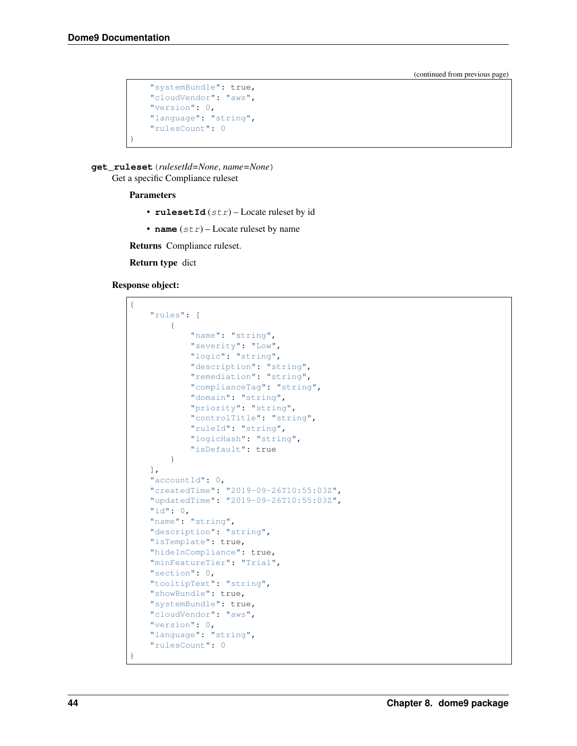(continued from previous page)

```
    "systemBundle": true,
    "cloudVendor": "aws",
    "version": 0,
    "language": "string",
    "rulesCount": 0
}
```

**get_ruleset** (*rulesetId=None*, *name=None*)

Get a specific Compliance ruleset

**Parameters**

- **rulesetId** (*str*) – Locate ruleset by id
- **name** (*str*) – Locate ruleset by name

**Returns** Compliance ruleset.

**Return type** dict

**Response object:**

```
{
    "rules": [
        {
            "name": "string",
            "severity": "Low",
            "logic": "string",
            "description": "string",
            "remediation": "string",
            "complianceTag": "string",
            "domain": "string",
            "priority": "string",
            "controlTitle": "string",
            "ruleId": "string",
            "logicHash": "string",
            "isDefault": true
        }
    ],
    "accountId": 0,
    "createdTime": "2019-09-26T10:55:03Z",
    "updatedTime": "2019-09-26T10:55:03Z",
    "id": 0,
    "name": "string",
    "description": "string",
    "isTemplate": true,
    "hideInCompliance": true,
    "minFeatureTier": "Trial",
    "section": 0,
    "tooltipText": "string",
    "showBundle": true,
    "systemBundle": true,
    "cloudVendor": "aws",
    "version": 0,
    "language": "string",
    "rulesCount": 0
}
```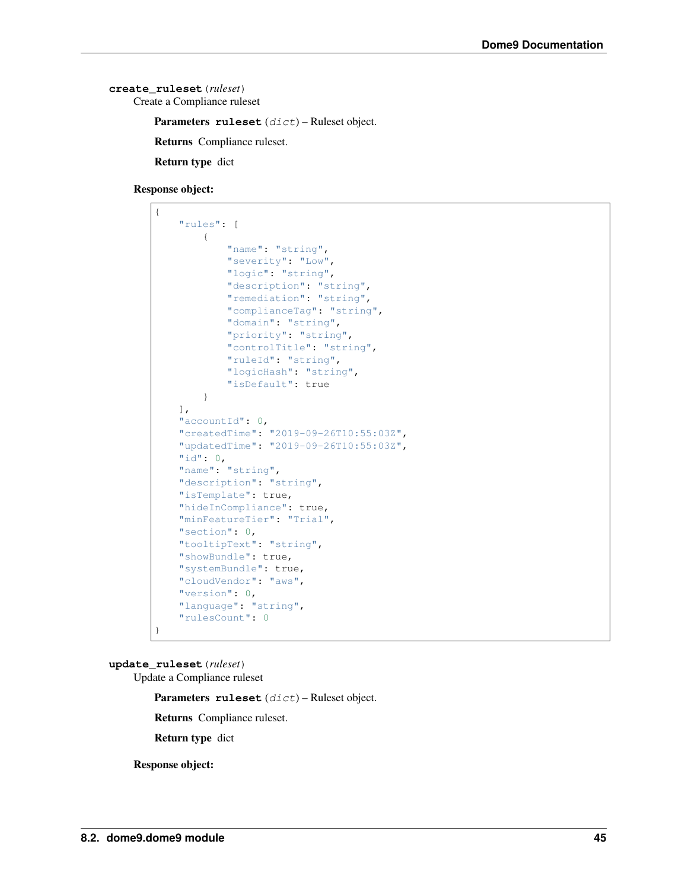**create_ruleset**(*ruleset*)

Create a Compliance ruleset

**Parameters** **ruleset** (*dict*) – Ruleset object.

**Returns** Compliance ruleset.

**Return type** dict

**Response object:**

```
{
    "rules": [
        {
            "name": "string",
            "severity": "Low",
            "logic": "string",
            "description": "string",
            "remediation": "string",
            "complianceTag": "string",
            "domain": "string",
            "priority": "string",
            "controlTitle": "string",
            "ruleId": "string",
            "logicHash": "string",
            "isDefault": true
        }
    ],
    "accountId": 0,
    "createdTime": "2019-09-26T10:55:03Z",
    "updatedTime": "2019-09-26T10:55:03Z",
    "id": 0,
    "name": "string",
    "description": "string",
    "isTemplate": true,
    "hideInCompliance": true,
    "minFeatureTier": "Trial",
    "section": 0,
    "tooltipText": "string",
    "showBundle": true,
    "systemBundle": true,
    "cloudVendor": "aws",
    "version": 0,
    "language": "string",
    "rulesCount": 0
}
```

**update_ruleset**(*ruleset*)

Update a Compliance ruleset

**Parameters** **ruleset** (*dict*) – Ruleset object.

**Returns** Compliance ruleset.

**Return type** dict

**Response object:**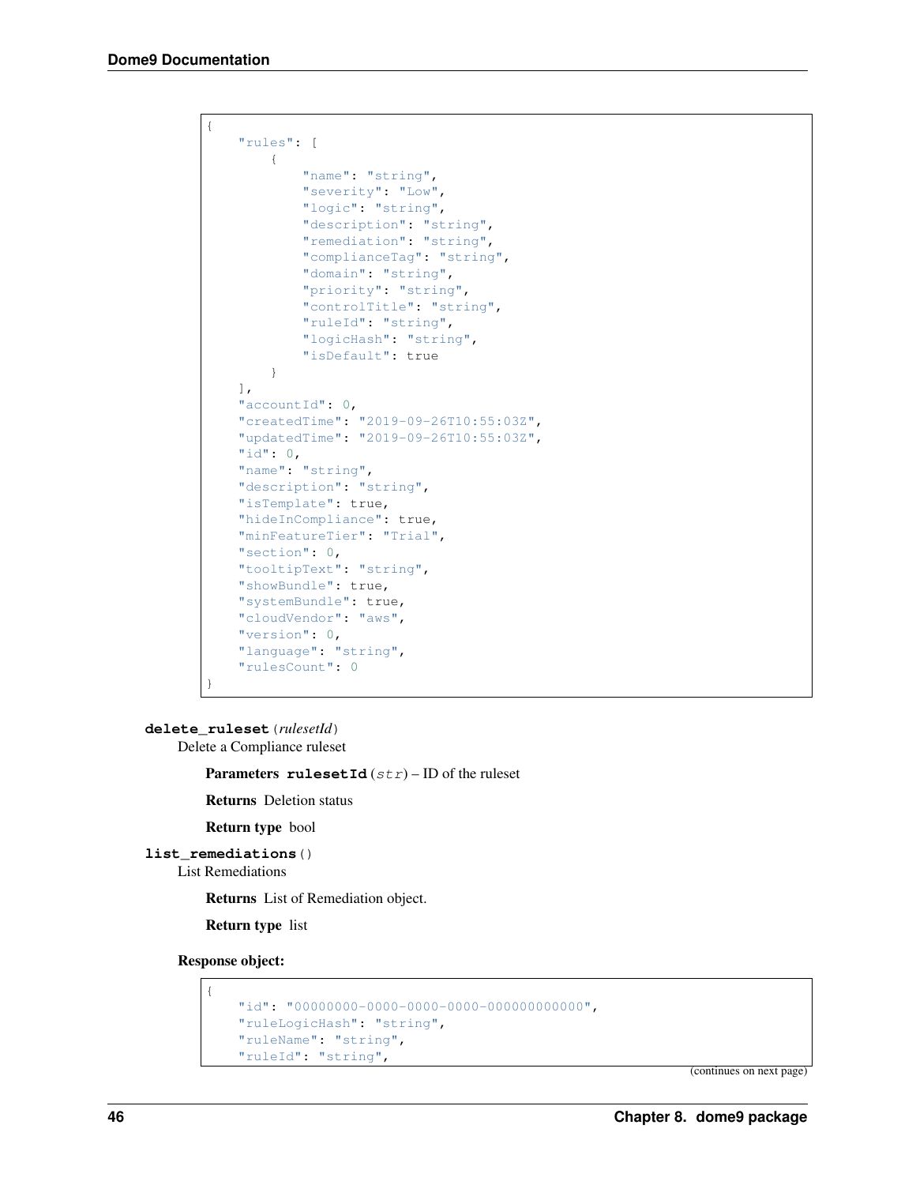```
{
    "rules": [
        {
            "name": "string",
            "severity": "Low",
            "logic": "string",
            "description": "string",
            "remediation": "string",
            "complianceTag": "string",
            "domain": "string",
            "priority": "string",
            "controlTitle": "string",
            "ruleId": "string",
            "logicHash": "string",
            "isDefault": true
        }
    ],
    "accountId": 0,
    "createdTime": "2019-09-26T10:55:03Z",
    "updatedTime": "2019-09-26T10:55:03Z",
    "id": 0,
    "name": "string",
    "description": "string",
    "isTemplate": true,
    "hideInCompliance": true,
    "minFeatureTier": "Trial",
    "section": 0,
    "tooltipText": "string",
    "showBundle": true,
    "systemBundle": true,
    "cloudVendor": "aws",
    "version": 0,
    "language": "string",
    "rulesCount": 0
}
```

**delete_ruleset**(*rulesetId*)

Delete a Compliance ruleset

**Parameters** **rulesetId** (*str*) – ID of the ruleset

**Returns** Deletion status

**Return type** bool

**list_remediations**()

List Remediations

**Returns** List of Remediation object.

**Return type** list

**Response object:**

```
{
    "id": "00000000-0000-0000-0000-000000000000",
    "ruleLogicHash": "string",
    "ruleName": "string",
    "ruleId": "string",
```

(continues on next page)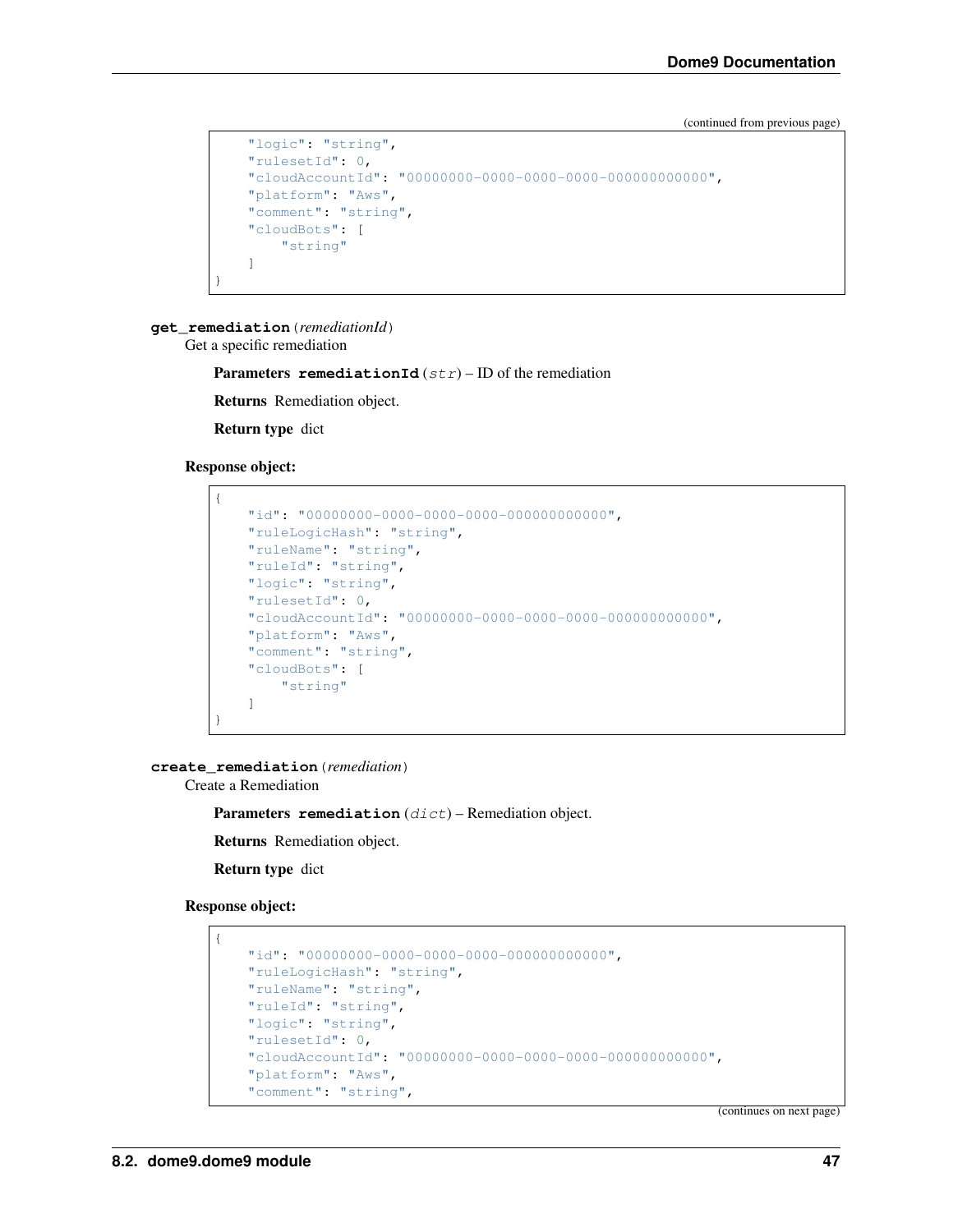(continued from previous page)

```
    "logic": "string",
    "rulesetId": 0,
    "cloudAccountId": "00000000-0000-0000-0000-000000000000",
    "platform": "Aws",
    "comment": "string",
    "cloudBots": [
        "string"
    ]
}
```

**get_remediation** (*remediationId*)

Get a specific remediation

**Parameters** **remediationId** (*str*) – ID of the remediation

**Returns** Remediation object.

**Return type** dict

**Response object:**

```
{
    "id": "00000000-0000-0000-0000-000000000000",
    "ruleLogicHash": "string",
    "ruleName": "string",
    "ruleId": "string",
    "logic": "string",
    "rulesetId": 0,
    "cloudAccountId": "00000000-0000-0000-0000-000000000000",
    "platform": "Aws",
    "comment": "string",
    "cloudBots": [
        "string"
    ]
}
```

**create_remediation** (*remediation*)

Create a Remediation

**Parameters** **remediation** (*dict*) – Remediation object.

**Returns** Remediation object.

**Return type** dict

**Response object:**

```
{
    "id": "00000000-0000-0000-0000-000000000000",
    "ruleLogicHash": "string",
    "ruleName": "string",
    "ruleId": "string",
    "logic": "string",
    "rulesetId": 0,
    "cloudAccountId": "00000000-0000-0000-0000-000000000000",
    "platform": "Aws",
    "comment": "string",
```

(continues on next page)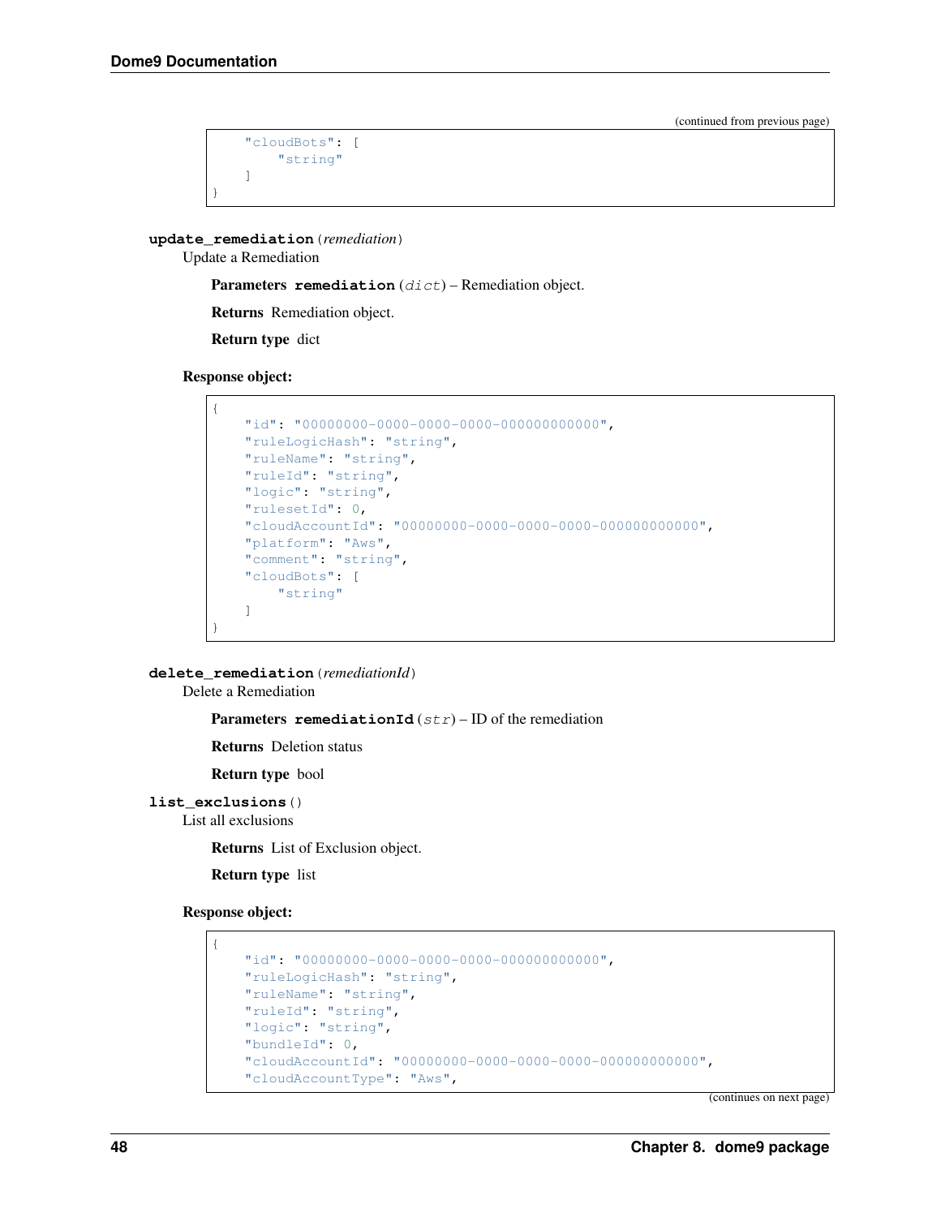(continued from previous page)

```
    "cloudBots": [
        "string"
    ]
}
```

**update_remediation**(*remediation*)

Update a Remediation

**Parameters** **remediation** (*dict*) – Remediation object.

**Returns** Remediation object.

**Return type** dict

**Response object:**

```
{
    "id": "00000000-0000-0000-0000-000000000000",
    "ruleLogicHash": "string",
    "ruleName": "string",
    "ruleId": "string",
    "logic": "string",
    "rulesetId": 0,
    "cloudAccountId": "00000000-0000-0000-0000-000000000000",
    "platform": "Aws",
    "comment": "string",
    "cloudBots": [
        "string"
    ]
}
```

**delete_remediation**(*remediationId*)

Delete a Remediation

**Parameters** **remediationId** (*str*) – ID of the remediation

**Returns** Deletion status

**Return type** bool

**list_exclusions**()

List all exclusions

**Returns** List of Exclusion object.

**Return type** list

**Response object:**

```
{
    "id": "00000000-0000-0000-0000-000000000000",
    "ruleLogicHash": "string",
    "ruleName": "string",
    "ruleId": "string",
    "logic": "string",
    "bundleId": 0,
    "cloudAccountId": "00000000-0000-0000-0000-000000000000",
    "cloudAccountType": "Aws",
```

(continues on next page)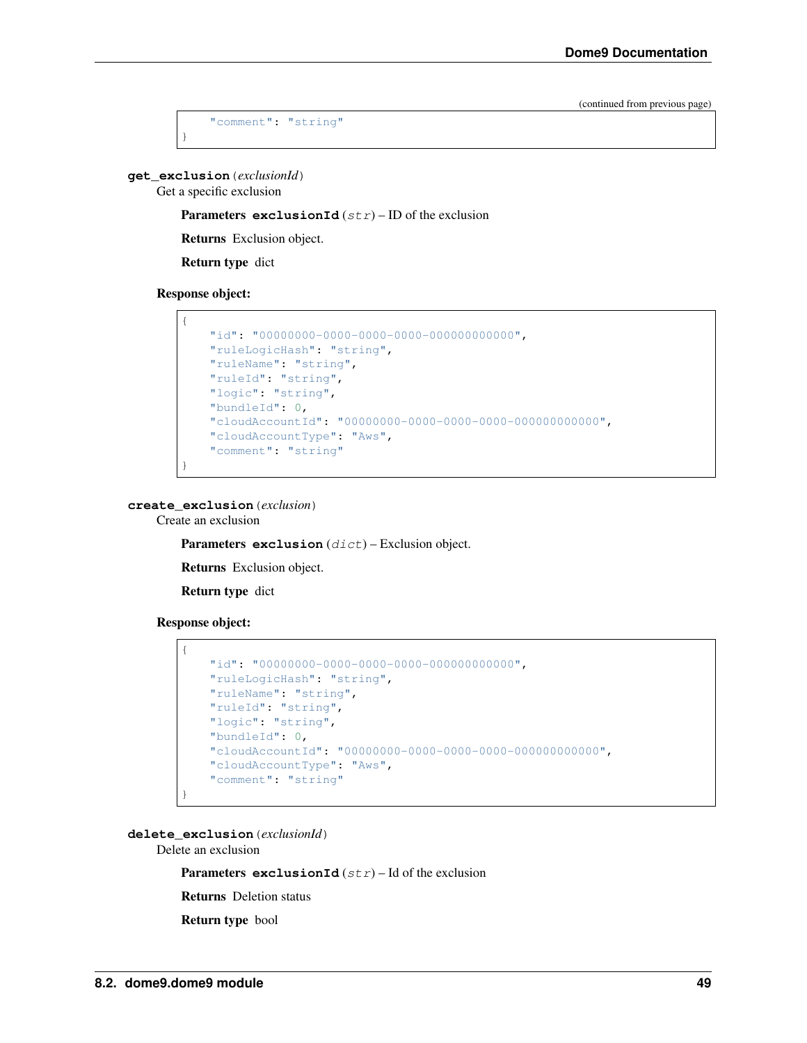(continued from previous page)

```
    "comment": "string"
}
```

**get_exclusion**(*exclusionId*)

Get a specific exclusion

**Parameters** **exclusionId** (*str*) – ID of the exclusion

**Returns** Exclusion object.

**Return type** dict

**Response object:**

```
{
    "id": "00000000-0000-0000-0000-000000000000",
    "ruleLogicHash": "string",
    "ruleName": "string",
    "ruleId": "string",
    "logic": "string",
    "bundleId": 0,
    "cloudAccountId": "00000000-0000-0000-0000-000000000000",
    "cloudAccountType": "Aws",
    "comment": "string"
}
```

**create_exclusion**(*exclusion*)

Create an exclusion

**Parameters** **exclusion** (*dict*) – Exclusion object.

**Returns** Exclusion object.

**Return type** dict

**Response object:**

```
{
    "id": "00000000-0000-0000-0000-000000000000",
    "ruleLogicHash": "string",
    "ruleName": "string",
    "ruleId": "string",
    "logic": "string",
    "bundleId": 0,
    "cloudAccountId": "00000000-0000-0000-0000-000000000000",
    "cloudAccountType": "Aws",
    "comment": "string"
}
```

**delete_exclusion**(*exclusionId*)

Delete an exclusion

**Parameters** **exclusionId** (*str*) – Id of the exclusion

**Returns** Deletion status

**Return type** bool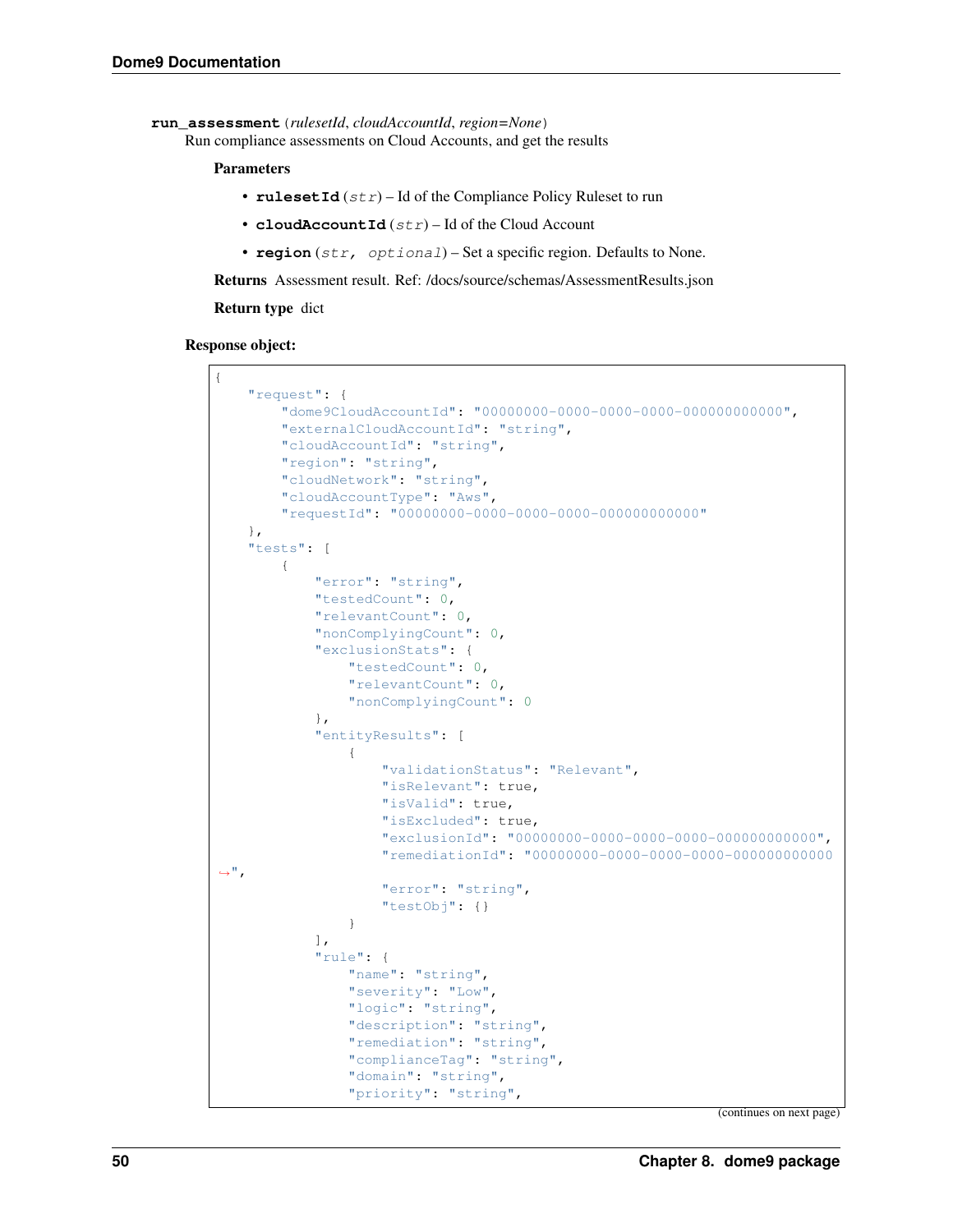**run_assessment**(*rulesetId*, *cloudAccountId*, *region=None*)

Run compliance assessments on Cloud Accounts, and get the results

**Parameters**

- **rulesetId** (*str*) – Id of the Compliance Policy Ruleset to run
- **cloudAccountId** (*str*) – Id of the Cloud Account
- **region** (*str, optional*) – Set a specific region. Defaults to None.

**Returns** Assessment result. Ref: /docs/source/schemas/AssessmentResults.json

**Return type** dict

**Response object:**

```
{
    "request": {
        "dome9CloudAccountId": "00000000-0000-0000-0000-000000000000",
        "externalCloudAccountId": "string",
        "cloudAccountId": "string",
        "region": "string",
        "cloudNetwork": "string",
        "cloudAccountType": "Aws",
        "requestId": "00000000-0000-0000-0000-000000000000"
    },
    "tests": [
        {
            "error": "string",
            "testedCount": 0,
            "relevantCount": 0,
            "nonComplyingCount": 0,
            "exclusionStats": {
                "testedCount": 0,
                "relevantCount": 0,
                "nonComplyingCount": 0
            },
            "entityResults": [
                {
                    "validationStatus": "Relevant",
                    "isRelevant": true,
                    "isValid": true,
                    "isExcluded": true,
                    "exclusionId": "00000000-0000-0000-0000-000000000000",
                    "remediationId": "00000000-0000-0000-0000-000000000000
↪",
                    "error": "string",
                    "testObj": {}
                }
            ],
            "rule": {
                "name": "string",
                "severity": "Low",
                "logic": "string",
                "description": "string",
                "remediation": "string",
                "complianceTag": "string",
                "domain": "string",
                "priority": "string",
```

(continues on next page)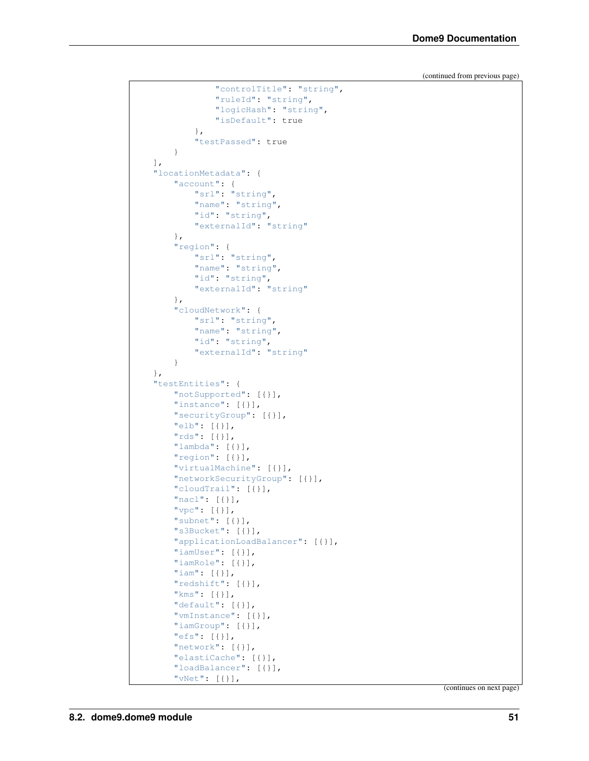(continued from previous page)

```
                "controlTitle": "string",
                "ruleId": "string",
                "logicHash": "string",
                "isDefault": true
            },
            "testPassed": true
        }
    ],
    "locationMetadata": {
        "account": {
            "srl": "string",
            "name": "string",
            "id": "string",
            "externalId": "string"
        },
        "region": {
            "srl": "string",
            "name": "string",
            "id": "string",
            "externalId": "string"
        },
        "cloudNetwork": {
            "srl": "string",
            "name": "string",
            "id": "string",
            "externalId": "string"
        }
    },
    "testEntities": {
        "notSupported": [{}],
        "instance": [{}],
        "securityGroup": [{}],
        "elb": [{}],
        "rds": [{}],
        "lambda": [{}],
        "region": [{}],
        "virtualMachine": [{}],
        "networkSecurityGroup": [{}],
        "cloudTrail": [{}],
        "nacl": [{}],
        "vpc": [{}],
        "subnet": [{}],
        "s3Bucket": [{}],
        "applicationLoadBalancer": [{}],
        "iamUser": [{}],
        "iamRole": [{}],
        "iam": [{}],
        "redshift": [{}],
        "kms": [{}],
        "default": [{}],
        "vmInstance": [{}],
        "iamGroup": [{}],
        "efs": [{}],
        "network": [{}],
        "elastiCache": [{}],
        "loadBalancer": [{}],
        "vNet": [{}],
```

(continues on next page)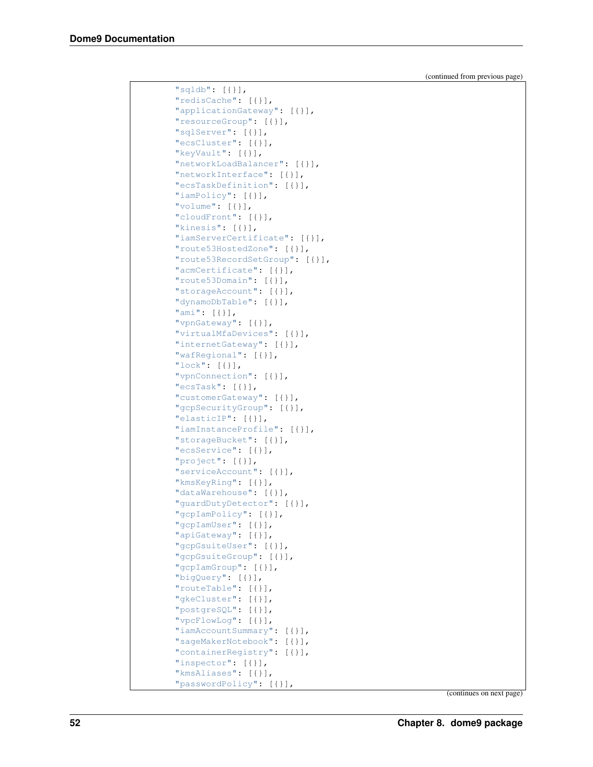(continued from previous page)

```
        "sqldb": [{}],
        "redisCache": [{}],
        "applicationGateway": [{}],
        "resourceGroup": [{}],
        "sqlServer": [{}],
        "ecsCluster": [{}],
        "keyVault": [{}],
        "networkLoadBalancer": [{}],
        "networkInterface": [{}],
        "ecsTaskDefinition": [{}],
        "iamPolicy": [{}],
        "volume": [{}],
        "cloudFront": [{}],
        "kinesis": [{}],
        "iamServerCertificate": [{}],
        "route53HostedZone": [{}],
        "route53RecordSetGroup": [{}],
        "acmCertificate": [{}],
        "route53Domain": [{}],
        "storageAccount": [{}],
        "dynamoDbTable": [{}],
        "ami": [{}],
        "vpnGateway": [{}],
        "virtualMfaDevices": [{}],
        "internetGateway": [{}],
        "wafRegional": [{}],
        "lock": [{}],
        "vpnConnection": [{}],
        "ecsTask": [{}],
        "customerGateway": [{}],
        "gcpSecurityGroup": [{}],
        "elasticIP": [{}],
        "iamInstanceProfile": [{}],
        "storageBucket": [{}],
        "ecsService": [{}],
        "project": [{}],
        "serviceAccount": [{}],
        "kmsKeyRing": [{}],
        "dataWarehouse": [{}],
        "guardDutyDetector": [{}],
        "gcpIamPolicy": [{}],
        "gcpIamUser": [{}],
        "apiGateway": [{}],
        "gcpGsuiteUser": [{}],
        "gcpGsuiteGroup": [{}],
        "gcpIamGroup": [{}],
        "bigQuery": [{}],
        "routeTable": [{}],
        "gkeCluster": [{}],
        "postgreSQL": [{}],
        "vpcFlowLog": [{}],
        "iamAccountSummary": [{}],
        "sageMakerNotebook": [{}],
        "containerRegistry": [{}],
        "inspector": [{}],
        "kmsAliases": [{}],
        "passwordPolicy": [{}],
```

(continues on next page)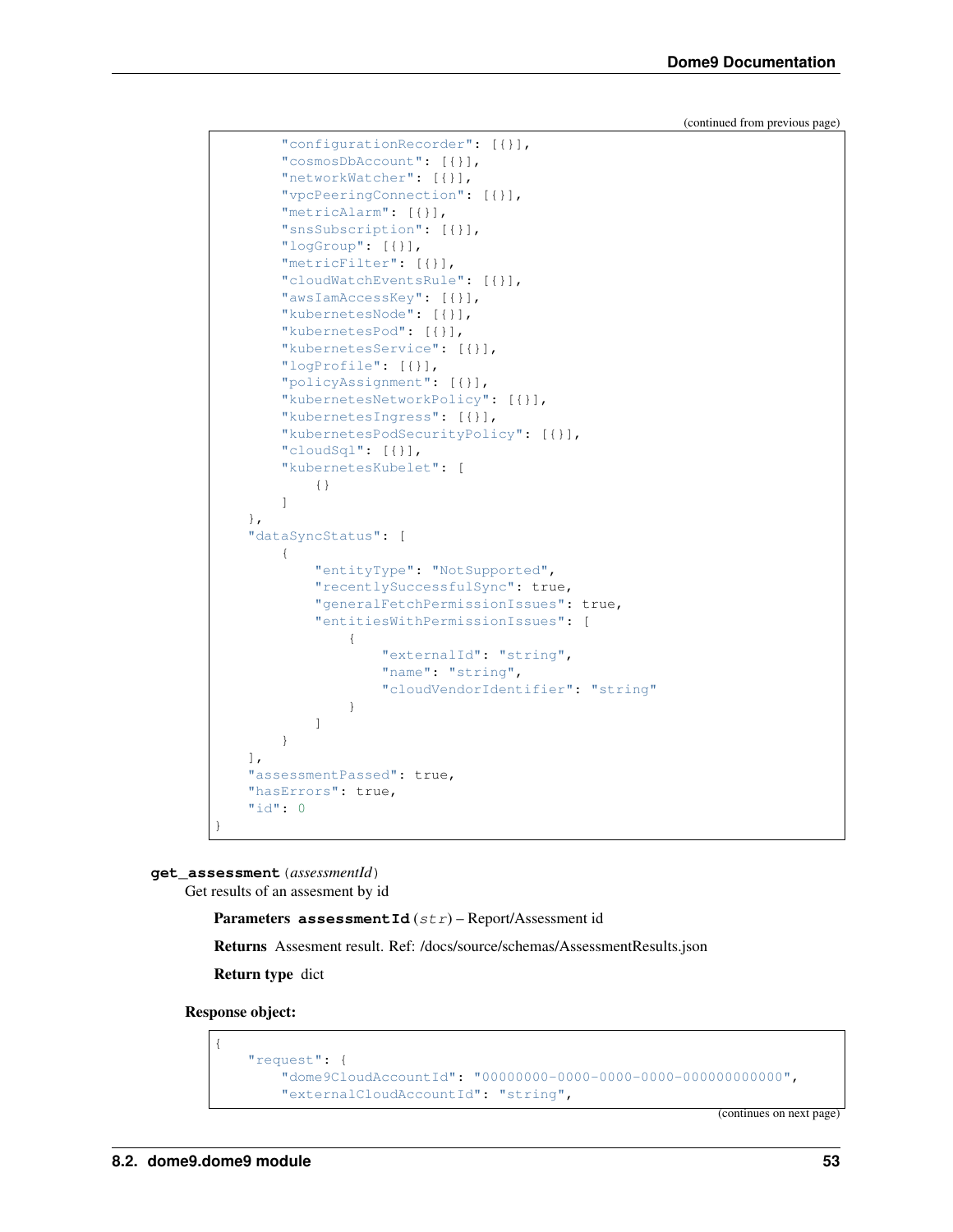(continued from previous page)

```
        "configurationRecorder": [{}],
        "cosmosDbAccount": [{}],
        "networkWatcher": [{}],
        "vpcPeeringConnection": [{}],
        "metricAlarm": [{}],
        "snsSubscription": [{}],
        "logGroup": [{}],
        "metricFilter": [{}],
        "cloudWatchEventsRule": [{}],
        "awsIamAccessKey": [{}],
        "kubernetesNode": [{}],
        "kubernetesPod": [{}],
        "kubernetesService": [{}],
        "logProfile": [{}],
        "policyAssignment": [{}],
        "kubernetesNetworkPolicy": [{}],
        "kubernetesIngress": [{}],
        "kubernetesPodSecurityPolicy": [{}],
        "cloudSql": [{}],
        "kubernetesKubelet": [
            {}
        ]
    },
    "dataSyncStatus": [
        {
            "entityType": "NotSupported",
            "recentlySuccessfulSync": true,
            "generalFetchPermissionIssues": true,
            "entitiesWithPermissionIssues": [
                {
                    "externalId": "string",
                    "name": "string",
                    "cloudVendorIdentifier": "string"
                }
            ]
        }
    ],
    "assessmentPassed": true,
    "hasErrors": true,
    "id": 0
}
```

**get_assessment** (*assessmentId*)

Get results of an assesment by id

**Parameters** **assessmentId** (*str*) – Report/Assessment id

**Returns** Assesment result. Ref: /docs/source/schemas/AssessmentResults.json

**Return type** dict

**Response object:**

```
{
    "request": {
        "dome9CloudAccountId": "00000000-0000-0000-0000-000000000000",
        "externalCloudAccountId": "string",
```

(continues on next page)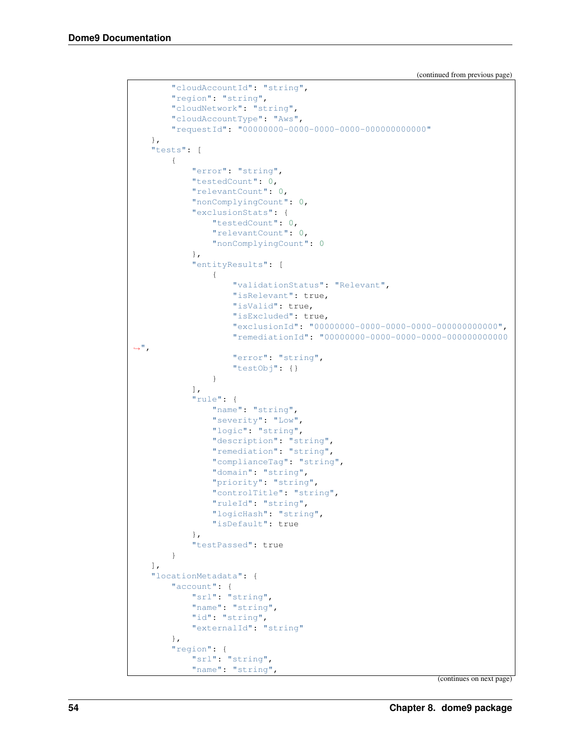(continued from previous page)

```
        "cloudAccountId": "string",
        "region": "string",
        "cloudNetwork": "string",
        "cloudAccountType": "Aws",
        "requestId": "00000000-0000-0000-0000-000000000000"
    },
    "tests": [
        {
            "error": "string",
            "testedCount": 0,
            "relevantCount": 0,
            "nonComplyingCount": 0,
            "exclusionStats": {
                "testedCount": 0,
                "relevantCount": 0,
                "nonComplyingCount": 0
            },
            "entityResults": [
                {
                    "validationStatus": "Relevant",
                    "isRelevant": true,
                    "isValid": true,
                    "isExcluded": true,
                    "exclusionId": "00000000-0000-0000-0000-000000000000",
                    "remediationId": "00000000-0000-0000-0000-000000000000
↪",
                    "error": "string",
                    "testObj": {}
                }
            ],
            "rule": {
                "name": "string",
                "severity": "Low",
                "logic": "string",
                "description": "string",
                "remediation": "string",
                "complianceTag": "string",
                "domain": "string",
                "priority": "string",
                "controlTitle": "string",
                "ruleId": "string",
                "logicHash": "string",
                "isDefault": true
            },
            "testPassed": true
        }
    ],
    "locationMetadata": {
        "account": {
            "srl": "string",
            "name": "string",
            "id": "string",
            "externalId": "string"
        },
        "region": {
            "srl": "string",
            "name": "string",
```

(continues on next page)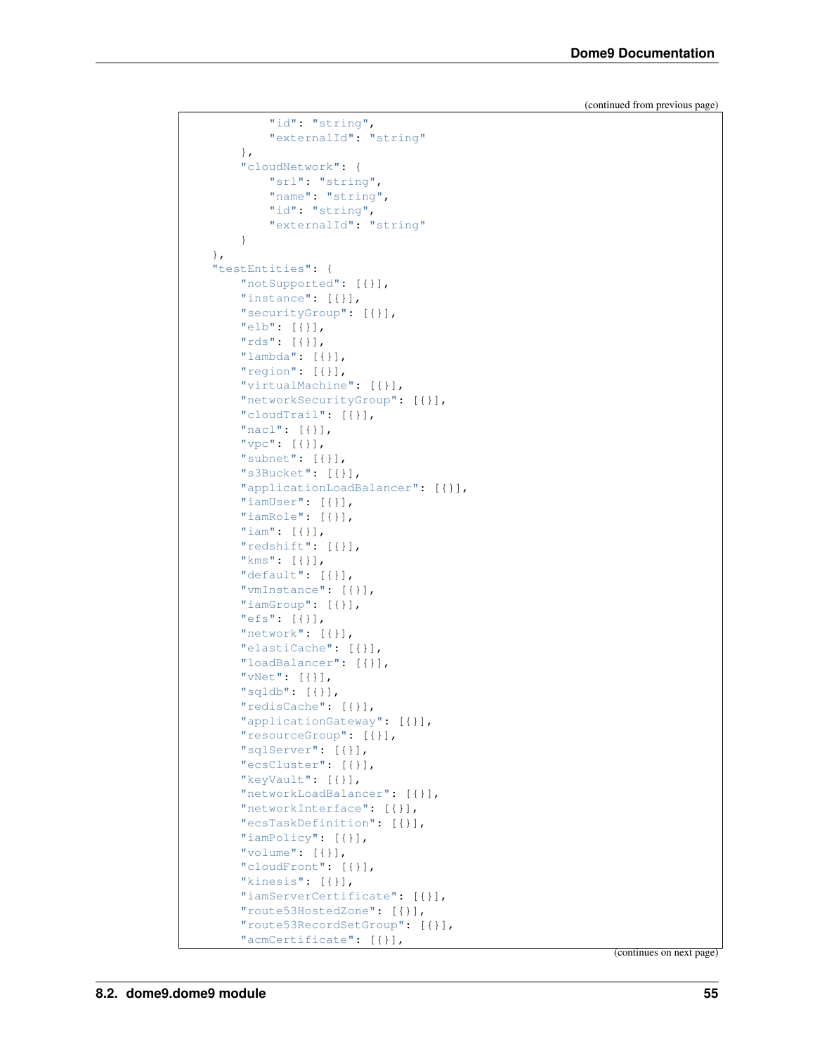(continued from previous page)

```
            "id": "string",
            "externalId": "string"
        },
        "cloudNetwork": {
            "srl": "string",
            "name": "string",
            "id": "string",
            "externalId": "string"
        }
    },
    "testEntities": {
        "notSupported": [{}],
        "instance": [{}],
        "securityGroup": [{}],
        "elb": [{}],
        "rds": [{}],
        "lambda": [{}],
        "region": [{}],
        "virtualMachine": [{}],
        "networkSecurityGroup": [{}],
        "cloudTrail": [{}],
        "nacl": [{}],
        "vpc": [{}],
        "subnet": [{}],
        "s3Bucket": [{}],
        "applicationLoadBalancer": [{}],
        "iamUser": [{}],
        "iamRole": [{}],
        "iam": [{}],
        "redshift": [{}],
        "kms": [{}],
        "default": [{}],
        "vmInstance": [{}],
        "iamGroup": [{}],
        "efs": [{}],
        "network": [{}],
        "elastiCache": [{}],
        "loadBalancer": [{}],
        "vNet": [{}],
        "sqldb": [{}],
        "redisCache": [{}],
        "applicationGateway": [{}],
        "resourceGroup": [{}],
        "sqlServer": [{}],
        "ecsCluster": [{}],
        "keyVault": [{}],
        "networkLoadBalancer": [{}],
        "networkInterface": [{}],
        "ecsTaskDefinition": [{}],
        "iamPolicy": [{}],
        "volume": [{}],
        "cloudFront": [{}],
        "kinesis": [{}],
        "iamServerCertificate": [{}],
        "route53HostedZone": [{}],
        "route53RecordSetGroup": [{}],
        "acmCertificate": [{}],
```

(continues on next page)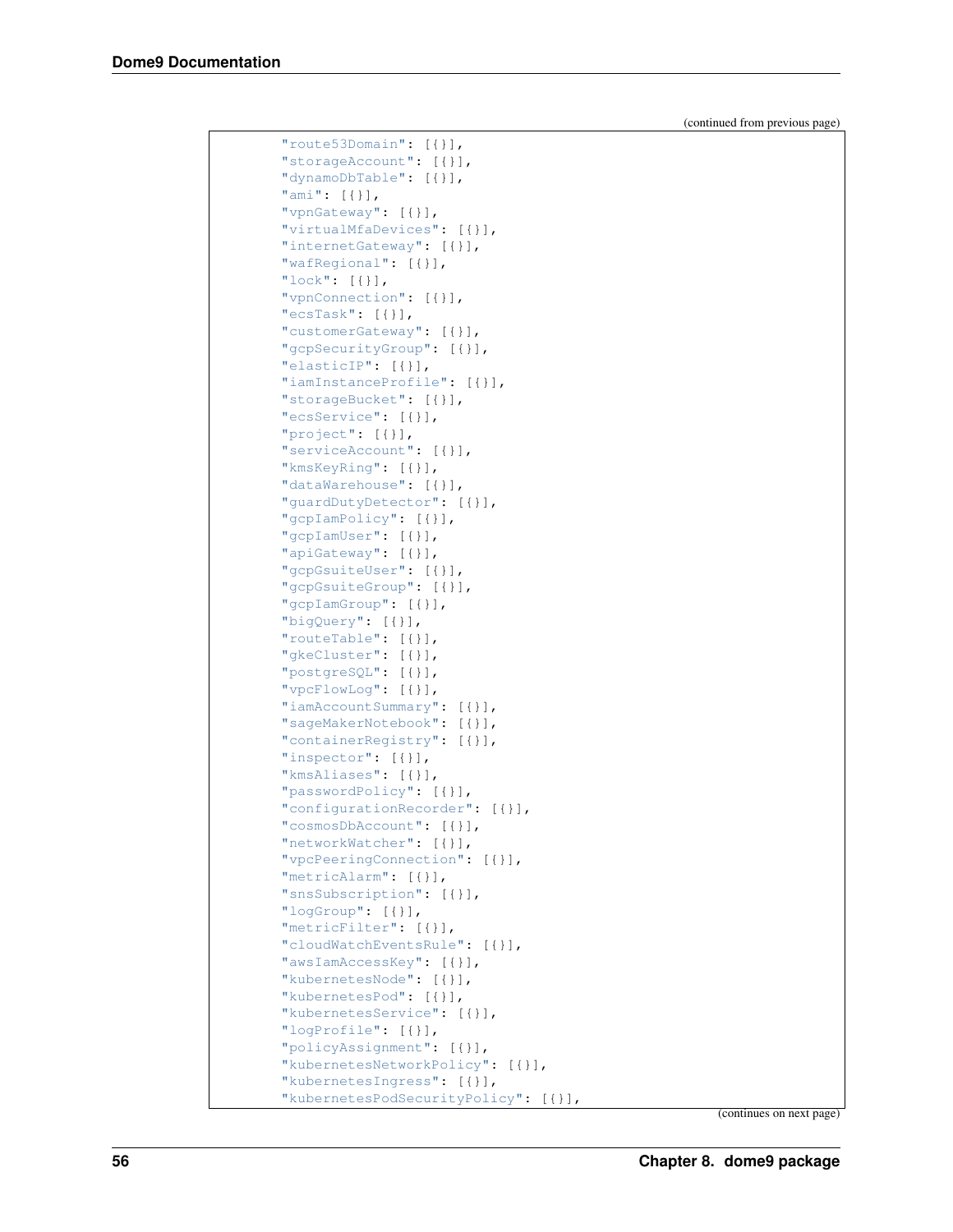(continued from previous page)

```
        "route53Domain": [{}],
        "storageAccount": [{}],
        "dynamoDbTable": [{}],
        "ami": [{}],
        "vpnGateway": [{}],
        "virtualMfaDevices": [{}],
        "internetGateway": [{}],
        "wafRegional": [{}],
        "lock": [{}],
        "vpnConnection": [{}],
        "ecsTask": [{}],
        "customerGateway": [{}],
        "gcpSecurityGroup": [{}],
        "elasticIP": [{}],
        "iamInstanceProfile": [{}],
        "storageBucket": [{}],
        "ecsService": [{}],
        "project": [{}],
        "serviceAccount": [{}],
        "kmsKeyRing": [{}],
        "dataWarehouse": [{}],
        "guardDutyDetector": [{}],
        "gcpIamPolicy": [{}],
        "gcpIamUser": [{}],
        "apiGateway": [{}],
        "gcpGsuiteUser": [{}],
        "gcpGsuiteGroup": [{}],
        "gcpIamGroup": [{}],
        "bigQuery": [{}],
        "routeTable": [{}],
        "gkeCluster": [{}],
        "postgreSQL": [{}],
        "vpcFlowLog": [{}],
        "iamAccountSummary": [{}],
        "sageMakerNotebook": [{}],
        "containerRegistry": [{}],
        "inspector": [{}],
        "kmsAliases": [{}],
        "passwordPolicy": [{}],
        "configurationRecorder": [{}],
        "cosmosDbAccount": [{}],
        "networkWatcher": [{}],
        "vpcPeeringConnection": [{}],
        "metricAlarm": [{}],
        "snsSubscription": [{}],
        "logGroup": [{}],
        "metricFilter": [{}],
        "cloudWatchEventsRule": [{}],
        "awsIamAccessKey": [{}],
        "kubernetesNode": [{}],
        "kubernetesPod": [{}],
        "kubernetesService": [{}],
        "logProfile": [{}],
        "policyAssignment": [{}],
        "kubernetesNetworkPolicy": [{}],
        "kubernetesIngress": [{}],
        "kubernetesPodSecurityPolicy": [{}],
```

(continues on next page)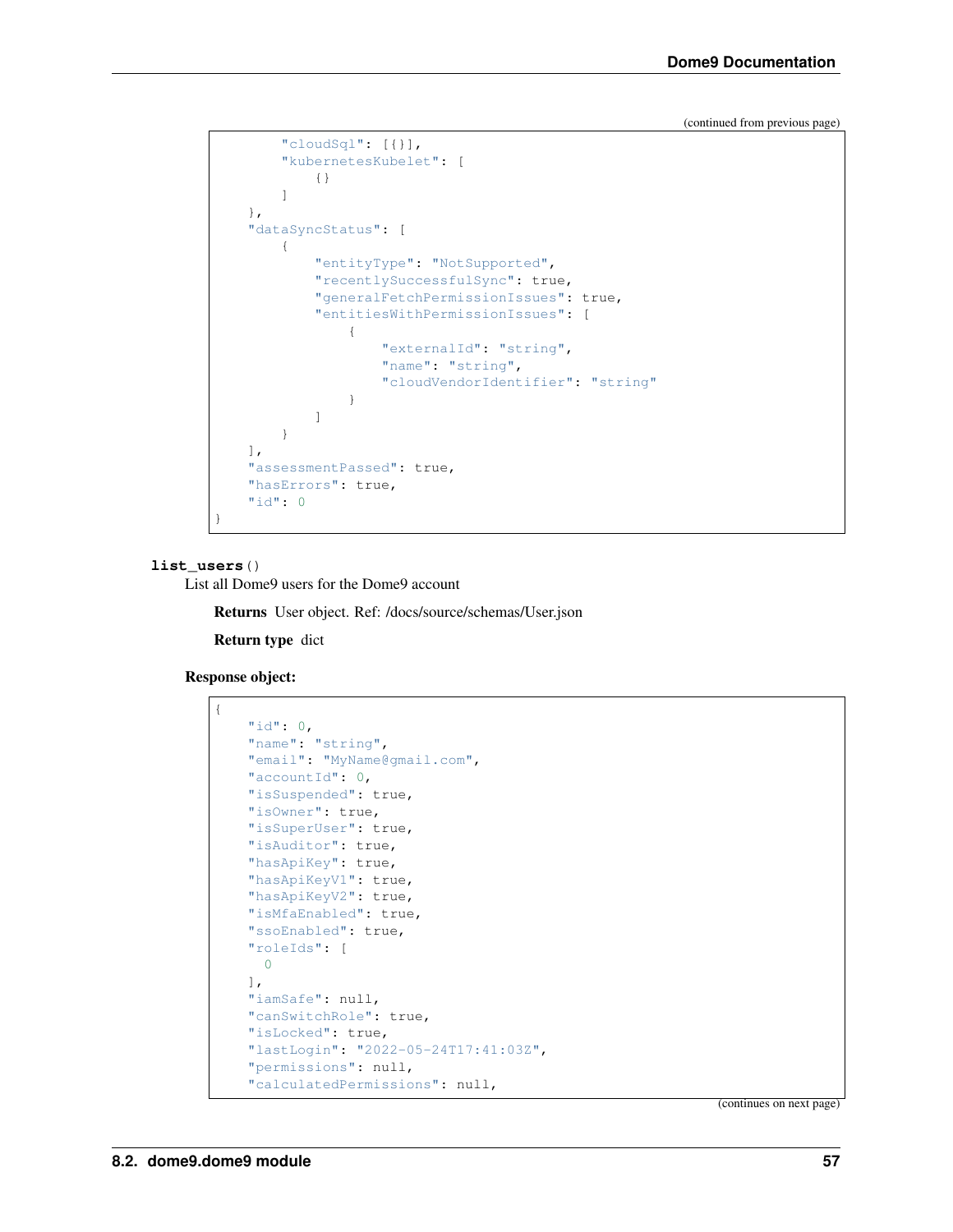(continued from previous page)

```
        "cloudSql": [{}],
        "kubernetesKubelet": [
            {}
        ]
    },
    "dataSyncStatus": [
        {
            "entityType": "NotSupported",
            "recentlySuccessfulSync": true,
            "generalFetchPermissionIssues": true,
            "entitiesWithPermissionIssues": [
                {
                    "externalId": "string",
                    "name": "string",
                    "cloudVendorIdentifier": "string"
                }
            ]
        }
    ],
    "assessmentPassed": true,
    "hasErrors": true,
    "id": 0
}
```

**list_users**()

List all Dome9 users for the Dome9 account

**Returns** User object. Ref: /docs/source/schemas/User.json

**Return type** dict

**Response object:**

```
{
    "id": 0,
    "name": "string",
    "email": "MyName@gmail.com",
    "accountId": 0,
    "isSuspended": true,
    "isOwner": true,
    "isSuperUser": true,
    "isAuditor": true,
    "hasApiKey": true,
    "hasApiKeyV1": true,
    "hasApiKeyV2": true,
    "isMfaEnabled": true,
    "ssoEnabled": true,
    "roleIds": [
      0
    ],
    "iamSafe": null,
    "canSwitchRole": true,
    "isLocked": true,
    "lastLogin": "2022-05-24T17:41:03Z",
    "permissions": null,
    "calculatedPermissions": null,
```

(continues on next page)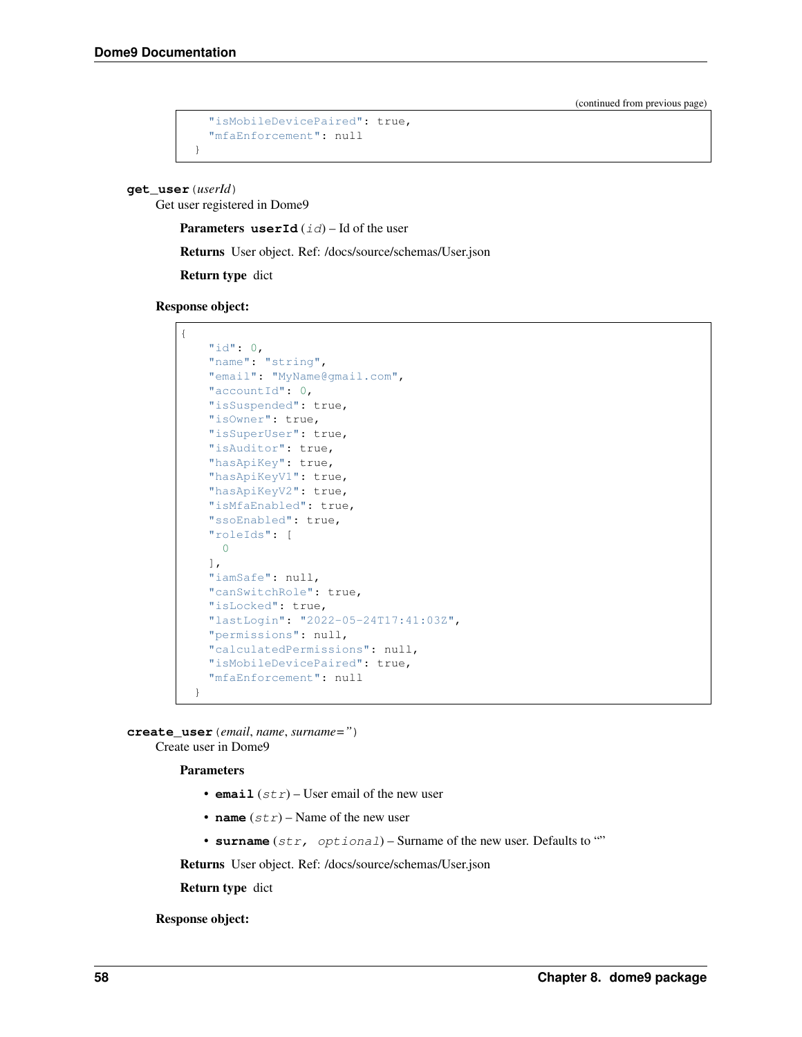(continued from previous page)

```
    "isMobileDevicePaired": true,
    "mfaEnforcement": null
  }
```

**get_user** (*userId*)
Get user registered in Dome9

**Parameters** **userId** (*id*) – Id of the user

**Returns** User object. Ref: /docs/source/schemas/User.json

**Return type** dict

**Response object:**

```
{
    "id": 0,
    "name": "string",
    "email": "MyName@gmail.com",
    "accountId": 0,
    "isSuspended": true,
    "isOwner": true,
    "isSuperUser": true,
    "isAuditor": true,
    "hasApiKey": true,
    "hasApiKeyV1": true,
    "hasApiKeyV2": true,
    "isMfaEnabled": true,
    "ssoEnabled": true,
    "roleIds": [
      0
    ],
    "iamSafe": null,
    "canSwitchRole": true,
    "isLocked": true,
    "lastLogin": "2022-05-24T17:41:03Z",
    "permissions": null,
    "calculatedPermissions": null,
    "isMobileDevicePaired": true,
    "mfaEnforcement": null
  }
```

**create_user** (*email*, *name*, *surname=''*)
Create user in Dome9

**Parameters**

- **email** (*str*) – User email of the new user
- **name** (*str*) – Name of the new user
- **surname** (*str, optional*) – Surname of the new user. Defaults to ""

**Returns** User object. Ref: /docs/source/schemas/User.json

**Return type** dict

**Response object:**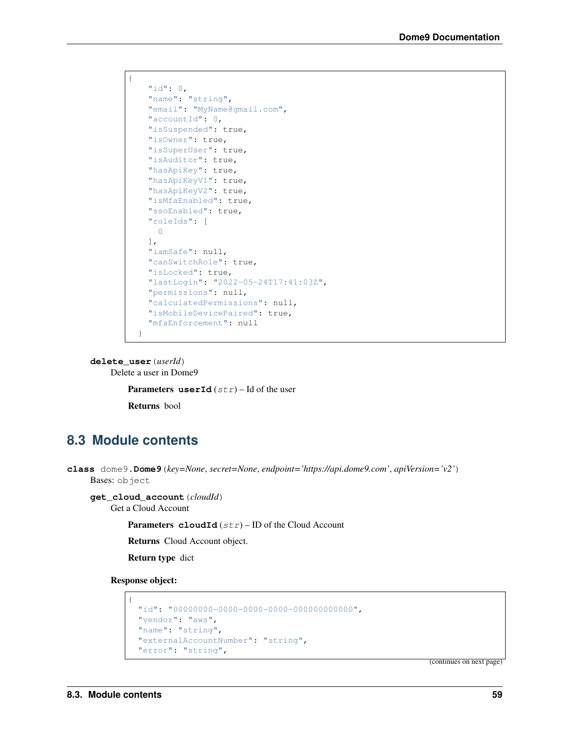```
{
    "id": 0,
    "name": "string",
    "email": "MyName@gmail.com",
    "accountId": 0,
    "isSuspended": true,
    "isOwner": true,
    "isSuperUser": true,
    "isAuditor": true,
    "hasApiKey": true,
    "hasApiKeyV1": true,
    "hasApiKeyV2": true,
    "isMfaEnabled": true,
    "ssoEnabled": true,
    "roleIds": [
      0
    ],
    "iamSafe": null,
    "canSwitchRole": true,
    "isLocked": true,
    "lastLogin": "2022-05-24T17:41:03Z",
    "permissions": null,
    "calculatedPermissions": null,
    "isMobileDevicePaired": true,
    "mfaEnforcement": null
  }
```

**delete_user**(*userId*)

Delete a user in Dome9

**Parameters** **userId** (*str*) – Id of the user

**Returns** bool

## 8.3 Module contents

**class** dome9.**Dome9**(*key=None*, *secret=None*, *endpoint='https://api.dome9.com'*, *apiVersion='v2'*)

Bases: object

**get_cloud_account**(*cloudId*)

Get a Cloud Account

**Parameters** **cloudId** (*str*) – ID of the Cloud Account

**Returns** Cloud Account object.

**Return type** dict

**Response object:**

```
{
  "id": "00000000-0000-0000-0000-000000000000",
  "vendor": "aws",
  "name": "string",
  "externalAccountNumber": "string",
  "error": "string",
```

(continues on next page)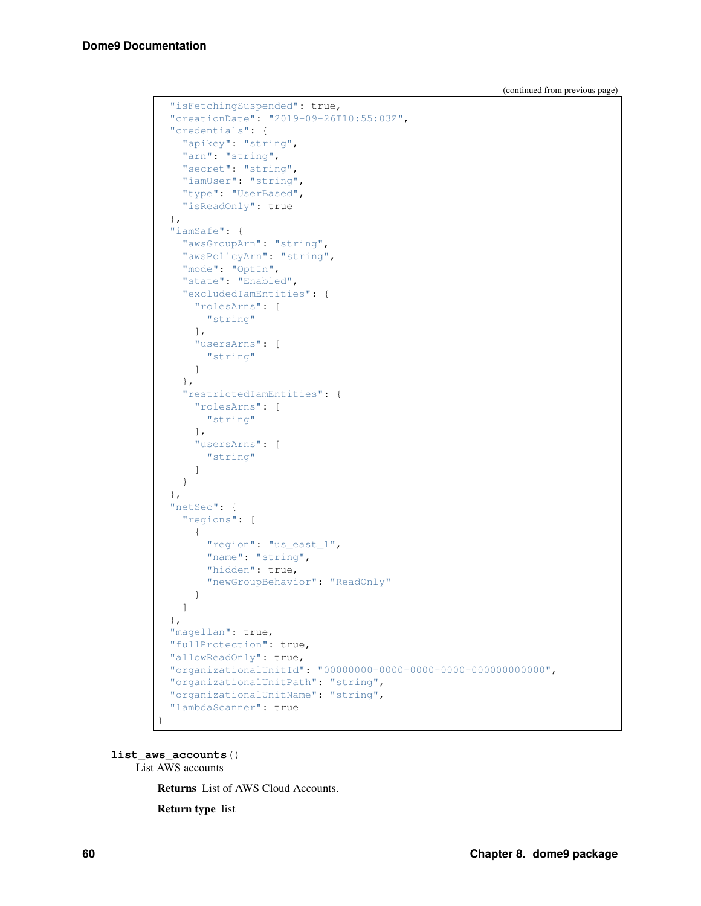(continued from previous page)

```
  "isFetchingSuspended": true,
  "creationDate": "2019-09-26T10:55:03Z",
  "credentials": {
    "apikey": "string",
    "arn": "string",
    "secret": "string",
    "iamUser": "string",
    "type": "UserBased",
    "isReadOnly": true
  },
  "iamSafe": {
    "awsGroupArn": "string",
    "awsPolicyArn": "string",
    "mode": "OptIn",
    "state": "Enabled",
    "excludedIamEntities": {
      "rolesArns": [
        "string"
      ],
      "usersArns": [
        "string"
      ]
    },
    "restrictedIamEntities": {
      "rolesArns": [
        "string"
      ],
      "usersArns": [
        "string"
      ]
    }
  },
  "netSec": {
    "regions": [
      {
        "region": "us_east_1",
        "name": "string",
        "hidden": true,
        "newGroupBehavior": "ReadOnly"
      }
    ]
  },
  "magellan": true,
  "fullProtection": true,
  "allowReadOnly": true,
  "organizationalUnitId": "00000000-0000-0000-0000-000000000000",
  "organizationalUnitPath": "string",
  "organizationalUnitName": "string",
  "lambdaScanner": true
}
```

**list_aws_accounts**()

List AWS accounts

**Returns** List of AWS Cloud Accounts.

**Return type** list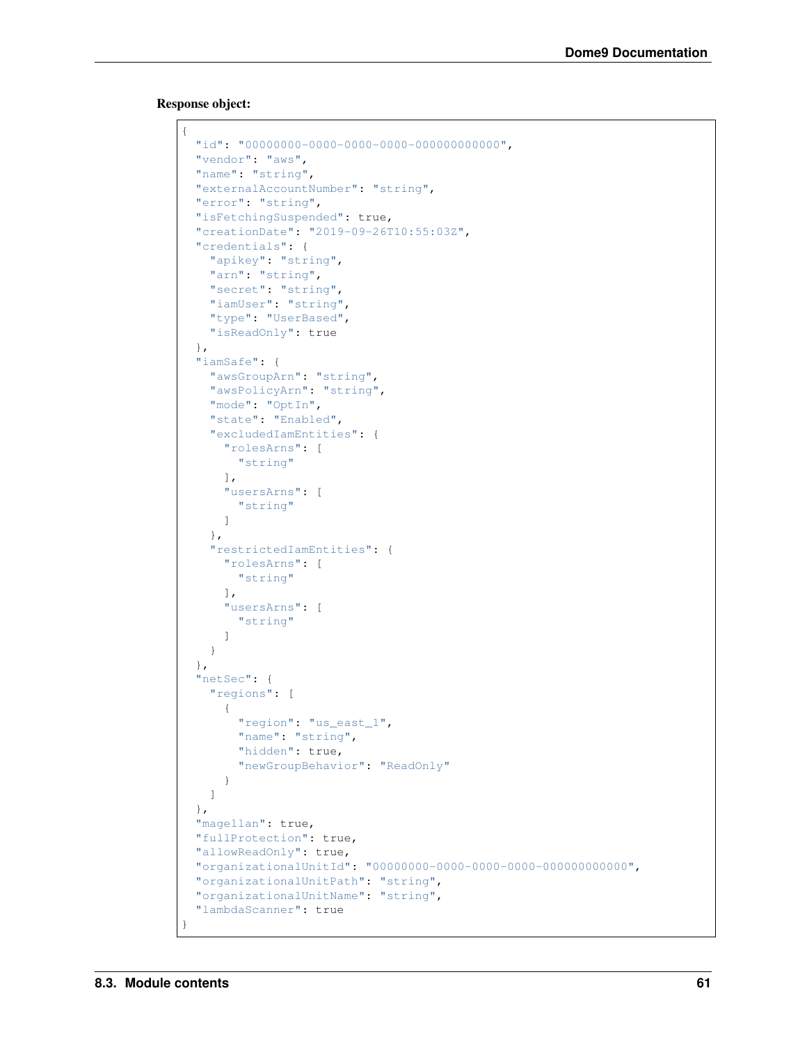**Response object:**

```
{
  "id": "00000000-0000-0000-0000-000000000000",
  "vendor": "aws",
  "name": "string",
  "externalAccountNumber": "string",
  "error": "string",
  "isFetchingSuspended": true,
  "creationDate": "2019-09-26T10:55:03Z",
  "credentials": {
    "apikey": "string",
    "arn": "string",
    "secret": "string",
    "iamUser": "string",
    "type": "UserBased",
    "isReadOnly": true
  },
  "iamSafe": {
    "awsGroupArn": "string",
    "awsPolicyArn": "string",
    "mode": "OptIn",
    "state": "Enabled",
    "excludedIamEntities": {
      "rolesArns": [
        "string"
      ],
      "usersArns": [
        "string"
      ]
    },
    "restrictedIamEntities": {
      "rolesArns": [
        "string"
      ],
      "usersArns": [
        "string"
      ]
    }
  },
  "netSec": {
    "regions": [
      {
        "region": "us_east_1",
        "name": "string",
        "hidden": true,
        "newGroupBehavior": "ReadOnly"
      }
    ]
  },
  "magellan": true,
  "fullProtection": true,
  "allowReadOnly": true,
  "organizationalUnitId": "00000000-0000-0000-0000-000000000000",
  "organizationalUnitPath": "string",
  "organizationalUnitName": "string",
  "lambdaScanner": true
}
```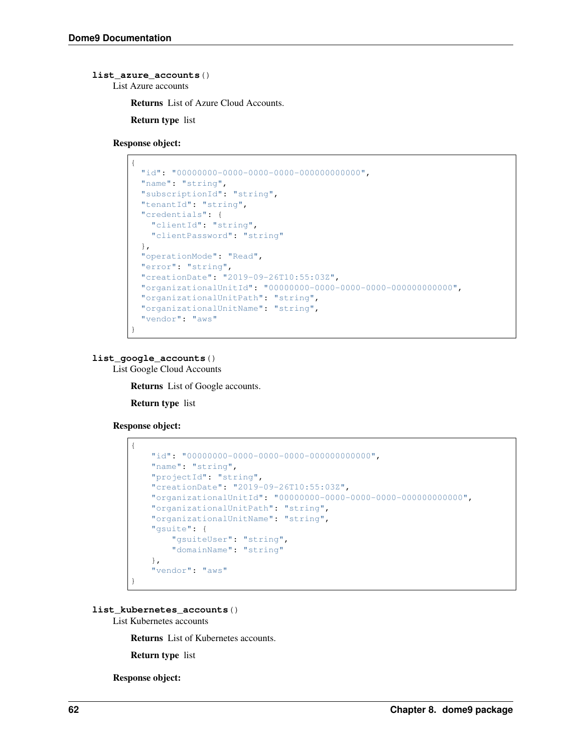**list_azure_accounts**()

List Azure accounts

**Returns** List of Azure Cloud Accounts.

**Return type** list

**Response object:**

```
{
  "id": "00000000-0000-0000-0000-000000000000",
  "name": "string",
  "subscriptionId": "string",
  "tenantId": "string",
  "credentials": {
    "clientId": "string",
    "clientPassword": "string"
  },
  "operationMode": "Read",
  "error": "string",
  "creationDate": "2019-09-26T10:55:03Z",
  "organizationalUnitId": "00000000-0000-0000-0000-000000000000",
  "organizationalUnitPath": "string",
  "organizationalUnitName": "string",
  "vendor": "aws"
}
```

**list_google_accounts**()

List Google Cloud Accounts

**Returns** List of Google accounts.

**Return type** list

**Response object:**

```
{
    "id": "00000000-0000-0000-0000-000000000000",
    "name": "string",
    "projectId": "string",
    "creationDate": "2019-09-26T10:55:03Z",
    "organizationalUnitId": "00000000-0000-0000-0000-000000000000",
    "organizationalUnitPath": "string",
    "organizationalUnitName": "string",
    "gsuite": {
        "gsuiteUser": "string",
        "domainName": "string"
    },
    "vendor": "aws"
}
```

**list_kubernetes_accounts**()

List Kubernetes accounts

**Returns** List of Kubernetes accounts.

**Return type** list

**Response object:**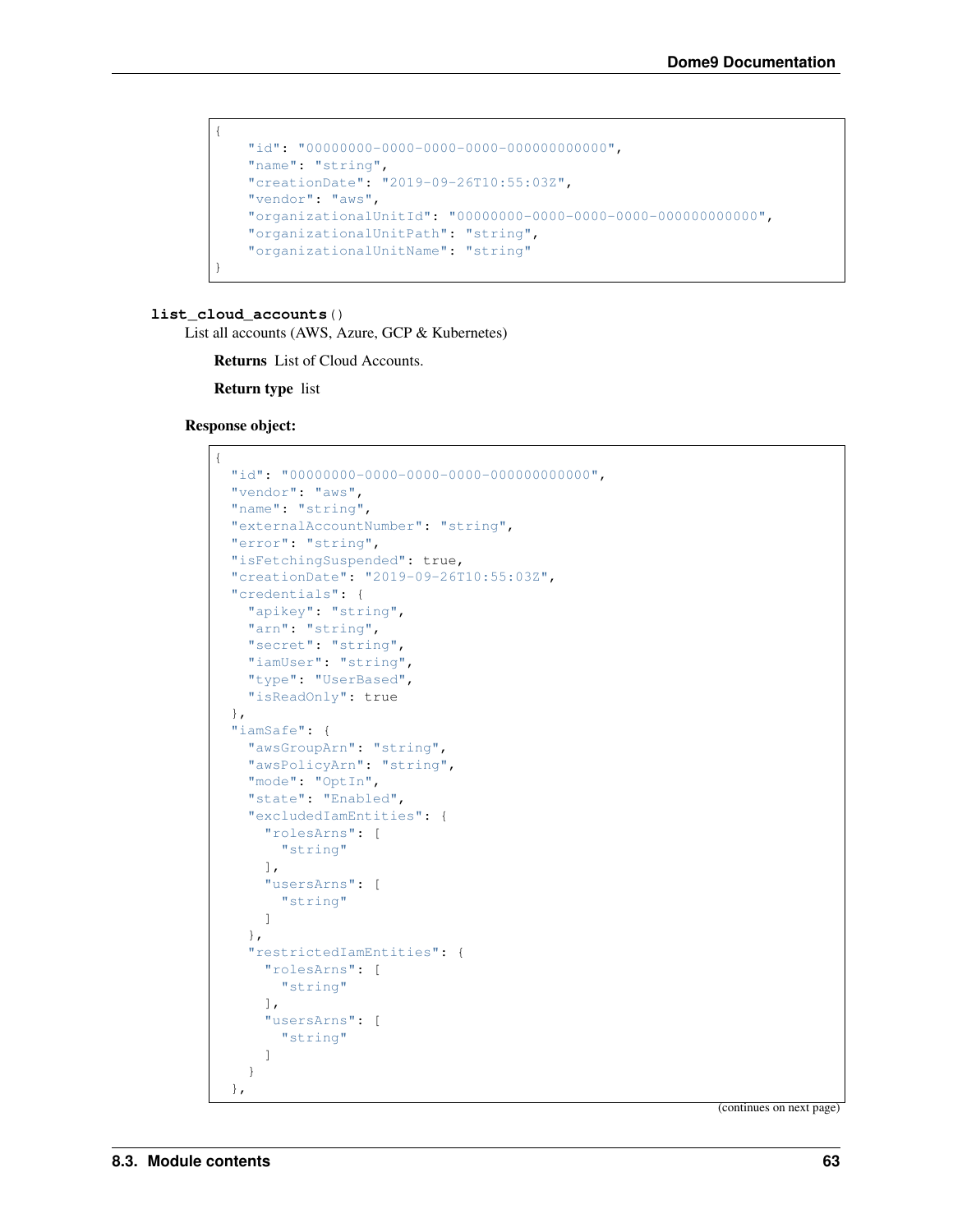```
{
    "id": "00000000-0000-0000-0000-000000000000",
    "name": "string",
    "creationDate": "2019-09-26T10:55:03Z",
    "vendor": "aws",
    "organizationalUnitId": "00000000-0000-0000-0000-000000000000",
    "organizationalUnitPath": "string",
    "organizationalUnitName": "string"
}
```

**list_cloud_accounts**()

List all accounts (AWS, Azure, GCP & Kubernetes)

**Returns** List of Cloud Accounts.

**Return type** list

**Response object:**

```
{
  "id": "00000000-0000-0000-0000-000000000000",
  "vendor": "aws",
  "name": "string",
  "externalAccountNumber": "string",
  "error": "string",
  "isFetchingSuspended": true,
  "creationDate": "2019-09-26T10:55:03Z",
  "credentials": {
    "apikey": "string",
    "arn": "string",
    "secret": "string",
    "iamUser": "string",
    "type": "UserBased",
    "isReadOnly": true
  },
  "iamSafe": {
    "awsGroupArn": "string",
    "awsPolicyArn": "string",
    "mode": "OptIn",
    "state": "Enabled",
    "excludedIamEntities": {
      "rolesArns": [
        "string"
      ],
      "usersArns": [
        "string"
      ]
    },
    "restrictedIamEntities": {
      "rolesArns": [
        "string"
      ],
      "usersArns": [
        "string"
      ]
    }
  },
```

(continues on next page)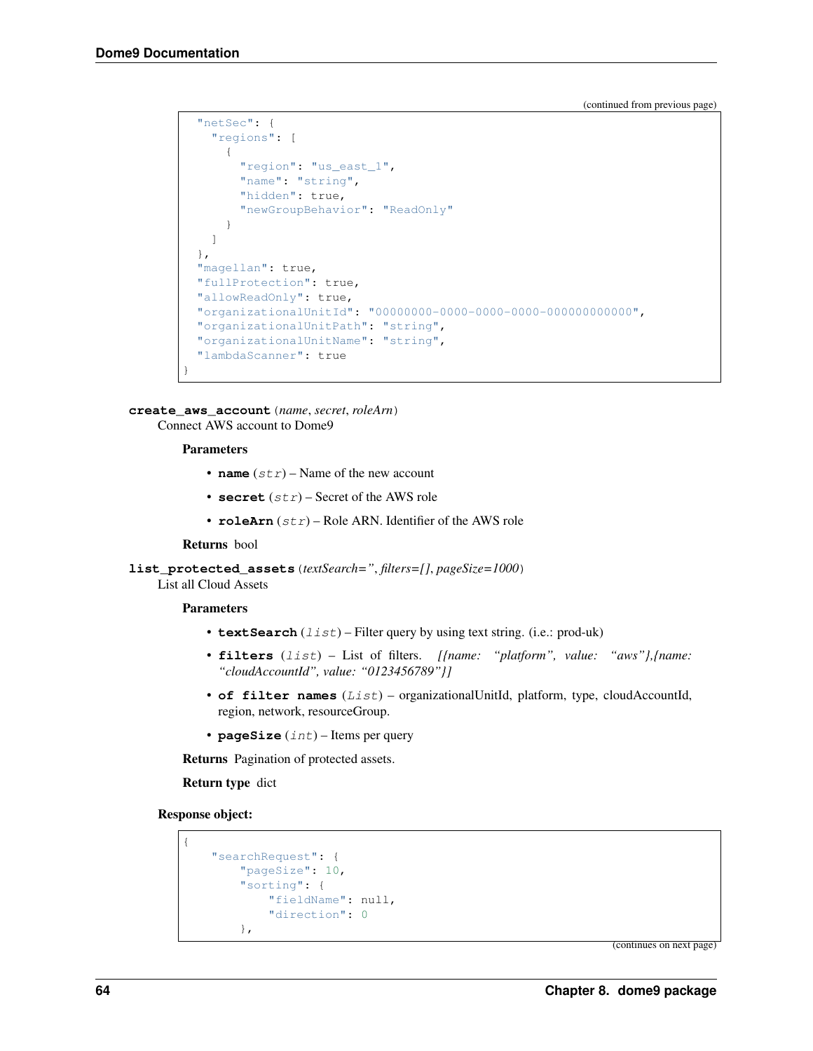(continued from previous page)

```
  "netSec": {
    "regions": [
      {
        "region": "us_east_1",
        "name": "string",
        "hidden": true,
        "newGroupBehavior": "ReadOnly"
      }
    ]
  },
  "magellan": true,
  "fullProtection": true,
  "allowReadOnly": true,
  "organizationalUnitId": "00000000-0000-0000-0000-000000000000",
  "organizationalUnitPath": "string",
  "organizationalUnitName": "string",
  "lambdaScanner": true
}
```

**create_aws_account** (*name*, *secret*, *roleArn*)

Connect AWS account to Dome9

**Parameters**

- **name** (*str*) – Name of the new account
- **secret** (*str*) – Secret of the AWS role
- **roleArn** (*str*) – Role ARN. Identifier of the AWS role

**Returns** bool

**list_protected_assets** (*textSearch=''*, *filters=[]*, *pageSize=1000*)

List all Cloud Assets

**Parameters**

- **textSearch** (*list*) – Filter query by using text string. (i.e.: prod-uk)
- **filters** (*list*) – List of filters. *[{name: "platform", value: "aws"},{name: "cloudAccountId", value: "0123456789"}]*
- **of filter names** (*List*) – organizationalUnitId, platform, type, cloudAccountId, region, network, resourceGroup.
- **pageSize** (*int*) – Items per query

**Returns** Pagination of protected assets.

**Return type** dict

**Response object:**

```
{
    "searchRequest": {
        "pageSize": 10,
        "sorting": {
            "fieldName": null,
            "direction": 0
        },
```

(continues on next page)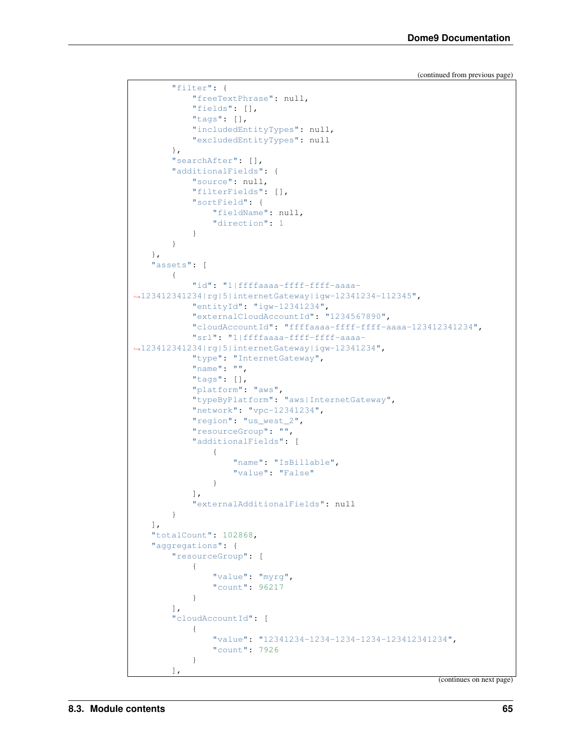(continued from previous page)

```
        "filter": {
            "freeTextPhrase": null,
            "fields": [],
            "tags": [],
            "includedEntityTypes": null,
            "excludedEntityTypes": null
        },
        "searchAfter": [],
        "additionalFields": {
            "source": null,
            "filterFields": [],
            "sortField": {
                "fieldName": null,
                "direction": 1
            }
        }
    },
    "assets": [
        {
            "id": "1|ffffaaaa-ffff-ffff-aaaa-
↪123412341234|rg|5|internetGateway|igw-12341234-112345",
            "entityId": "igw-12341234",
            "externalCloudAccountId": "1234567890",
            "cloudAccountId": "ffffaaaa-ffff-ffff-aaaa-123412341234",
            "srl": "1|ffffaaaa-ffff-ffff-aaaa-
↪123412341234|rg|5|internetGateway|igw-12341234",
            "type": "InternetGateway",
            "name": "",
            "tags": [],
            "platform": "aws",
            "typeByPlatform": "aws|InternetGateway",
            "network": "vpc-12341234",
            "region": "us_west_2",
            "resourceGroup": "",
            "additionalFields": [
                {
                    "name": "IsBillable",
                    "value": "False"
                }
            ],
            "externalAdditionalFields": null
        }
    ],
    "totalCount": 102868,
    "aggregations": {
        "resourceGroup": [
            {
                "value": "myrg",
                "count": 96217
            }
        ],
        "cloudAccountId": [
            {
                "value": "12341234-1234-1234-1234-123412341234",
                "count": 7926
            }
        ],
```

(continues on next page)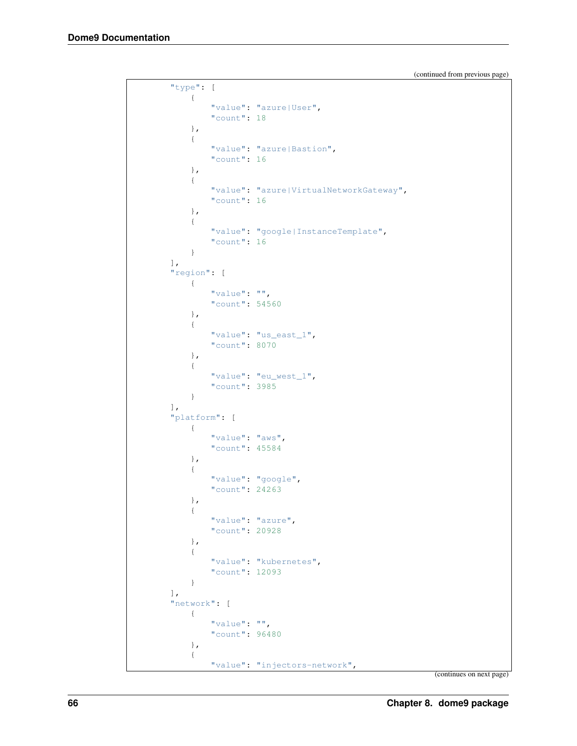(continued from previous page)

```
        "type": [
            {
                "value": "azure|User",
                "count": 18
            },
            {
                "value": "azure|Bastion",
                "count": 16
            },
            {
                "value": "azure|VirtualNetworkGateway",
                "count": 16
            },
            {
                "value": "google|InstanceTemplate",
                "count": 16
            }
        ],
        "region": [
            {
                "value": "",
                "count": 54560
            },
            {
                "value": "us_east_1",
                "count": 8070
            },
            {
                "value": "eu_west_1",
                "count": 3985
            }
        ],
        "platform": [
            {
                "value": "aws",
                "count": 45584
            },
            {
                "value": "google",
                "count": 24263
            },
            {
                "value": "azure",
                "count": 20928
            },
            {
                "value": "kubernetes",
                "count": 12093
            }
        ],
        "network": [
            {
                "value": "",
                "count": 96480
            },
            {
                "value": "injectors-network",
```

(continues on next page)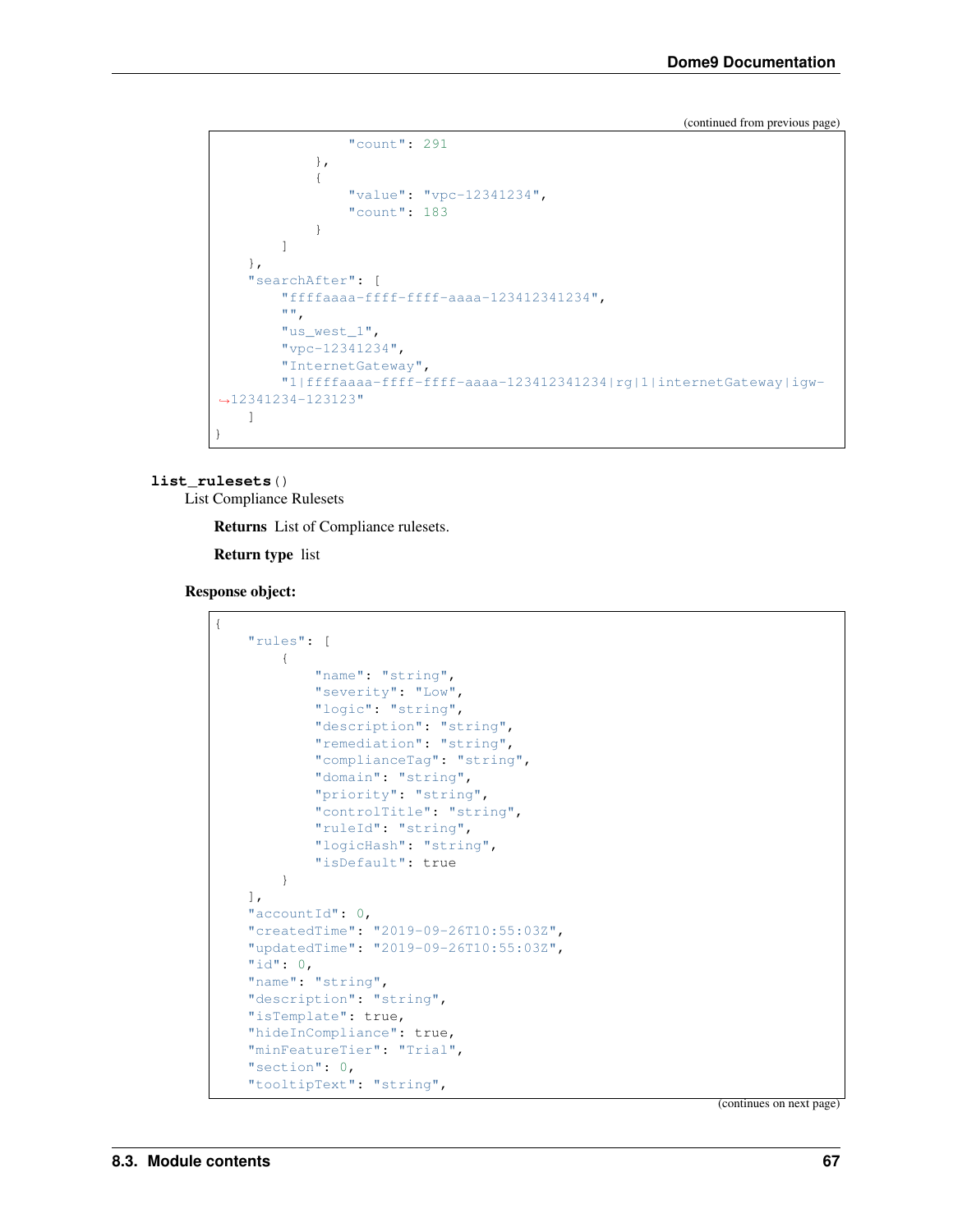(continued from previous page)

```
                "count": 291
            },
            {
                "value": "vpc-12341234",
                "count": 183
            }
        ]
    },
    "searchAfter": [
        "ffffaaaa-ffff-ffff-aaaa-123412341234",
        "",
        "us_west_1",
        "vpc-12341234",
        "InternetGateway",
        "1|ffffaaaa-ffff-ffff-aaaa-123412341234|rg|1|internetGateway|igw-
↪12341234-123123"
    ]
}
```

**list_rulesets**()

List Compliance Rulesets

**Returns** List of Compliance rulesets.

**Return type** list

**Response object:**

```
{
    "rules": [
        {
            "name": "string",
            "severity": "Low",
            "logic": "string",
            "description": "string",
            "remediation": "string",
            "complianceTag": "string",
            "domain": "string",
            "priority": "string",
            "controlTitle": "string",
            "ruleId": "string",
            "logicHash": "string",
            "isDefault": true
        }
    ],
    "accountId": 0,
    "createdTime": "2019-09-26T10:55:03Z",
    "updatedTime": "2019-09-26T10:55:03Z",
    "id": 0,
    "name": "string",
    "description": "string",
    "isTemplate": true,
    "hideInCompliance": true,
    "minFeatureTier": "Trial",
    "section": 0,
    "tooltipText": "string",
```

(continues on next page)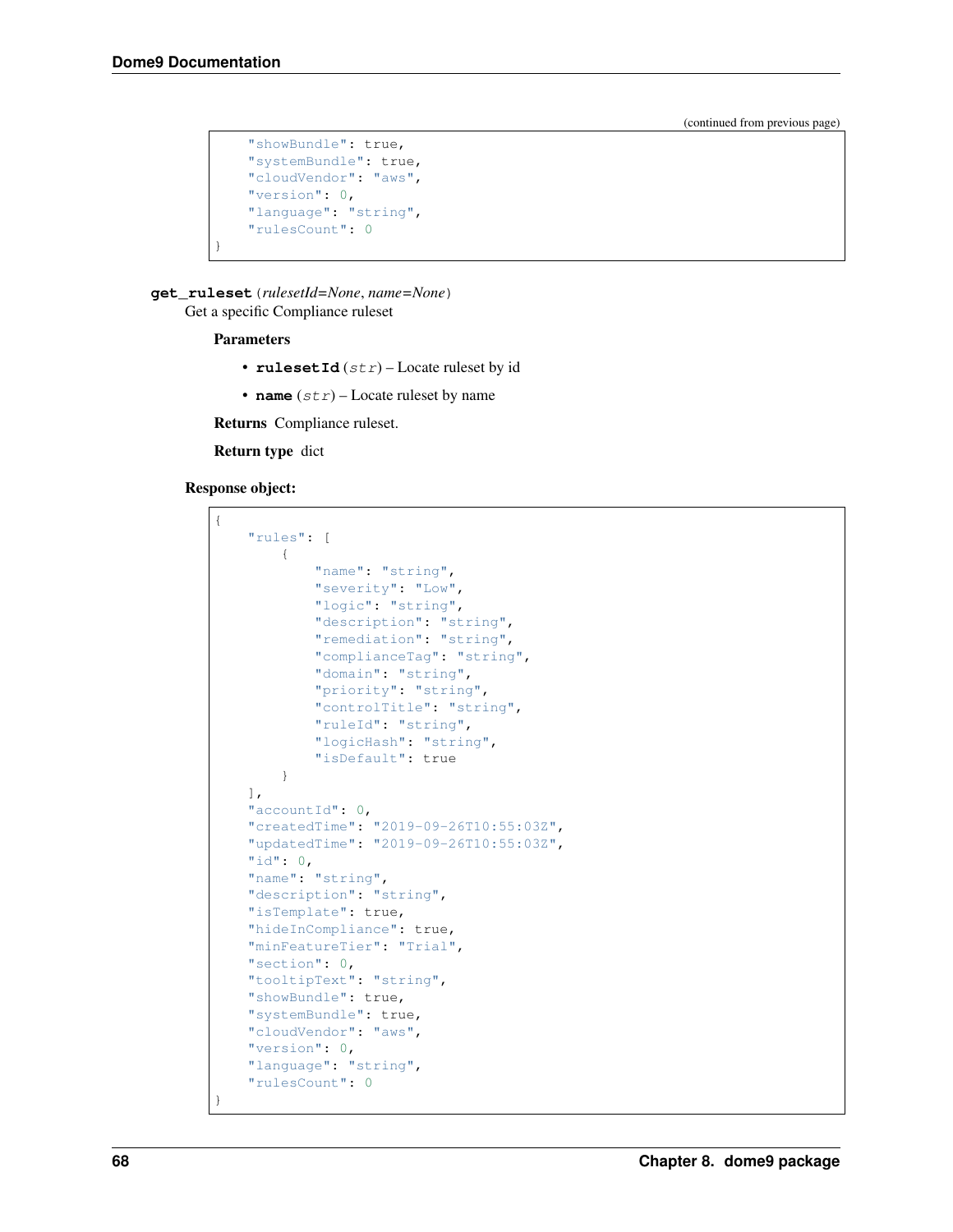(continued from previous page)

```
    "showBundle": true,
    "systemBundle": true,
    "cloudVendor": "aws",
    "version": 0,
    "language": "string",
    "rulesCount": 0
}
```

**get_ruleset**(*rulesetId=None*, *name=None*)

Get a specific Compliance ruleset

**Parameters**

- **rulesetId** (*str*) – Locate ruleset by id
- **name** (*str*) – Locate ruleset by name

**Returns** Compliance ruleset.

**Return type** dict

**Response object:**

```
{
    "rules": [
        {
            "name": "string",
            "severity": "Low",
            "logic": "string",
            "description": "string",
            "remediation": "string",
            "complianceTag": "string",
            "domain": "string",
            "priority": "string",
            "controlTitle": "string",
            "ruleId": "string",
            "logicHash": "string",
            "isDefault": true
        }
    ],
    "accountId": 0,
    "createdTime": "2019-09-26T10:55:03Z",
    "updatedTime": "2019-09-26T10:55:03Z",
    "id": 0,
    "name": "string",
    "description": "string",
    "isTemplate": true,
    "hideInCompliance": true,
    "minFeatureTier": "Trial",
    "section": 0,
    "tooltipText": "string",
    "showBundle": true,
    "systemBundle": true,
    "cloudVendor": "aws",
    "version": 0,
    "language": "string",
    "rulesCount": 0
}
```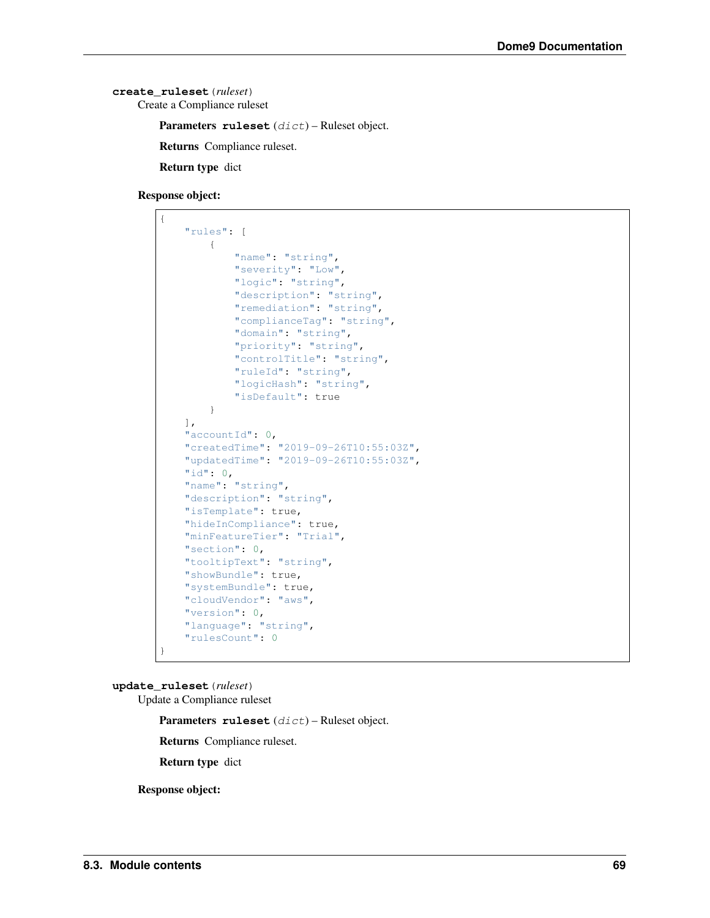**create_ruleset**(*ruleset*)

Create a Compliance ruleset

**Parameters** **ruleset** (*dict*) – Ruleset object.

**Returns** Compliance ruleset.

**Return type** dict

**Response object:**

```
{
    "rules": [
        {
            "name": "string",
            "severity": "Low",
            "logic": "string",
            "description": "string",
            "remediation": "string",
            "complianceTag": "string",
            "domain": "string",
            "priority": "string",
            "controlTitle": "string",
            "ruleId": "string",
            "logicHash": "string",
            "isDefault": true
        }
    ],
    "accountId": 0,
    "createdTime": "2019-09-26T10:55:03Z",
    "updatedTime": "2019-09-26T10:55:03Z",
    "id": 0,
    "name": "string",
    "description": "string",
    "isTemplate": true,
    "hideInCompliance": true,
    "minFeatureTier": "Trial",
    "section": 0,
    "tooltipText": "string",
    "showBundle": true,
    "systemBundle": true,
    "cloudVendor": "aws",
    "version": 0,
    "language": "string",
    "rulesCount": 0
}
```

**update_ruleset**(*ruleset*)

Update a Compliance ruleset

**Parameters** **ruleset** (*dict*) – Ruleset object.

**Returns** Compliance ruleset.

**Return type** dict

**Response object:**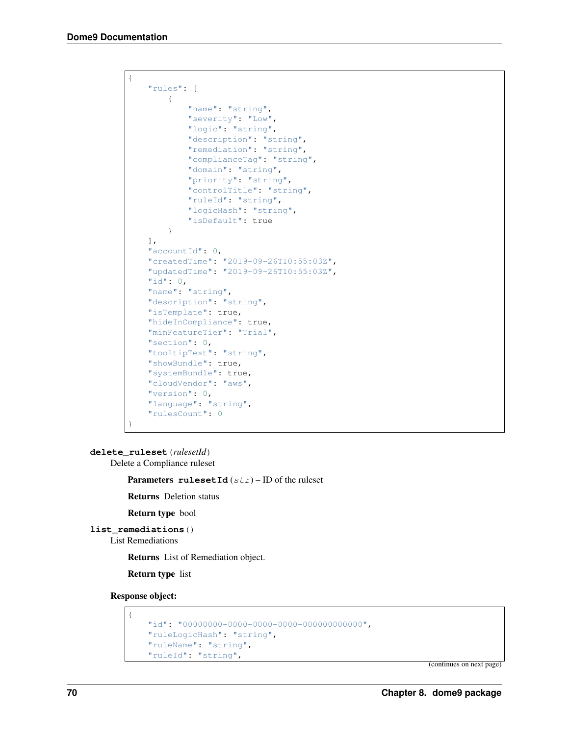```
{
    "rules": [
        {
            "name": "string",
            "severity": "Low",
            "logic": "string",
            "description": "string",
            "remediation": "string",
            "complianceTag": "string",
            "domain": "string",
            "priority": "string",
            "controlTitle": "string",
            "ruleId": "string",
            "logicHash": "string",
            "isDefault": true
        }
    ],
    "accountId": 0,
    "createdTime": "2019-09-26T10:55:03Z",
    "updatedTime": "2019-09-26T10:55:03Z",
    "id": 0,
    "name": "string",
    "description": "string",
    "isTemplate": true,
    "hideInCompliance": true,
    "minFeatureTier": "Trial",
    "section": 0,
    "tooltipText": "string",
    "showBundle": true,
    "systemBundle": true,
    "cloudVendor": "aws",
    "version": 0,
    "language": "string",
    "rulesCount": 0
}
```

**delete_ruleset**(*rulesetId*)

Delete a Compliance ruleset

**Parameters** **rulesetId** (*str*) – ID of the ruleset

**Returns** Deletion status

**Return type** bool

**list_remediations**()

List Remediations

**Returns** List of Remediation object.

**Return type** list

**Response object:**

```
{
    "id": "00000000-0000-0000-0000-000000000000",
    "ruleLogicHash": "string",
    "ruleName": "string",
    "ruleId": "string",
```

(continues on next page)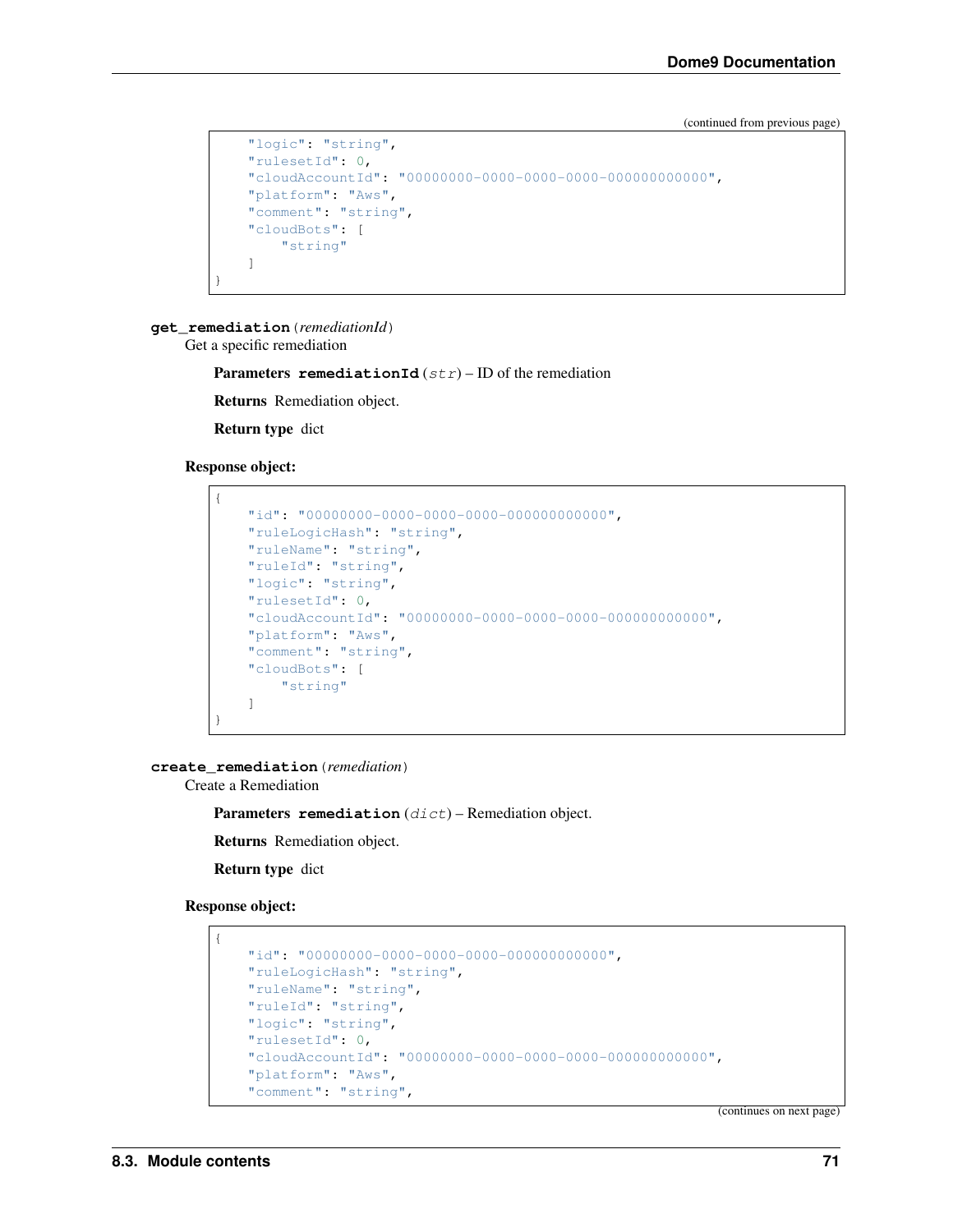(continued from previous page)

```
    "logic": "string",
    "rulesetId": 0,
    "cloudAccountId": "00000000-0000-0000-0000-000000000000",
    "platform": "Aws",
    "comment": "string",
    "cloudBots": [
        "string"
    ]
}
```

**get_remediation** (*remediationId*)

Get a specific remediation

**Parameters** **remediationId** (*str*) – ID of the remediation

**Returns** Remediation object.

**Return type** dict

**Response object:**

```
{
    "id": "00000000-0000-0000-0000-000000000000",
    "ruleLogicHash": "string",
    "ruleName": "string",
    "ruleId": "string",
    "logic": "string",
    "rulesetId": 0,
    "cloudAccountId": "00000000-0000-0000-0000-000000000000",
    "platform": "Aws",
    "comment": "string",
    "cloudBots": [
        "string"
    ]
}
```

**create_remediation** (*remediation*)

Create a Remediation

**Parameters** **remediation** (*dict*) – Remediation object.

**Returns** Remediation object.

**Return type** dict

**Response object:**

```
{
    "id": "00000000-0000-0000-0000-000000000000",
    "ruleLogicHash": "string",
    "ruleName": "string",
    "ruleId": "string",
    "logic": "string",
    "rulesetId": 0,
    "cloudAccountId": "00000000-0000-0000-0000-000000000000",
    "platform": "Aws",
    "comment": "string",
```

(continues on next page)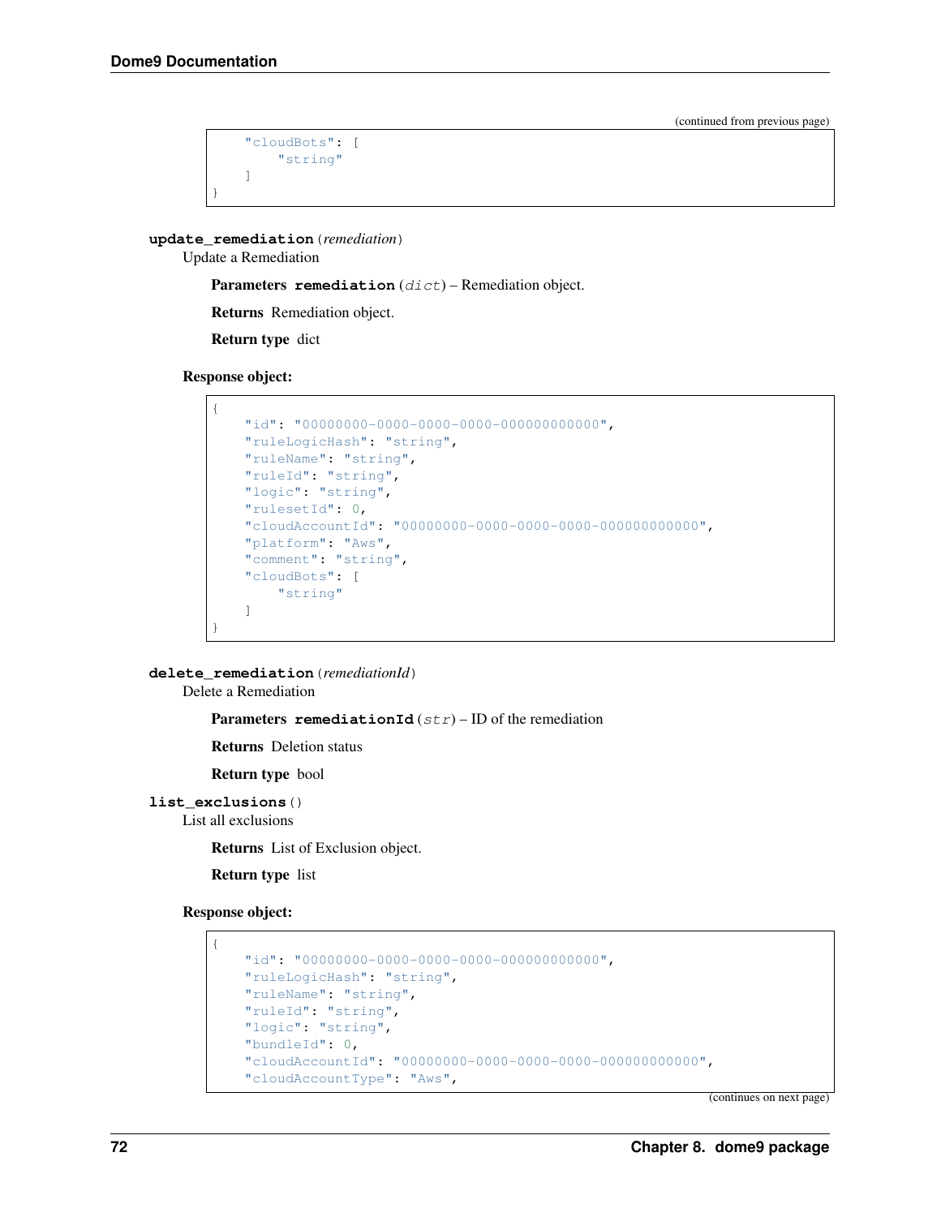(continued from previous page)

```
    "cloudBots": [
        "string"
    ]
}
```

**update_remediation**(*remediation*)

Update a Remediation

**Parameters** **remediation** (*dict*) – Remediation object.

**Returns** Remediation object.

**Return type** dict

**Response object:**

```
{
    "id": "00000000-0000-0000-0000-000000000000",
    "ruleLogicHash": "string",
    "ruleName": "string",
    "ruleId": "string",
    "logic": "string",
    "rulesetId": 0,
    "cloudAccountId": "00000000-0000-0000-0000-000000000000",
    "platform": "Aws",
    "comment": "string",
    "cloudBots": [
        "string"
    ]
}
```

**delete_remediation**(*remediationId*)

Delete a Remediation

**Parameters** **remediationId** (*str*) – ID of the remediation

**Returns** Deletion status

**Return type** bool

**list_exclusions**()

List all exclusions

**Returns** List of Exclusion object.

**Return type** list

**Response object:**

```
{
    "id": "00000000-0000-0000-0000-000000000000",
    "ruleLogicHash": "string",
    "ruleName": "string",
    "ruleId": "string",
    "logic": "string",
    "bundleId": 0,
    "cloudAccountId": "00000000-0000-0000-0000-000000000000",
    "cloudAccountType": "Aws",
```

(continues on next page)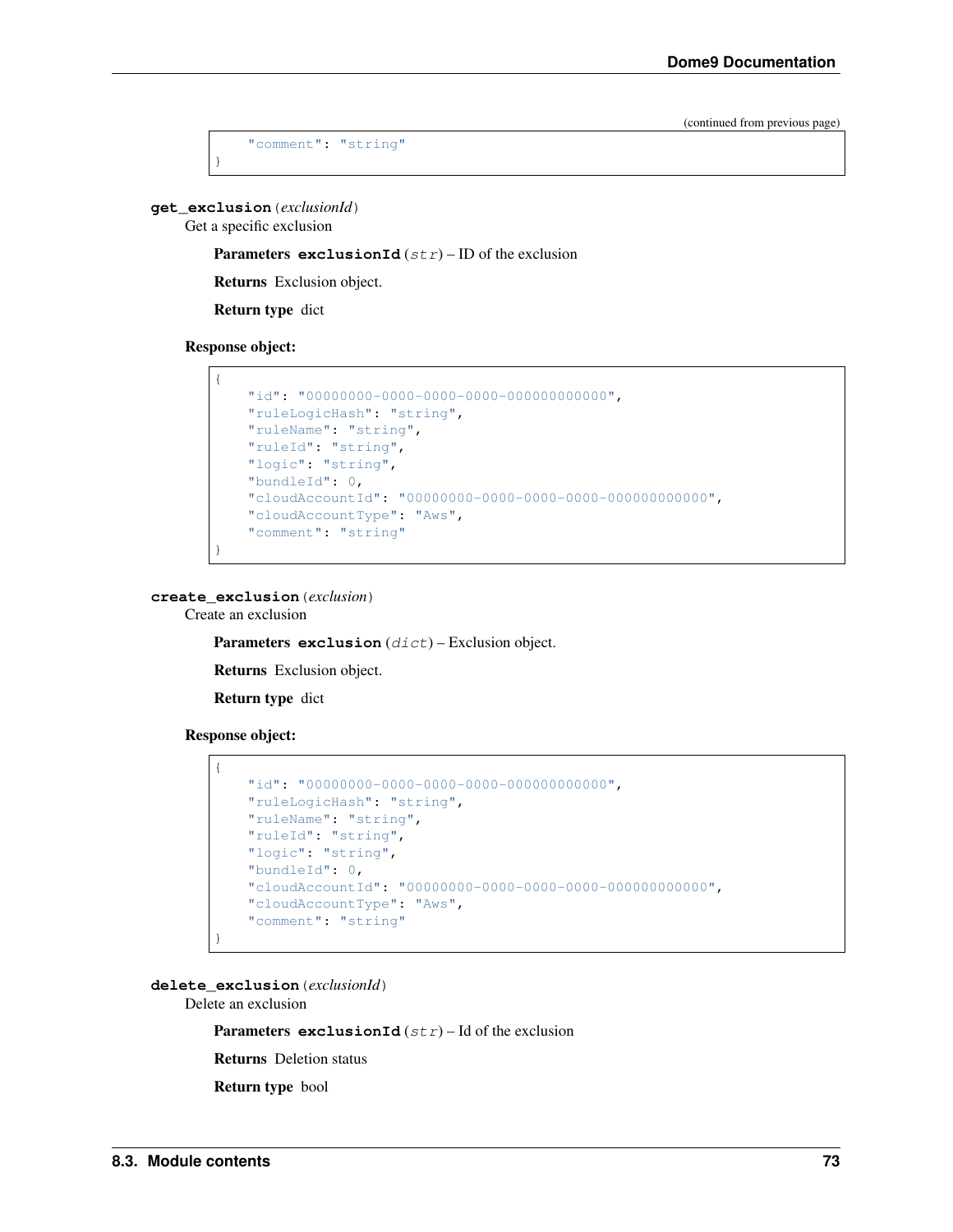(continued from previous page)

```
    "comment": "string"
}
```

**get_exclusion**(*exclusionId*)

Get a specific exclusion

**Parameters** **exclusionId** (*str*) – ID of the exclusion

**Returns** Exclusion object.

**Return type** dict

**Response object:**

```
{
    "id": "00000000-0000-0000-0000-000000000000",
    "ruleLogicHash": "string",
    "ruleName": "string",
    "ruleId": "string",
    "logic": "string",
    "bundleId": 0,
    "cloudAccountId": "00000000-0000-0000-0000-000000000000",
    "cloudAccountType": "Aws",
    "comment": "string"
}
```

**create_exclusion**(*exclusion*)

Create an exclusion

**Parameters** **exclusion** (*dict*) – Exclusion object.

**Returns** Exclusion object.

**Return type** dict

**Response object:**

```
{
    "id": "00000000-0000-0000-0000-000000000000",
    "ruleLogicHash": "string",
    "ruleName": "string",
    "ruleId": "string",
    "logic": "string",
    "bundleId": 0,
    "cloudAccountId": "00000000-0000-0000-0000-000000000000",
    "cloudAccountType": "Aws",
    "comment": "string"
}
```

**delete_exclusion**(*exclusionId*)

Delete an exclusion

**Parameters** **exclusionId** (*str*) – Id of the exclusion

**Returns** Deletion status

**Return type** bool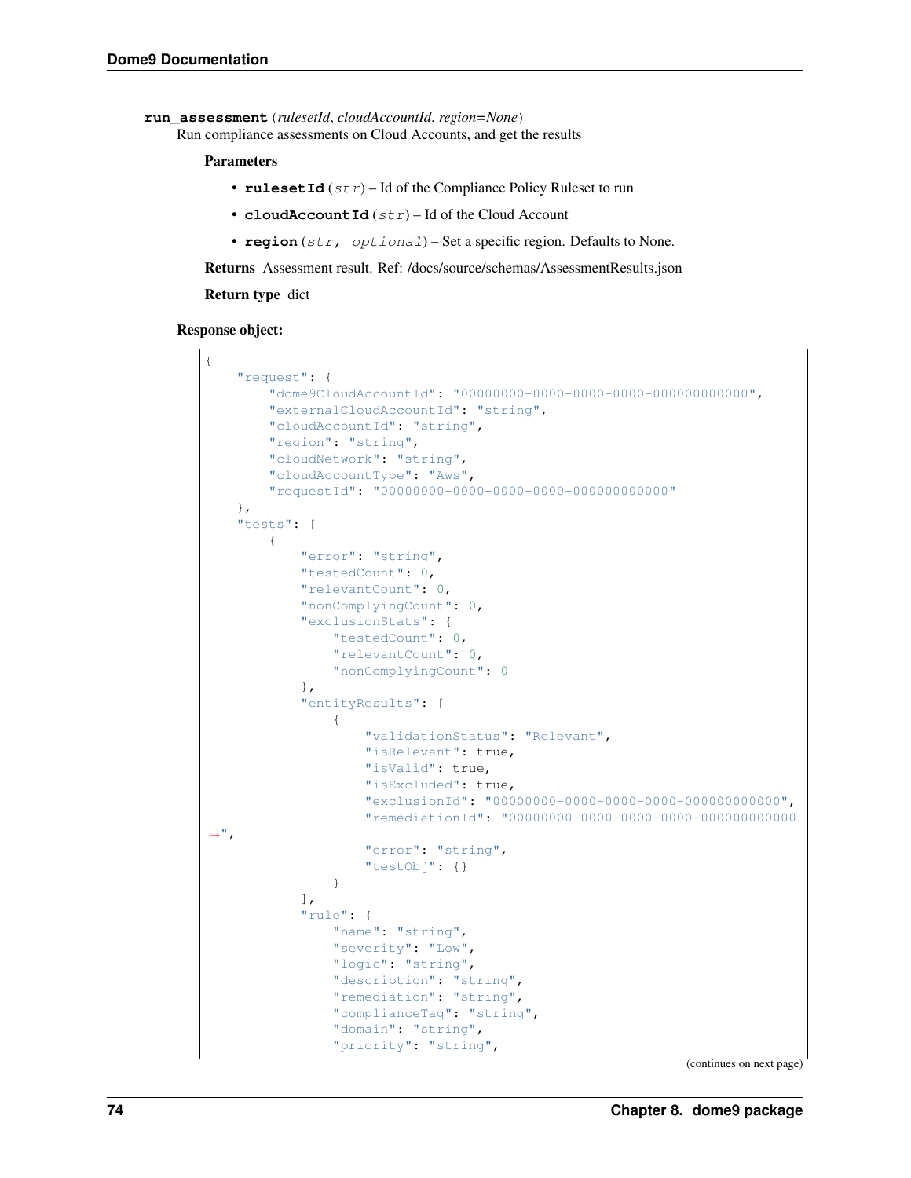`run_assessment` (*rulesetId*, *cloudAccountId*, *region=None*)

Run compliance assessments on Cloud Accounts, and get the results

**Parameters**

- **rulesetId** (*str*) – Id of the Compliance Policy Ruleset to run
- **cloudAccountId** (*str*) – Id of the Cloud Account
- **region** (*str, optional*) – Set a specific region. Defaults to None.

**Returns** Assessment result. Ref: /docs/source/schemas/AssessmentResults.json

**Return type** dict

**Response object:**

```
{
    "request": {
        "dome9CloudAccountId": "00000000-0000-0000-0000-000000000000",
        "externalCloudAccountId": "string",
        "cloudAccountId": "string",
        "region": "string",
        "cloudNetwork": "string",
        "cloudAccountType": "Aws",
        "requestId": "00000000-0000-0000-0000-000000000000"
    },
    "tests": [
        {
            "error": "string",
            "testedCount": 0,
            "relevantCount": 0,
            "nonComplyingCount": 0,
            "exclusionStats": {
                "testedCount": 0,
                "relevantCount": 0,
                "nonComplyingCount": 0
            },
            "entityResults": [
                {
                    "validationStatus": "Relevant",
                    "isRelevant": true,
                    "isValid": true,
                    "isExcluded": true,
                    "exclusionId": "00000000-0000-0000-0000-000000000000",
                    "remediationId": "00000000-0000-0000-0000-000000000000
↪",
                    "error": "string",
                    "testObj": {}
                }
            ],
            "rule": {
                "name": "string",
                "severity": "Low",
                "logic": "string",
                "description": "string",
                "remediation": "string",
                "complianceTag": "string",
                "domain": "string",
                "priority": "string",
```

(continues on next page)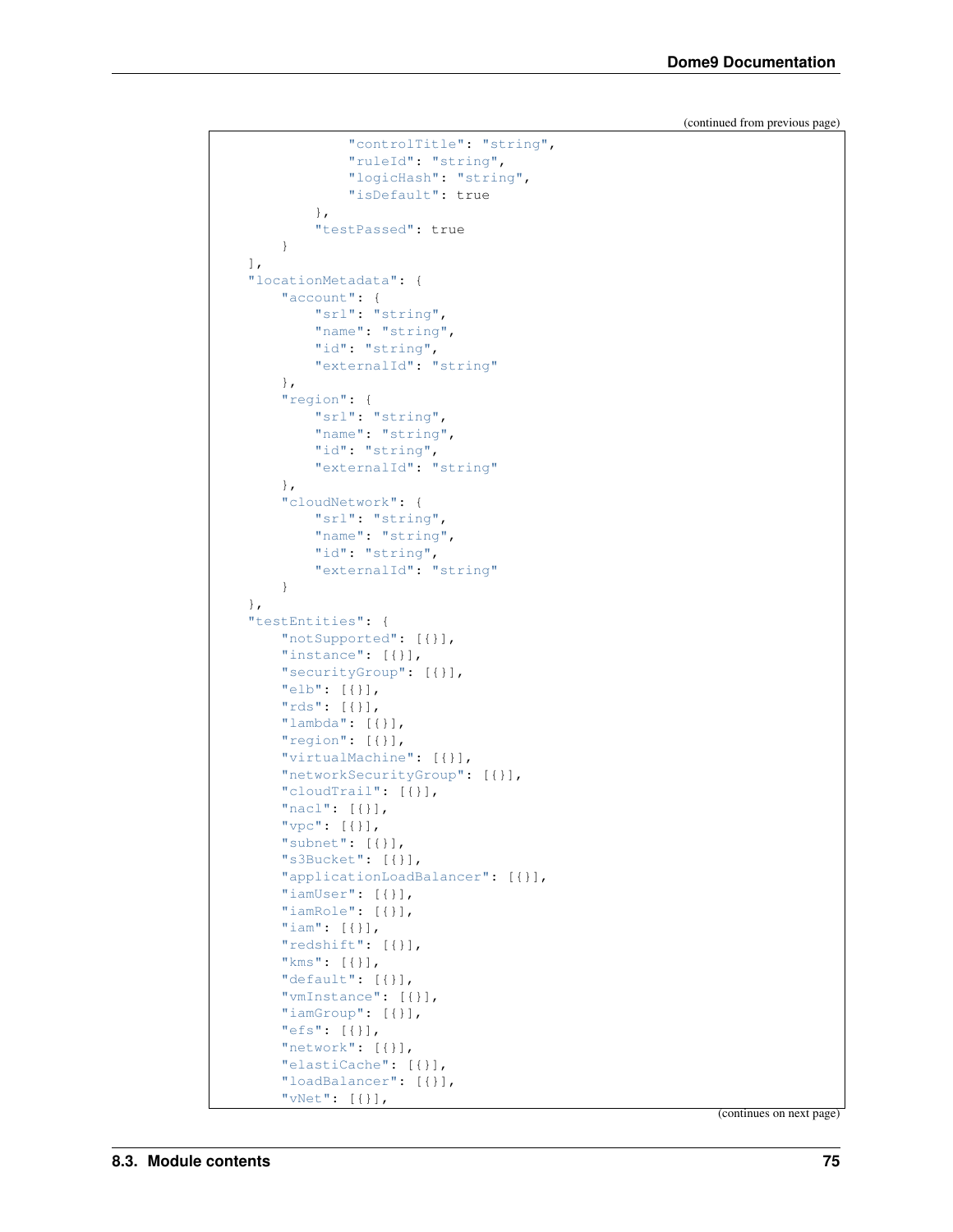(continued from previous page)

```
                "controlTitle": "string",
                "ruleId": "string",
                "logicHash": "string",
                "isDefault": true
            },
            "testPassed": true
        }
    ],
    "locationMetadata": {
        "account": {
            "srl": "string",
            "name": "string",
            "id": "string",
            "externalId": "string"
        },
        "region": {
            "srl": "string",
            "name": "string",
            "id": "string",
            "externalId": "string"
        },
        "cloudNetwork": {
            "srl": "string",
            "name": "string",
            "id": "string",
            "externalId": "string"
        }
    },
    "testEntities": {
        "notSupported": [{}],
        "instance": [{}],
        "securityGroup": [{}],
        "elb": [{}],
        "rds": [{}],
        "lambda": [{}],
        "region": [{}],
        "virtualMachine": [{}],
        "networkSecurityGroup": [{}],
        "cloudTrail": [{}],
        "nacl": [{}],
        "vpc": [{}],
        "subnet": [{}],
        "s3Bucket": [{}],
        "applicationLoadBalancer": [{}],
        "iamUser": [{}],
        "iamRole": [{}],
        "iam": [{}],
        "redshift": [{}],
        "kms": [{}],
        "default": [{}],
        "vmInstance": [{}],
        "iamGroup": [{}],
        "efs": [{}],
        "network": [{}],
        "elastiCache": [{}],
        "loadBalancer": [{}],
        "vNet": [{}],
```

(continues on next page)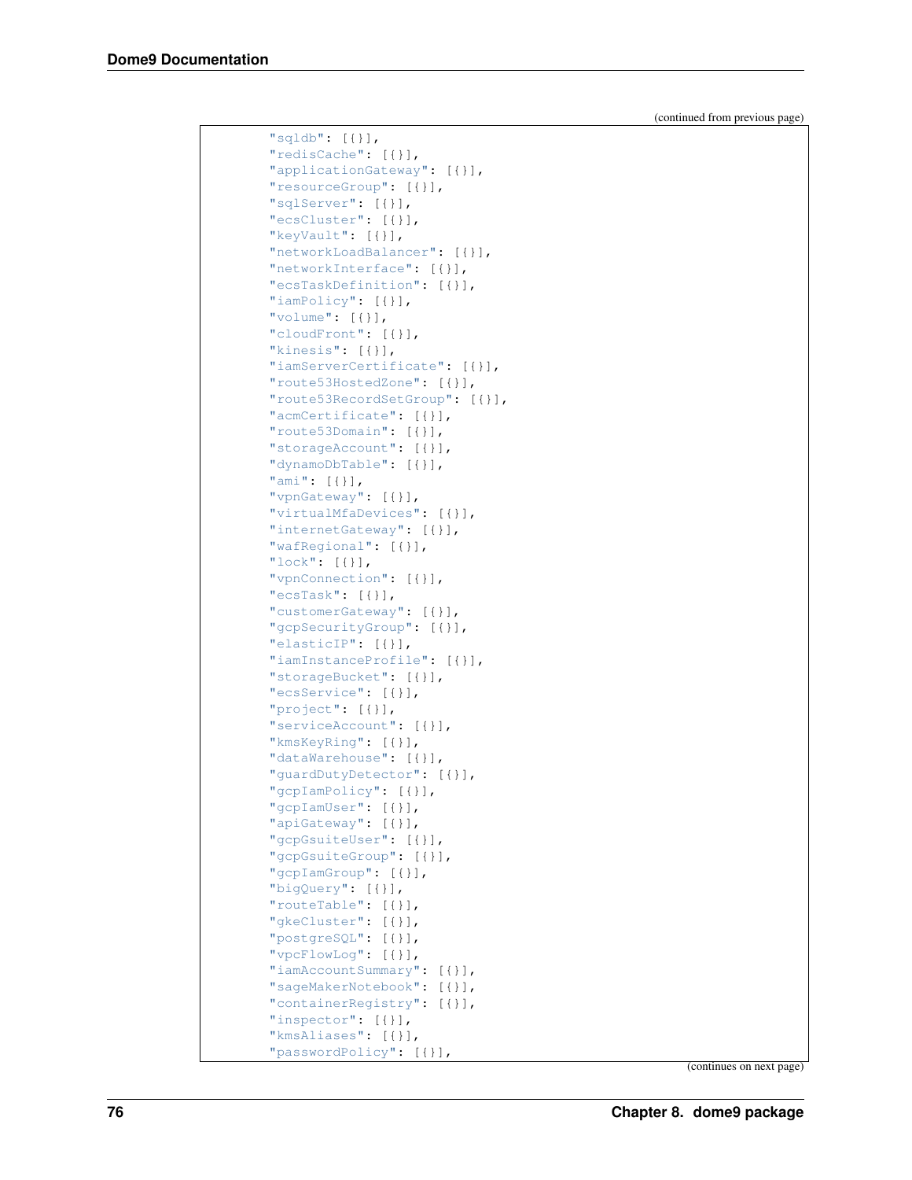(continued from previous page)

```
        "sqldb": [{}],
        "redisCache": [{}],
        "applicationGateway": [{}],
        "resourceGroup": [{}],
        "sqlServer": [{}],
        "ecsCluster": [{}],
        "keyVault": [{}],
        "networkLoadBalancer": [{}],
        "networkInterface": [{}],
        "ecsTaskDefinition": [{}],
        "iamPolicy": [{}],
        "volume": [{}],
        "cloudFront": [{}],
        "kinesis": [{}],
        "iamServerCertificate": [{}],
        "route53HostedZone": [{}],
        "route53RecordSetGroup": [{}],
        "acmCertificate": [{}],
        "route53Domain": [{}],
        "storageAccount": [{}],
        "dynamoDbTable": [{}],
        "ami": [{}],
        "vpnGateway": [{}],
        "virtualMfaDevices": [{}],
        "internetGateway": [{}],
        "wafRegional": [{}],
        "lock": [{}],
        "vpnConnection": [{}],
        "ecsTask": [{}],
        "customerGateway": [{}],
        "gcpSecurityGroup": [{}],
        "elasticIP": [{}],
        "iamInstanceProfile": [{}],
        "storageBucket": [{}],
        "ecsService": [{}],
        "project": [{}],
        "serviceAccount": [{}],
        "kmsKeyRing": [{}],
        "dataWarehouse": [{}],
        "guardDutyDetector": [{}],
        "gcpIamPolicy": [{}],
        "gcpIamUser": [{}],
        "apiGateway": [{}],
        "gcpGsuiteUser": [{}],
        "gcpGsuiteGroup": [{}],
        "gcpIamGroup": [{}],
        "bigQuery": [{}],
        "routeTable": [{}],
        "gkeCluster": [{}],
        "postgreSQL": [{}],
        "vpcFlowLog": [{}],
        "iamAccountSummary": [{}],
        "sageMakerNotebook": [{}],
        "containerRegistry": [{}],
        "inspector": [{}],
        "kmsAliases": [{}],
        "passwordPolicy": [{}],
```

(continues on next page)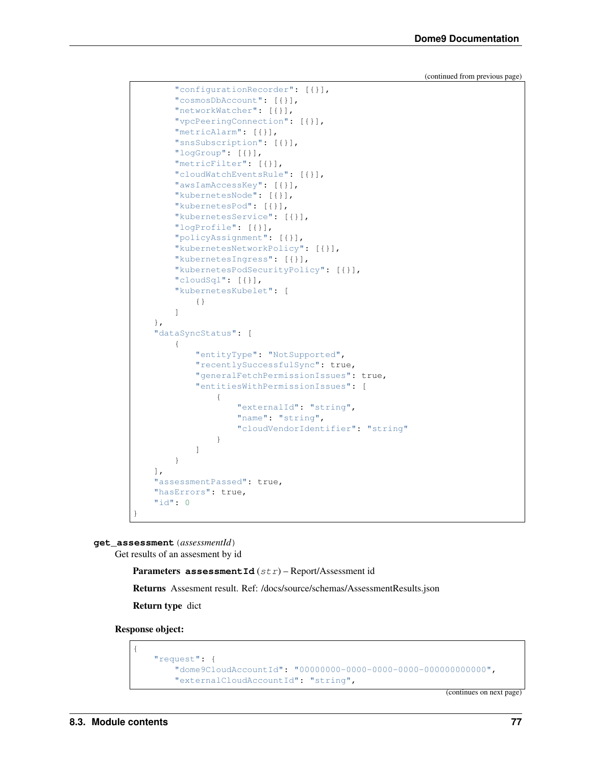(continued from previous page)

```
        "configurationRecorder": [{}],
        "cosmosDbAccount": [{}],
        "networkWatcher": [{}],
        "vpcPeeringConnection": [{}],
        "metricAlarm": [{}],
        "snsSubscription": [{}],
        "logGroup": [{}],
        "metricFilter": [{}],
        "cloudWatchEventsRule": [{}],
        "awsIamAccessKey": [{}],
        "kubernetesNode": [{}],
        "kubernetesPod": [{}],
        "kubernetesService": [{}],
        "logProfile": [{}],
        "policyAssignment": [{}],
        "kubernetesNetworkPolicy": [{}],
        "kubernetesIngress": [{}],
        "kubernetesPodSecurityPolicy": [{}],
        "cloudSql": [{}],
        "kubernetesKubelet": [
            {}
        ]
    },
    "dataSyncStatus": [
        {
            "entityType": "NotSupported",
            "recentlySuccessfulSync": true,
            "generalFetchPermissionIssues": true,
            "entitiesWithPermissionIssues": [
                {
                    "externalId": "string",
                    "name": "string",
                    "cloudVendorIdentifier": "string"
                }
            ]
        }
    ],
    "assessmentPassed": true,
    "hasErrors": true,
    "id": 0
}
```

**get_assessment**(*assessmentId*)

Get results of an assesment by id

**Parameters** **assessmentId** (*str*) – Report/Assessment id

**Returns** Assesment result. Ref: /docs/source/schemas/AssessmentResults.json

**Return type** dict

**Response object:**

```
{
    "request": {
        "dome9CloudAccountId": "00000000-0000-0000-0000-000000000000",
        "externalCloudAccountId": "string",
```

(continues on next page)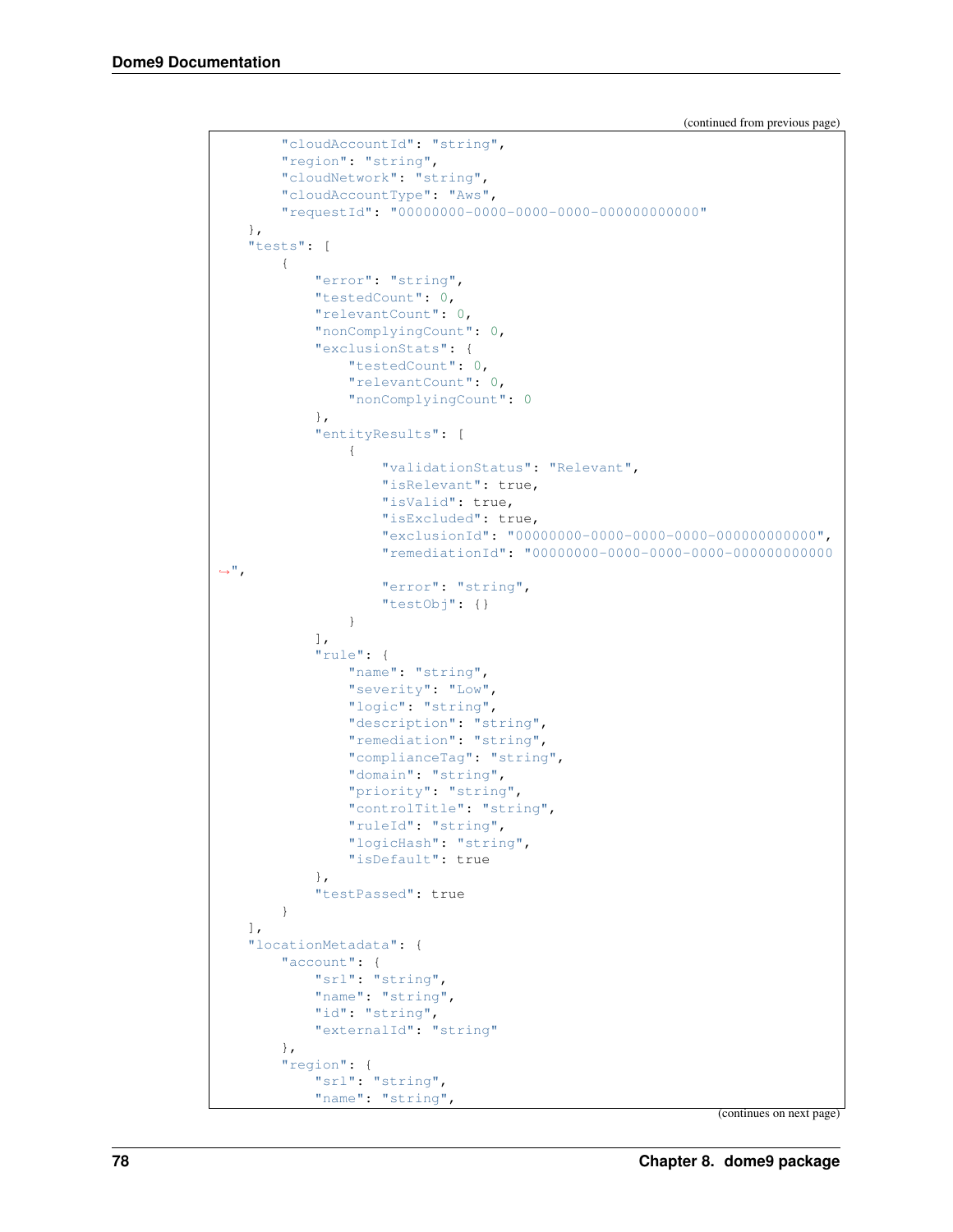(continued from previous page)

```
        "cloudAccountId": "string",
        "region": "string",
        "cloudNetwork": "string",
        "cloudAccountType": "Aws",
        "requestId": "00000000-0000-0000-0000-000000000000"
    },
    "tests": [
        {
            "error": "string",
            "testedCount": 0,
            "relevantCount": 0,
            "nonComplyingCount": 0,
            "exclusionStats": {
                "testedCount": 0,
                "relevantCount": 0,
                "nonComplyingCount": 0
            },
            "entityResults": [
                {
                    "validationStatus": "Relevant",
                    "isRelevant": true,
                    "isValid": true,
                    "isExcluded": true,
                    "exclusionId": "00000000-0000-0000-0000-000000000000",
                    "remediationId": "00000000-0000-0000-0000-000000000000
↪",
                    "error": "string",
                    "testObj": {}
                }
            ],
            "rule": {
                "name": "string",
                "severity": "Low",
                "logic": "string",
                "description": "string",
                "remediation": "string",
                "complianceTag": "string",
                "domain": "string",
                "priority": "string",
                "controlTitle": "string",
                "ruleId": "string",
                "logicHash": "string",
                "isDefault": true
            },
            "testPassed": true
        }
    ],
    "locationMetadata": {
        "account": {
            "srl": "string",
            "name": "string",
            "id": "string",
            "externalId": "string"
        },
        "region": {
            "srl": "string",
            "name": "string",
```

(continues on next page)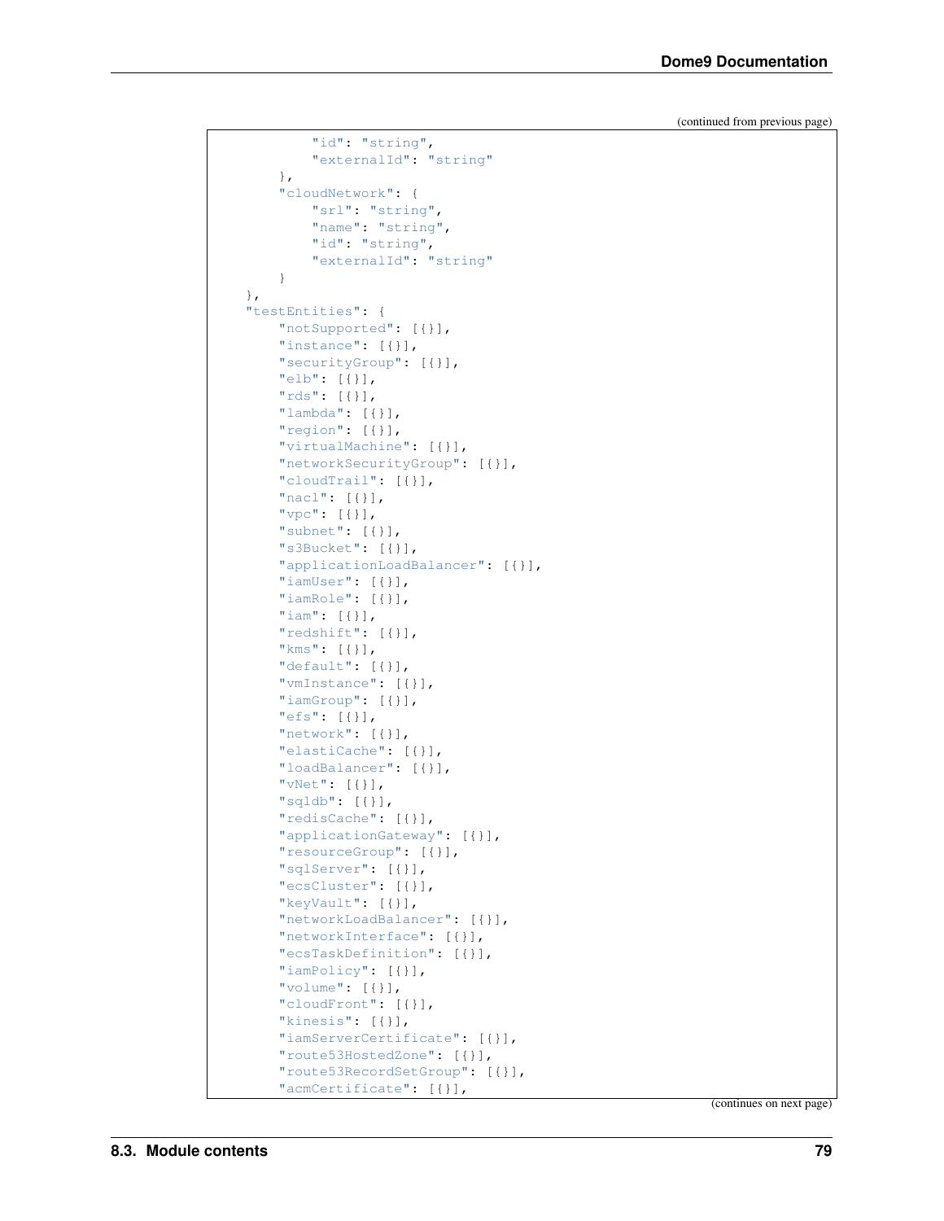(continued from previous page)

```
            "id": "string",
            "externalId": "string"
        },
        "cloudNetwork": {
            "srl": "string",
            "name": "string",
            "id": "string",
            "externalId": "string"
        }
    },
    "testEntities": {
        "notSupported": [{}],
        "instance": [{}],
        "securityGroup": [{}],
        "elb": [{}],
        "rds": [{}],
        "lambda": [{}],
        "region": [{}],
        "virtualMachine": [{}],
        "networkSecurityGroup": [{}],
        "cloudTrail": [{}],
        "nacl": [{}],
        "vpc": [{}],
        "subnet": [{}],
        "s3Bucket": [{}],
        "applicationLoadBalancer": [{}],
        "iamUser": [{}],
        "iamRole": [{}],
        "iam": [{}],
        "redshift": [{}],
        "kms": [{}],
        "default": [{}],
        "vmInstance": [{}],
        "iamGroup": [{}],
        "efs": [{}],
        "network": [{}],
        "elastiCache": [{}],
        "loadBalancer": [{}],
        "vNet": [{}],
        "sqldb": [{}],
        "redisCache": [{}],
        "applicationGateway": [{}],
        "resourceGroup": [{}],
        "sqlServer": [{}],
        "ecsCluster": [{}],
        "keyVault": [{}],
        "networkLoadBalancer": [{}],
        "networkInterface": [{}],
        "ecsTaskDefinition": [{}],
        "iamPolicy": [{}],
        "volume": [{}],
        "cloudFront": [{}],
        "kinesis": [{}],
        "iamServerCertificate": [{}],
        "route53HostedZone": [{}],
        "route53RecordSetGroup": [{}],
        "acmCertificate": [{}],
```

(continues on next page)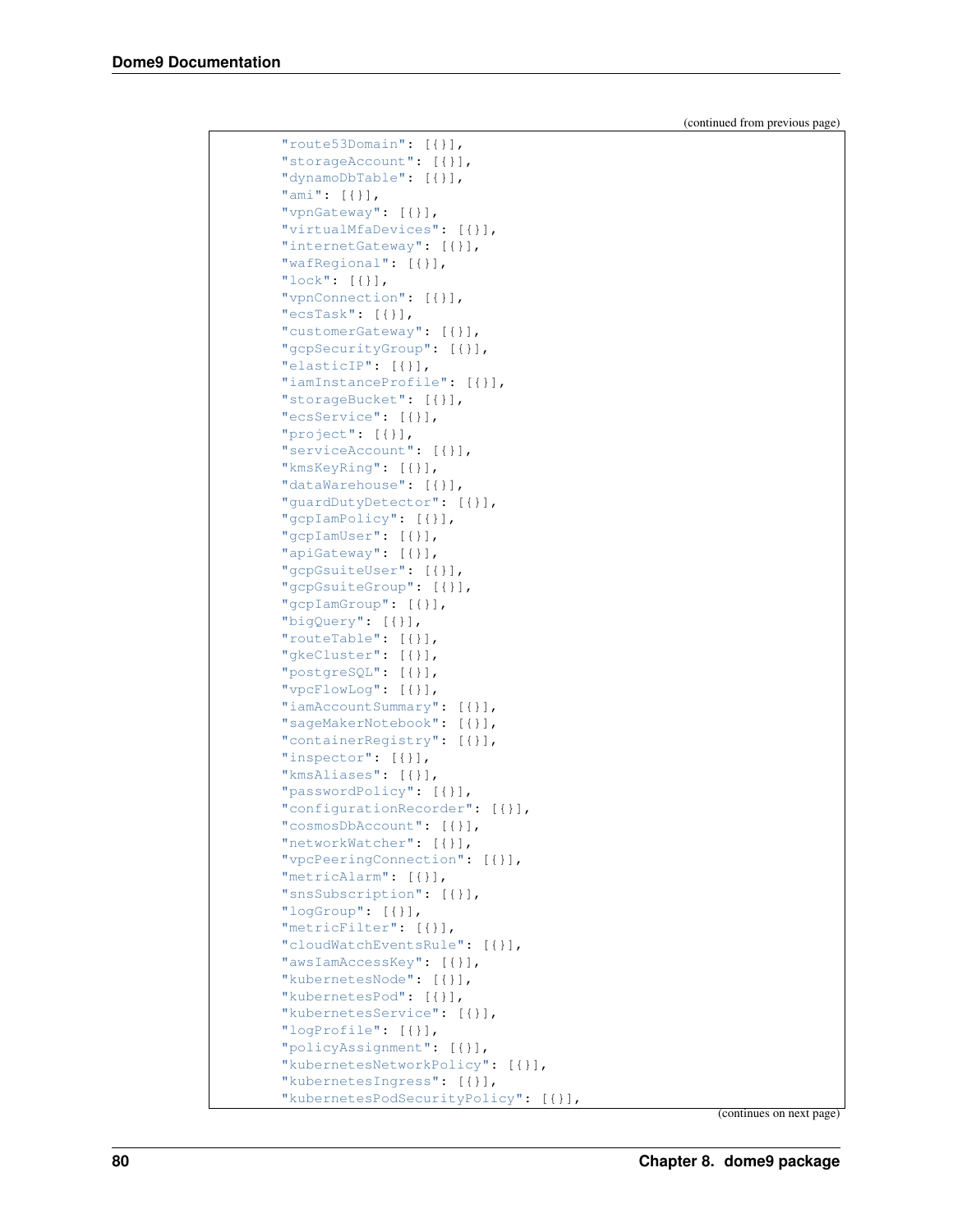(continued from previous page)

```
        "route53Domain": [{}],
        "storageAccount": [{}],
        "dynamoDbTable": [{}],
        "ami": [{}],
        "vpnGateway": [{}],
        "virtualMfaDevices": [{}],
        "internetGateway": [{}],
        "wafRegional": [{}],
        "lock": [{}],
        "vpnConnection": [{}],
        "ecsTask": [{}],
        "customerGateway": [{}],
        "gcpSecurityGroup": [{}],
        "elasticIP": [{}],
        "iamInstanceProfile": [{}],
        "storageBucket": [{}],
        "ecsService": [{}],
        "project": [{}],
        "serviceAccount": [{}],
        "kmsKeyRing": [{}],
        "dataWarehouse": [{}],
        "guardDutyDetector": [{}],
        "gcpIamPolicy": [{}],
        "gcpIamUser": [{}],
        "apiGateway": [{}],
        "gcpGsuiteUser": [{}],
        "gcpGsuiteGroup": [{}],
        "gcpIamGroup": [{}],
        "bigQuery": [{}],
        "routeTable": [{}],
        "gkeCluster": [{}],
        "postgreSQL": [{}],
        "vpcFlowLog": [{}],
        "iamAccountSummary": [{}],
        "sageMakerNotebook": [{}],
        "containerRegistry": [{}],
        "inspector": [{}],
        "kmsAliases": [{}],
        "passwordPolicy": [{}],
        "configurationRecorder": [{}],
        "cosmosDbAccount": [{}],
        "networkWatcher": [{}],
        "vpcPeeringConnection": [{}],
        "metricAlarm": [{}],
        "snsSubscription": [{}],
        "logGroup": [{}],
        "metricFilter": [{}],
        "cloudWatchEventsRule": [{}],
        "awsIamAccessKey": [{}],
        "kubernetesNode": [{}],
        "kubernetesPod": [{}],
        "kubernetesService": [{}],
        "logProfile": [{}],
        "policyAssignment": [{}],
        "kubernetesNetworkPolicy": [{}],
        "kubernetesIngress": [{}],
        "kubernetesPodSecurityPolicy": [{}],
```

(continues on next page)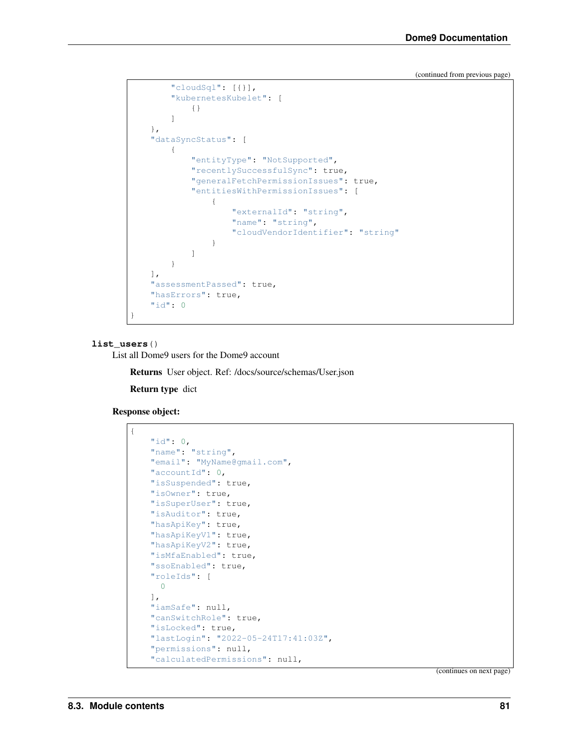(continued from previous page)

```
        "cloudSql": [{}],
        "kubernetesKubelet": [
            {}
        ]
    },
    "dataSyncStatus": [
        {
            "entityType": "NotSupported",
            "recentlySuccessfulSync": true,
            "generalFetchPermissionIssues": true,
            "entitiesWithPermissionIssues": [
                {
                    "externalId": "string",
                    "name": "string",
                    "cloudVendorIdentifier": "string"
                }
            ]
        }
    ],
    "assessmentPassed": true,
    "hasErrors": true,
    "id": 0
}
```

**list_users**()

List all Dome9 users for the Dome9 account

**Returns** User object. Ref: /docs/source/schemas/User.json

**Return type** dict

**Response object:**

```
{
    "id": 0,
    "name": "string",
    "email": "MyName@gmail.com",
    "accountId": 0,
    "isSuspended": true,
    "isOwner": true,
    "isSuperUser": true,
    "isAuditor": true,
    "hasApiKey": true,
    "hasApiKeyV1": true,
    "hasApiKeyV2": true,
    "isMfaEnabled": true,
    "ssoEnabled": true,
    "roleIds": [
      0
    ],
    "iamSafe": null,
    "canSwitchRole": true,
    "isLocked": true,
    "lastLogin": "2022-05-24T17:41:03Z",
    "permissions": null,
    "calculatedPermissions": null,
```

(continues on next page)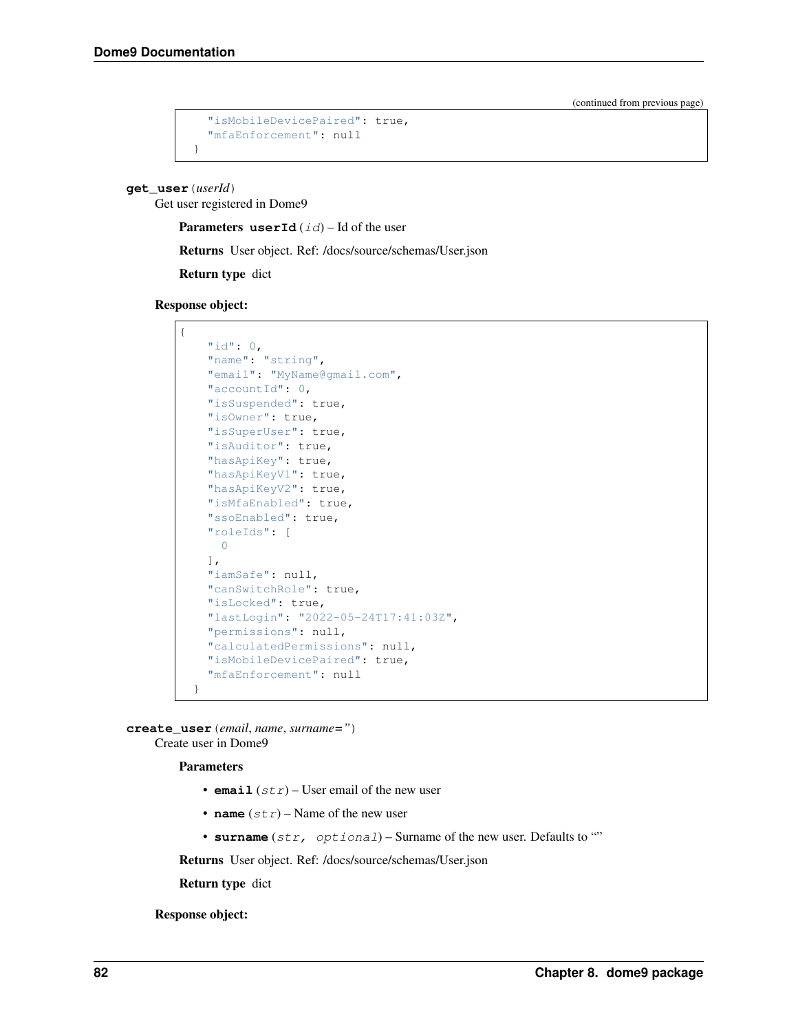(continued from previous page)

```
    "isMobileDevicePaired": true,
    "mfaEnforcement": null
  }
```

**get_user** (*userId*)

Get user registered in Dome9

**Parameters** **userId** (*id*) – Id of the user

**Returns** User object. Ref: /docs/source/schemas/User.json

**Return type** dict

**Response object:**

```
{
    "id": 0,
    "name": "string",
    "email": "MyName@gmail.com",
    "accountId": 0,
    "isSuspended": true,
    "isOwner": true,
    "isSuperUser": true,
    "isAuditor": true,
    "hasApiKey": true,
    "hasApiKeyV1": true,
    "hasApiKeyV2": true,
    "isMfaEnabled": true,
    "ssoEnabled": true,
    "roleIds": [
      0
    ],
    "iamSafe": null,
    "canSwitchRole": true,
    "isLocked": true,
    "lastLogin": "2022-05-24T17:41:03Z",
    "permissions": null,
    "calculatedPermissions": null,
    "isMobileDevicePaired": true,
    "mfaEnforcement": null
  }
```

**create_user** (*email*, *name*, *surname=''*)

Create user in Dome9

**Parameters**

- **email** (*str*) – User email of the new user
- **name** (*str*) – Name of the new user
- **surname** (*str, optional*) – Surname of the new user. Defaults to ""

**Returns** User object. Ref: /docs/source/schemas/User.json

**Return type** dict

**Response object:**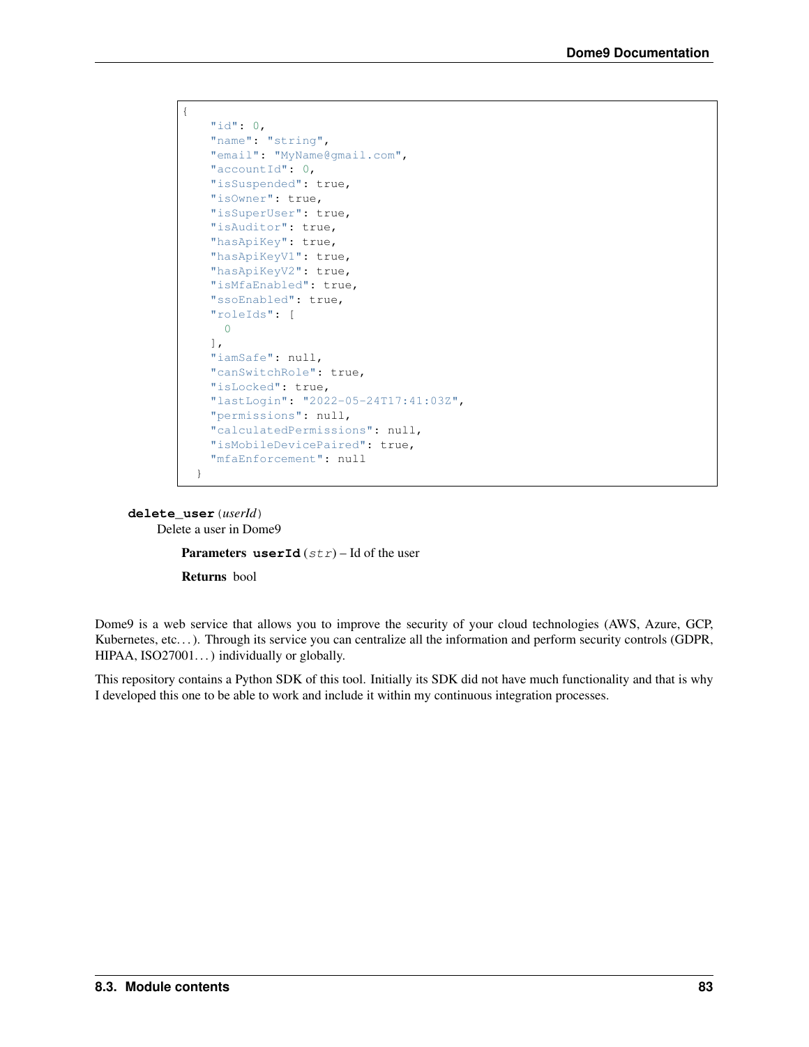```
{
    "id": 0,
    "name": "string",
    "email": "MyName@gmail.com",
    "accountId": 0,
    "isSuspended": true,
    "isOwner": true,
    "isSuperUser": true,
    "isAuditor": true,
    "hasApiKey": true,
    "hasApiKeyV1": true,
    "hasApiKeyV2": true,
    "isMfaEnabled": true,
    "ssoEnabled": true,
    "roleIds": [
      0
    ],
    "iamSafe": null,
    "canSwitchRole": true,
    "isLocked": true,
    "lastLogin": "2022-05-24T17:41:03Z",
    "permissions": null,
    "calculatedPermissions": null,
    "isMobileDevicePaired": true,
    "mfaEnforcement": null
  }
```

**delete_user**(*userId*)

Delete a user in Dome9

**Parameters** **userId** (*str*) – Id of the user

**Returns** bool

Dome9 is a web service that allows you to improve the security of your cloud technologies (AWS, Azure, GCP, Kubernetes, etc…). Through its service you can centralize all the information and perform security controls (GDPR, HIPAA, ISO27001…) individually or globally.

This repository contains a Python SDK of this tool. Initially its SDK did not have much functionality and that is why I developed this one to be able to work and include it within my continuous integration processes.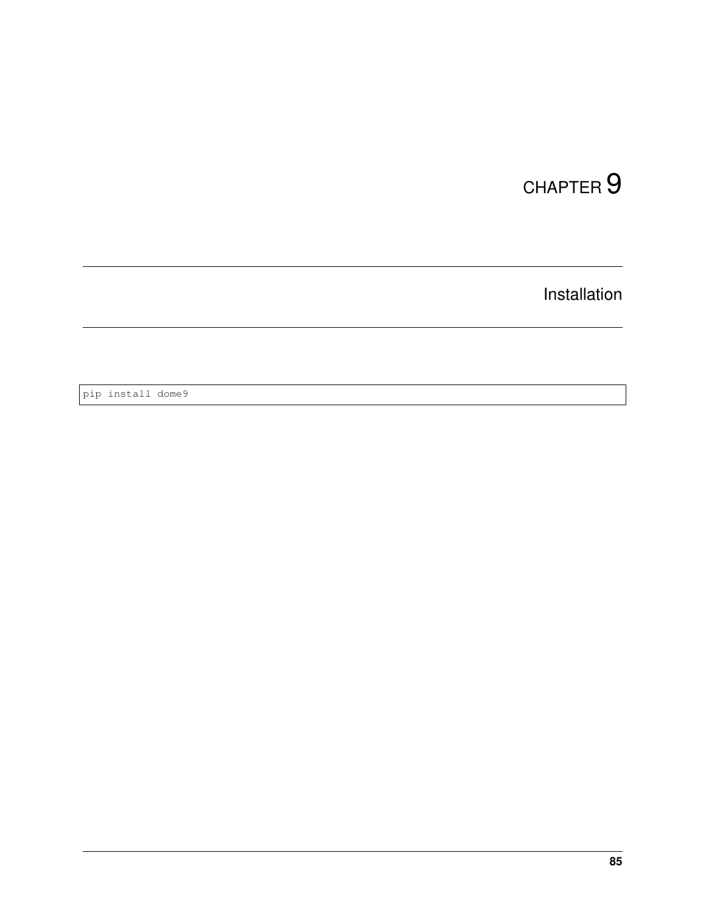# CHAPTER 9

## Installation

```
pip install dome9
```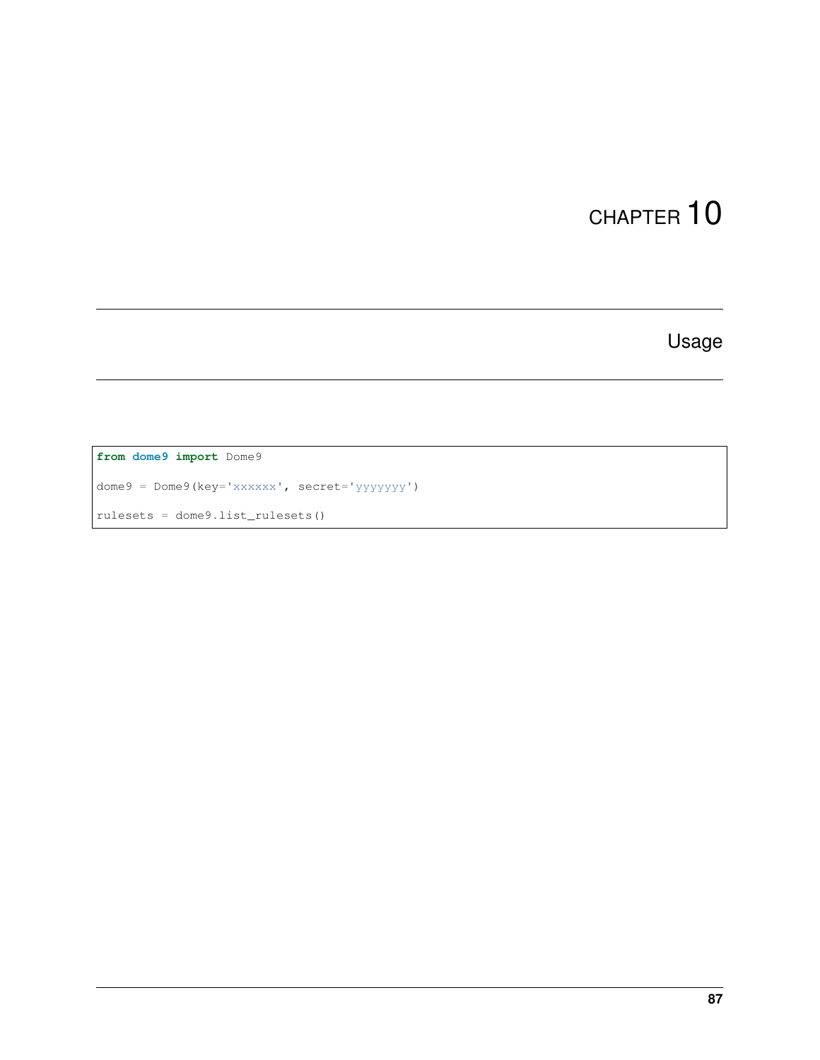# CHAPTER 10

## Usage

```
from dome9 import Dome9

dome9 = Dome9(key='xxxxxx', secret='yyyyyyy')

rulesets = dome9.list_rulesets()
```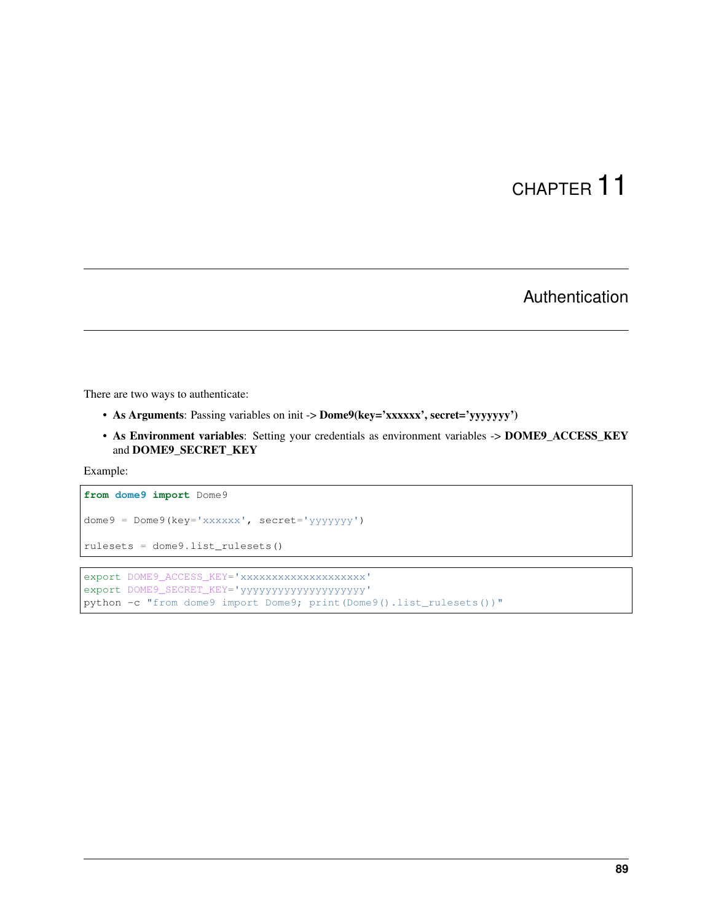# CHAPTER 11

# Authentication

There are two ways to authenticate:

- **As Arguments**: Passing variables on init -> **Dome9(key='xxxxxx', secret='yyyyyyy')**
- **As Environment variables**: Setting your credentials as environment variables -> **DOME9_ACCESS_KEY** and **DOME9_SECRET_KEY**

Example:

```python
from dome9 import Dome9

dome9 = Dome9(key='xxxxxx', secret='yyyyyyy')

rulesets = dome9.list_rulesets()
```

```bash
export DOME9_ACCESS_KEY='xxxxxxxxxxxxxxxxxxxx'
export DOME9_SECRET_KEY='yyyyyyyyyyyyyyyyyyyy'
python -c "from dome9 import Dome9; print(Dome9().list_rulesets())"
```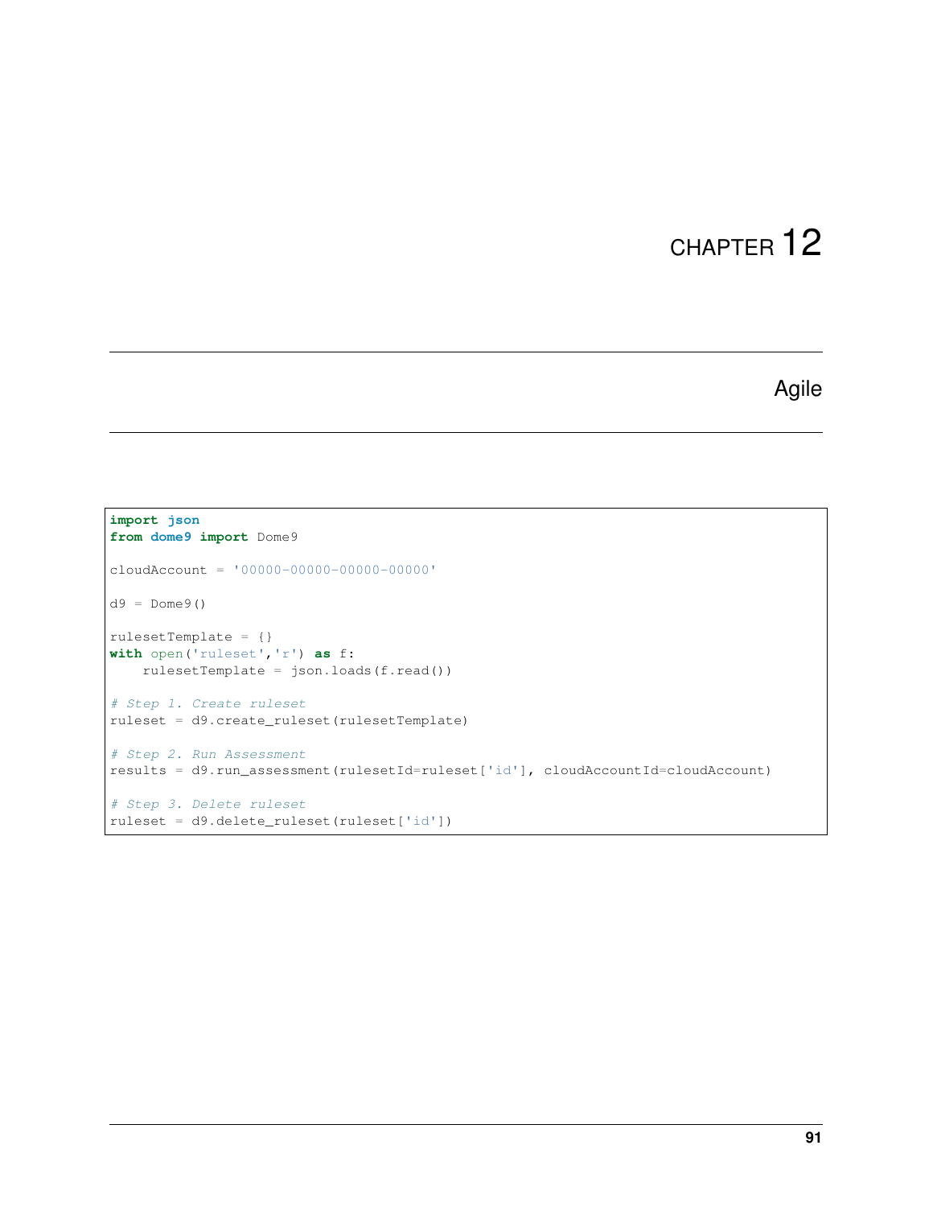# CHAPTER 12

## Agile

```
import json
from dome9 import Dome9

cloudAccount = '00000-00000-00000-00000'

d9 = Dome9()

rulesetTemplate = {}
with open('ruleset','r') as f:
    rulesetTemplate = json.loads(f.read())

# Step 1. Create ruleset
ruleset = d9.create_ruleset(rulesetTemplate)

# Step 2. Run Assessment
results = d9.run_assessment(rulesetId=ruleset['id'], cloudAccountId=cloudAccount)

# Step 3. Delete ruleset
ruleset = d9.delete_ruleset(ruleset['id'])
```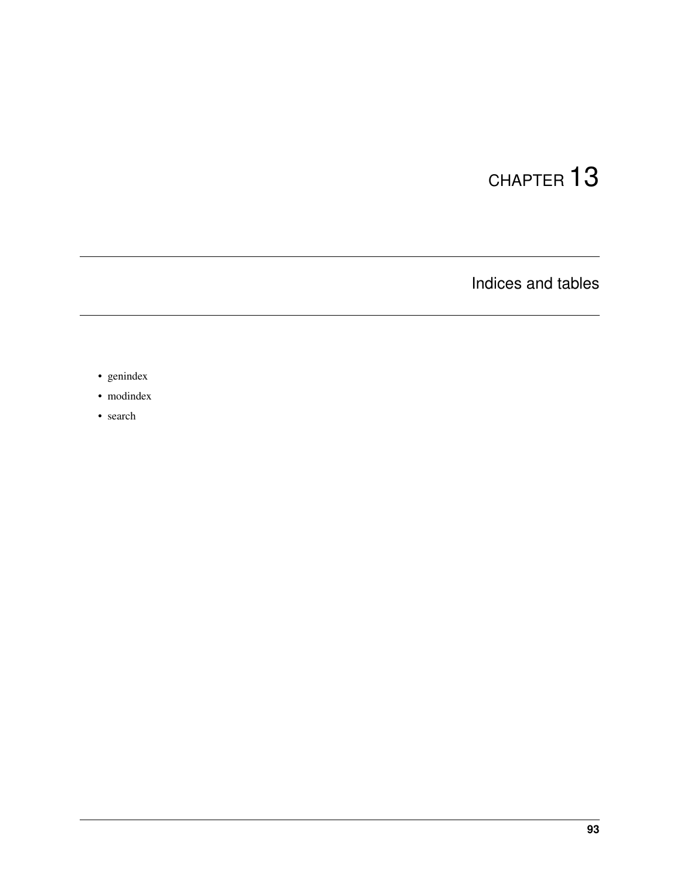# CHAPTER 13

## Indices and tables

- genindex
- modindex
- search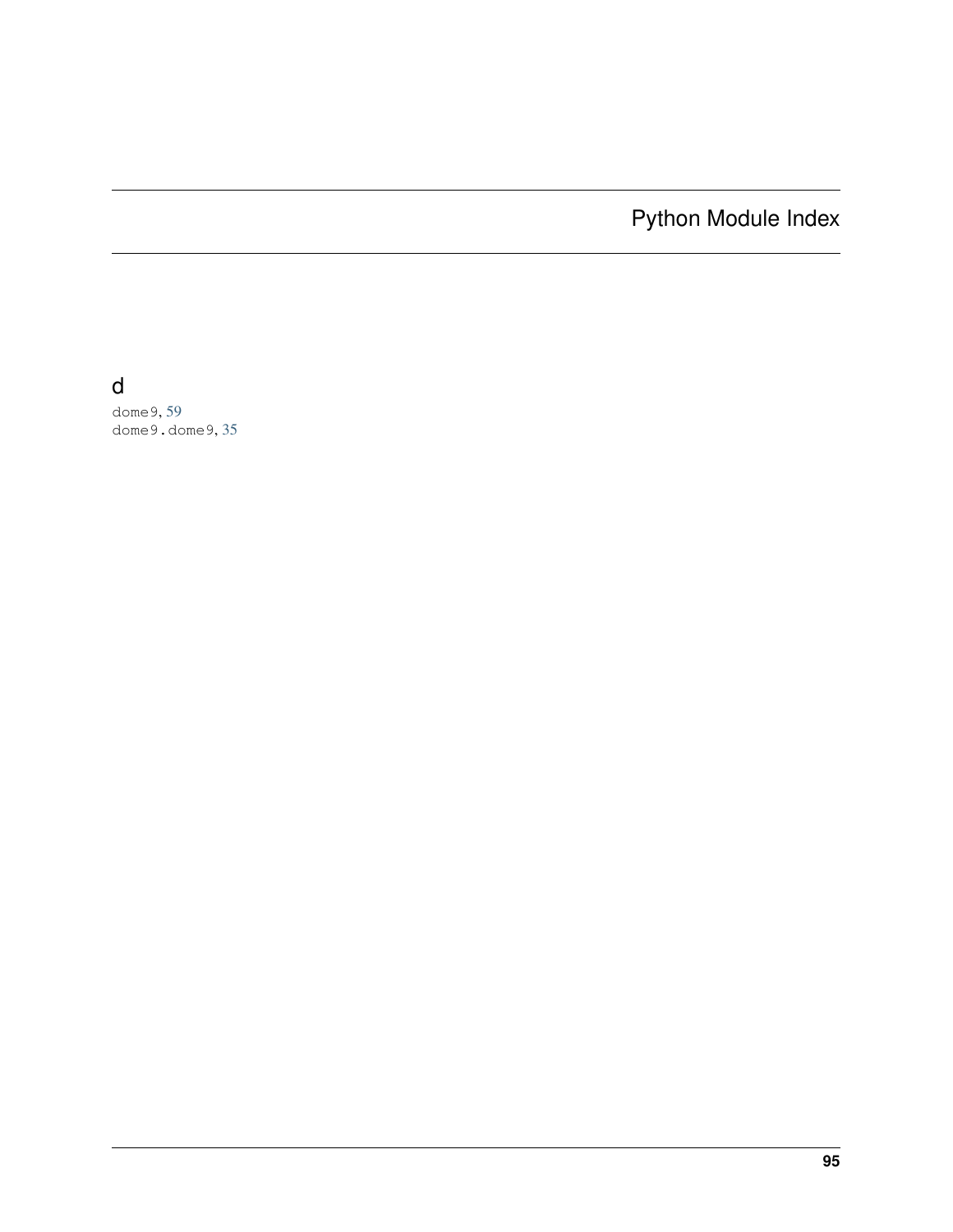# Python Module Index

## d

dome9, 59
dome9.dome9, 35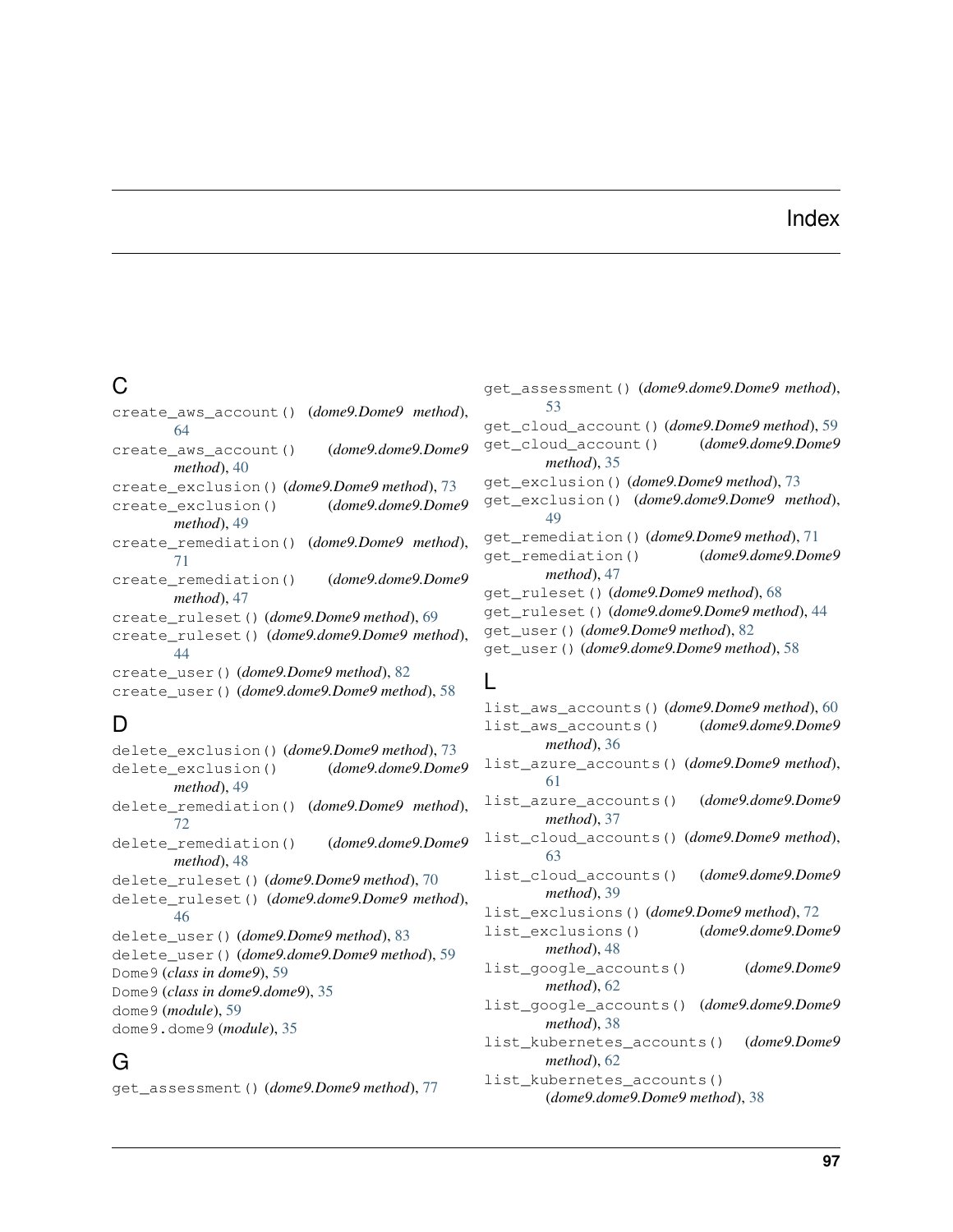# Index

## C

create_aws_account() (*dome9.Dome9 method*), 64
create_aws_account() (*dome9.dome9.Dome9 method*), 40
create_exclusion() (*dome9.Dome9 method*), 73
create_exclusion() (*dome9.dome9.Dome9 method*), 49
create_remediation() (*dome9.Dome9 method*), 71
create_remediation() (*dome9.dome9.Dome9 method*), 47
create_ruleset() (*dome9.Dome9 method*), 69
create_ruleset() (*dome9.dome9.Dome9 method*), 44
create_user() (*dome9.Dome9 method*), 82
create_user() (*dome9.dome9.Dome9 method*), 58

## D

delete_exclusion() (*dome9.Dome9 method*), 73
delete_exclusion() (*dome9.dome9.Dome9 method*), 49
delete_remediation() (*dome9.Dome9 method*), 72
delete_remediation() (*dome9.dome9.Dome9 method*), 48
delete_ruleset() (*dome9.Dome9 method*), 70
delete_ruleset() (*dome9.dome9.Dome9 method*), 46
delete_user() (*dome9.Dome9 method*), 83
delete_user() (*dome9.dome9.Dome9 method*), 59
Dome9 (*class in dome9*), 59
Dome9 (*class in dome9.dome9*), 35
dome9 (*module*), 59
dome9.dome9 (*module*), 35

## G

get_assessment() (*dome9.Dome9 method*), 77
get_assessment() (*dome9.dome9.Dome9 method*), 53
get_cloud_account() (*dome9.Dome9 method*), 59
get_cloud_account() (*dome9.dome9.Dome9 method*), 35
get_exclusion() (*dome9.Dome9 method*), 73
get_exclusion() (*dome9.dome9.Dome9 method*), 49
get_remediation() (*dome9.Dome9 method*), 71
get_remediation() (*dome9.dome9.Dome9 method*), 47
get_ruleset() (*dome9.Dome9 method*), 68
get_ruleset() (*dome9.dome9.Dome9 method*), 44
get_user() (*dome9.Dome9 method*), 82
get_user() (*dome9.dome9.Dome9 method*), 58

## L

list_aws_accounts() (*dome9.Dome9 method*), 60
list_aws_accounts() (*dome9.dome9.Dome9 method*), 36
list_azure_accounts() (*dome9.Dome9 method*), 61
list_azure_accounts() (*dome9.dome9.Dome9 method*), 37
list_cloud_accounts() (*dome9.Dome9 method*), 63
list_cloud_accounts() (*dome9.dome9.Dome9 method*), 39
list_exclusions() (*dome9.Dome9 method*), 72
list_exclusions() (*dome9.dome9.Dome9 method*), 48
list_google_accounts() (*dome9.Dome9 method*), 62
list_google_accounts() (*dome9.dome9.Dome9 method*), 38
list_kubernetes_accounts() (*dome9.Dome9 method*), 62
list_kubernetes_accounts() (*dome9.dome9.Dome9 method*), 38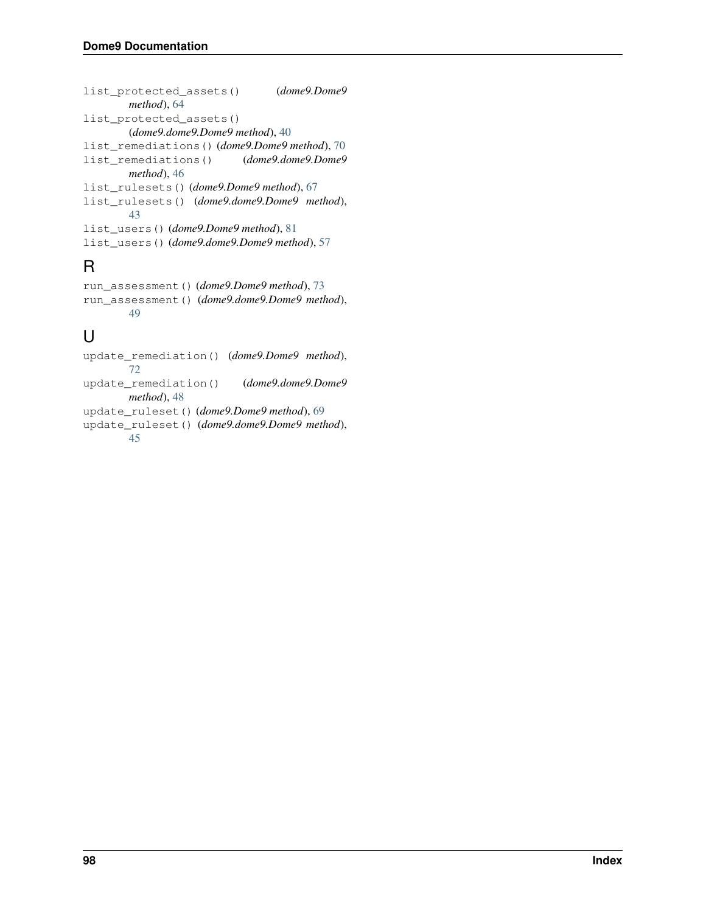list_protected_assets() (*dome9.Dome9 method*), 64
list_protected_assets() (*dome9.dome9.Dome9 method*), 40
list_remediations() (*dome9.Dome9 method*), 70
list_remediations() (*dome9.dome9.Dome9 method*), 46
list_rulesets() (*dome9.Dome9 method*), 67
list_rulesets() (*dome9.dome9.Dome9 method*), 43
list_users() (*dome9.Dome9 method*), 81
list_users() (*dome9.dome9.Dome9 method*), 57

## R

run_assessment() (*dome9.Dome9 method*), 73
run_assessment() (*dome9.dome9.Dome9 method*), 49

## U

update_remediation() (*dome9.Dome9 method*), 72
update_remediation() (*dome9.dome9.Dome9 method*), 48
update_ruleset() (*dome9.Dome9 method*), 69
update_ruleset() (*dome9.dome9.Dome9 method*), 45